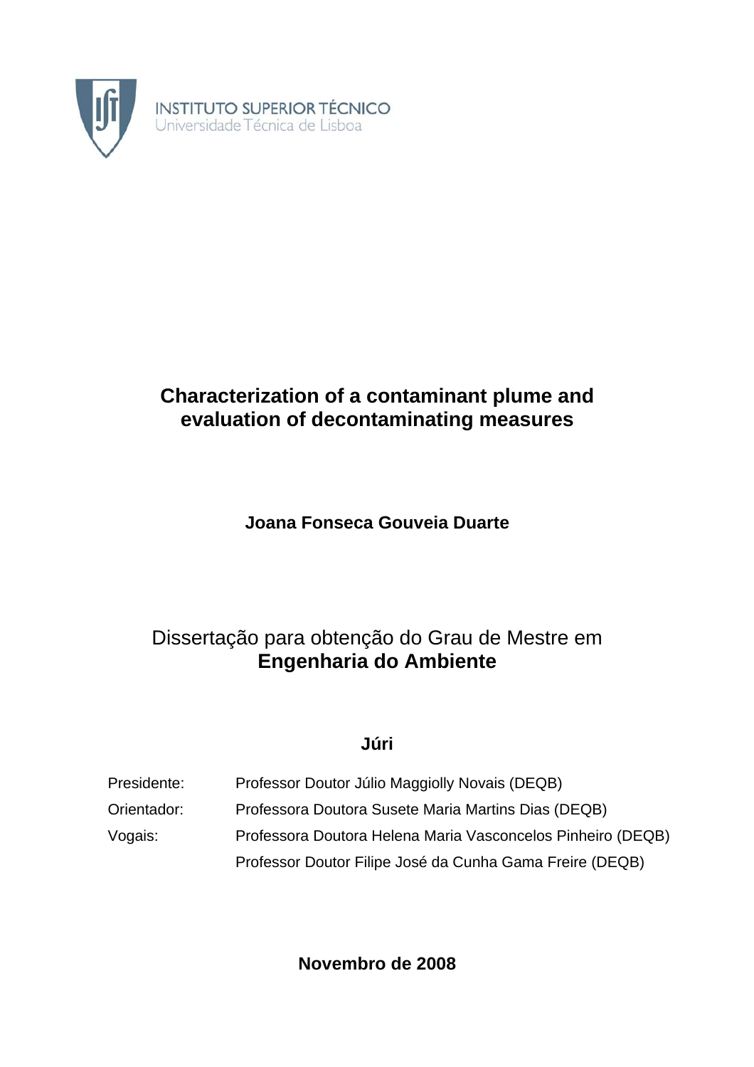INSTITUTO SUPERIOR TÉCNICO
Universidade Técnica de Lisboa

# Characterization of a contaminant plume and evaluation of decontaminating measures

**Joana Fonseca Gouveia Duarte**

Dissertação para obtenção do Grau de Mestre em
**Engenharia do Ambiente**

**Júri**

| | |
|---|---|
| Presidente: | Professor Doutor Júlio Maggiolly Novais (DEQB) |
| Orientador: | Professora Doutora Susete Maria Martins Dias (DEQB) |
| Vogais: | Professora Doutora Helena Maria Vasconcelos Pinheiro (DEQB) |
| | Professor Doutor Filipe José da Cunha Gama Freire (DEQB) |

**Novembro de 2008**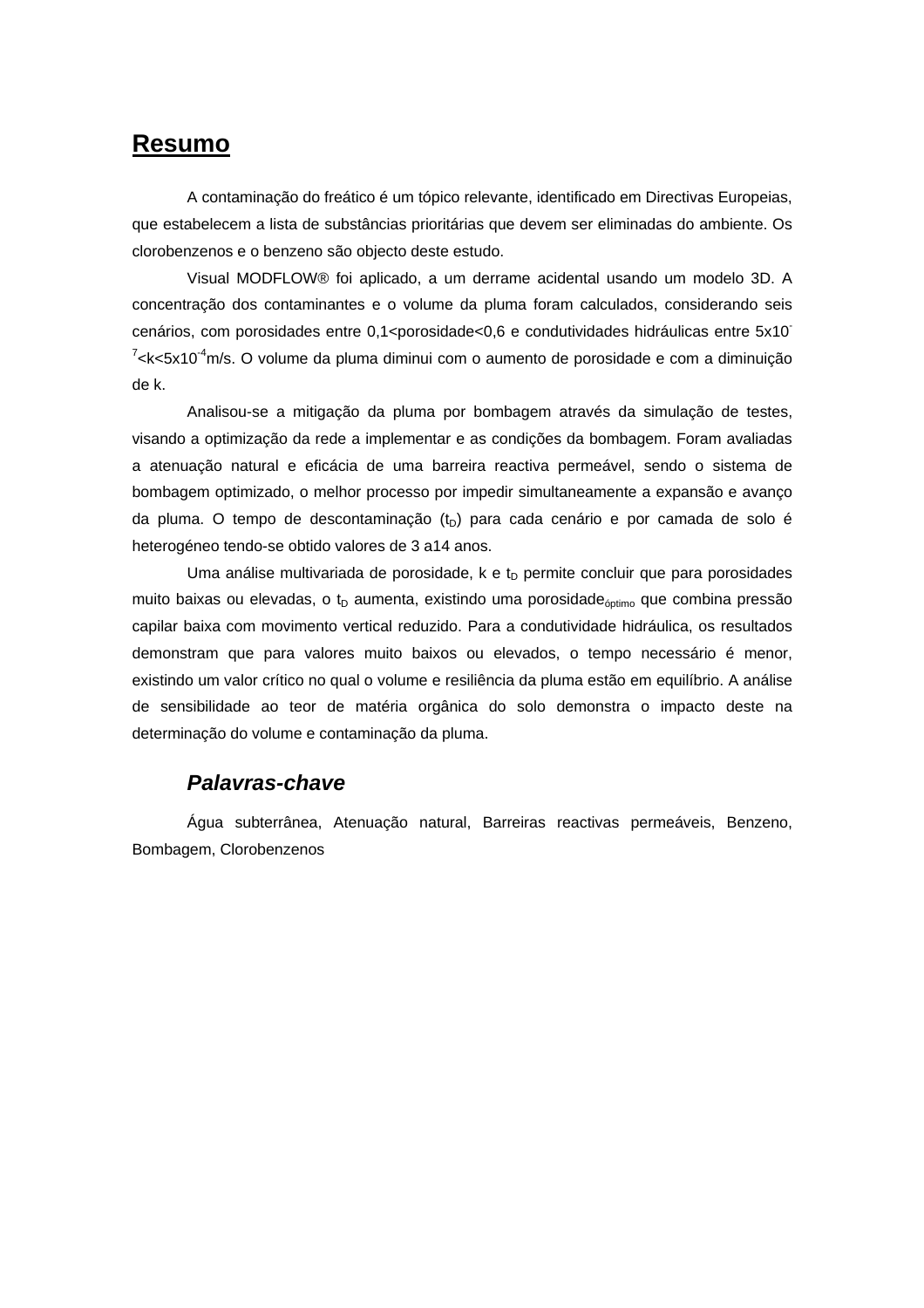# Resumo

A contaminação do freático é um tópico relevante, identificado em Directivas Europeias, que estabelecem a lista de substâncias prioritárias que devem ser eliminadas do ambiente. Os clorobenzenos e o benzeno são objecto deste estudo.

Visual MODFLOW® foi aplicado, a um derrame acidental usando um modelo 3D. A concentração dos contaminantes e o volume da pluma foram calculados, considerando seis cenários, com porosidades entre 0,1<porosidade<0,6 e condutividades hidráulicas entre $5 \times 10^{-7} < k < 5 \times 10^{-4}$ m/s. O volume da pluma diminui com o aumento de porosidade e com a diminuição de k.

Analisou-se a mitigação da pluma por bombagem através da simulação de testes, visando a optimização da rede a implementar e as condições da bombagem. Foram avaliadas a atenuação natural e eficácia de uma barreira reactiva permeável, sendo o sistema de bombagem optimizado, o melhor processo por impedir simultaneamente a expansão e avanço da pluma. O tempo de descontaminação ($t_D$) para cada cenário e por camada de solo é heterogéneo tendo-se obtido valores de 3 a14 anos.

Uma análise multivariada de porosidade, k e $t_D$ permite concluir que para porosidades muito baixas ou elevadas, o $t_D$ aumenta, existindo uma porosidade$_{óptimo}$ que combina pressão capilar baixa com movimento vertical reduzido. Para a condutividade hidráulica, os resultados demonstram que para valores muito baixos ou elevados, o tempo necessário é menor, existindo um valor crítico no qual o volume e resiliência da pluma estão em equilíbrio. A análise de sensibilidade ao teor de matéria orgânica do solo demonstra o impacto deste na determinação do volume e contaminação da pluma.

### *Palavras-chave*

Água subterrânea, Atenuação natural, Barreiras reactivas permeáveis, Benzeno, Bombagem, Clorobenzenos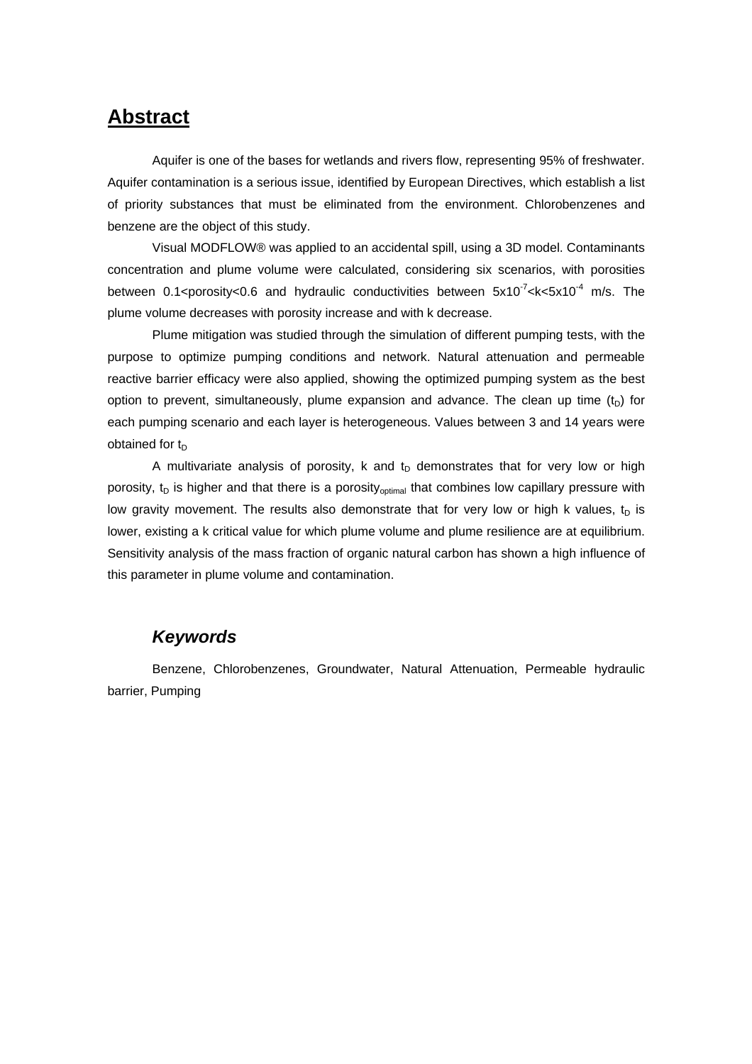## Abstract

Aquifer is one of the bases for wetlands and rivers flow, representing 95% of freshwater. Aquifer contamination is a serious issue, identified by European Directives, which establish a list of priority substances that must be eliminated from the environment. Chlorobenzenes and benzene are the object of this study.

Visual MODFLOW® was applied to an accidental spill, using a 3D model. Contaminants concentration and plume volume were calculated, considering six scenarios, with porosities between 0.1<porosity<0.6 and hydraulic conductivities between $5x10^{-7}$<k<$5x10^{-4}$ m/s. The plume volume decreases with porosity increase and with k decrease.

Plume mitigation was studied through the simulation of different pumping tests, with the purpose to optimize pumping conditions and network. Natural attenuation and permeable reactive barrier efficacy were also applied, showing the optimized pumping system as the best option to prevent, simultaneously, plume expansion and advance. The clean up time ($t_D$) for each pumping scenario and each layer is heterogeneous. Values between 3 and 14 years were obtained for $t_D$

A multivariate analysis of porosity, k and $t_D$ demonstrates that for very low or high porosity, $t_D$ is higher and that there is a $\text{porosity}_{optimal}$ that combines low capillary pressure with low gravity movement. The results also demonstrate that for very low or high k values, $t_D$ is lower, existing a k critical value for which plume volume and plume resilience are at equilibrium. Sensitivity analysis of the mass fraction of organic natural carbon has shown a high influence of this parameter in plume volume and contamination.

### *Keywords*

Benzene, Chlorobenzenes, Groundwater, Natural Attenuation, Permeable hydraulic barrier, Pumping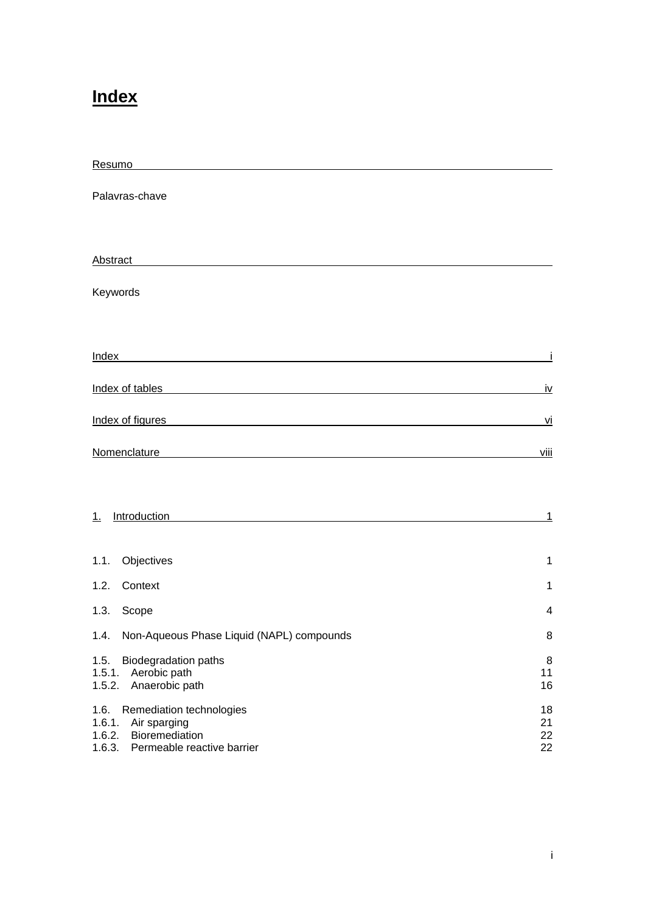# Index

Resumo

Palavras-chave

Abstract

Keywords

Index i

Index of tables iv

Index of figures vi

Nomenclature viii

1. Introduction 1

1.1. Objectives 1

1.2. Context 1

1.3. Scope 4

1.4. Non-Aqueous Phase Liquid (NAPL) compounds 8

1.5. Biodegradation paths 8
1.5.1. Aerobic path 11
1.5.2. Anaerobic path 16

1.6. Remediation technologies 18
1.6.1. Air sparging 21
1.6.2. Bioremediation 22
1.6.3. Permeable reactive barrier 22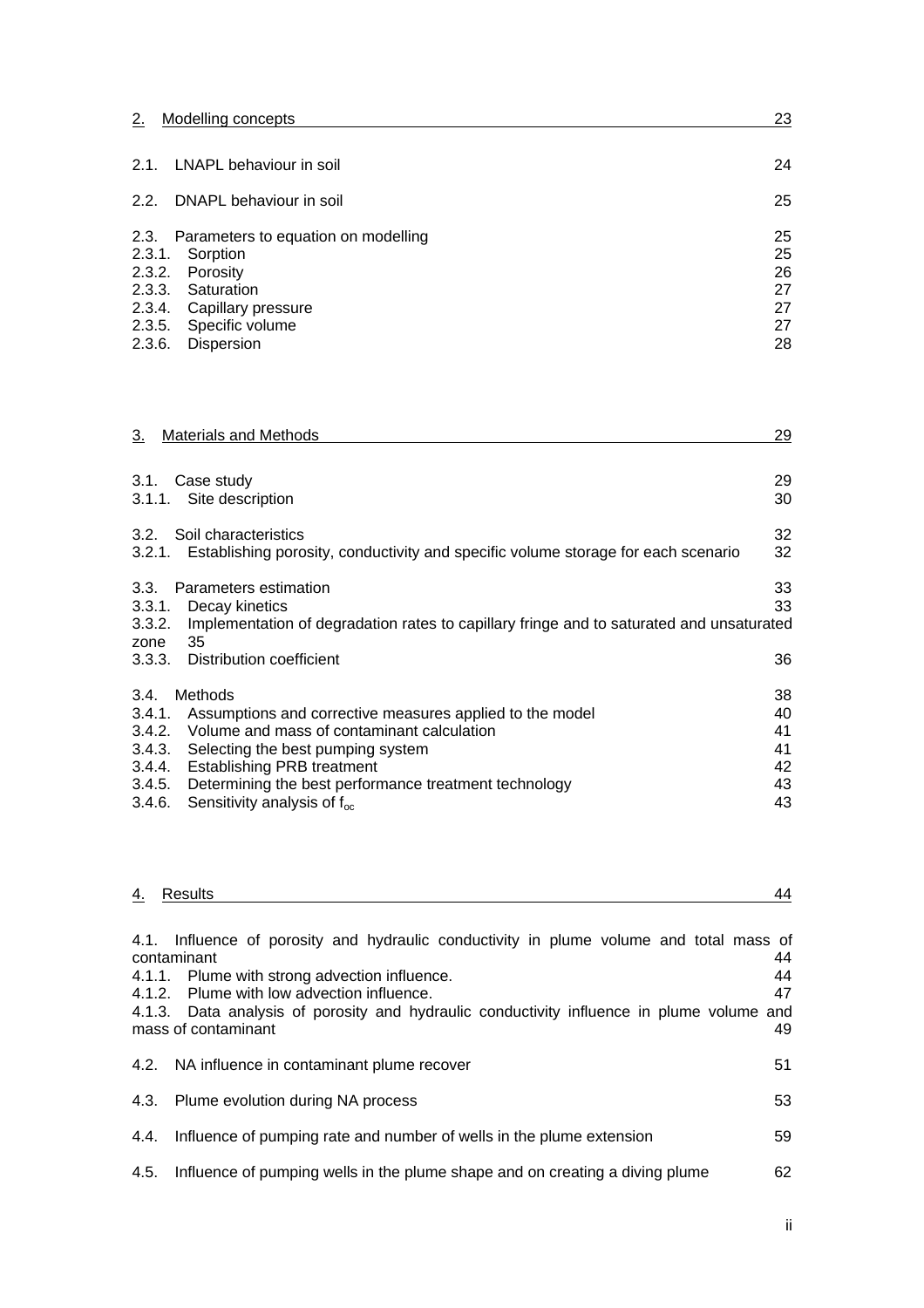2. Modelling concepts 23

2.1. LNAPL behaviour in soil 24

2.2. DNAPL behaviour in soil 25

2.3. Parameters to equation on modelling 25
2.3.1. Sorption 25
2.3.2. Porosity 26
2.3.3. Saturation 27
2.3.4. Capillary pressure 27
2.3.5. Specific volume 27
2.3.6. Dispersion 28

3. Materials and Methods 29

3.1. Case study 29
3.1.1. Site description 30

3.2. Soil characteristics 32
3.2.1. Establishing porosity, conductivity and specific volume storage for each scenario 32

3.3. Parameters estimation 33
3.3.1. Decay kinetics 33
3.3.2. Implementation of degradation rates to capillary fringe and to saturated and unsaturated zone 35
3.3.3. Distribution coefficient 36

3.4. Methods 38
3.4.1. Assumptions and corrective measures applied to the model 40
3.4.2. Volume and mass of contaminant calculation 41
3.4.3. Selecting the best pumping system 41
3.4.4. Establishing PRB treatment 42
3.4.5. Determining the best performance treatment technology 43
3.4.6. Sensitivity analysis of $f_{oc}$ 43

4. Results 44

4.1. Influence of porosity and hydraulic conductivity in plume volume and total mass of contaminant 44
4.1.1. Plume with strong advection influence. 44
4.1.2. Plume with low advection influence. 47
4.1.3. Data analysis of porosity and hydraulic conductivity influence in plume volume and mass of contaminant 49

4.2. NA influence in contaminant plume recover 51

4.3. Plume evolution during NA process 53

4.4. Influence of pumping rate and number of wells in the plume extension 59

4.5. Influence of pumping wells in the plume shape and on creating a diving plume 62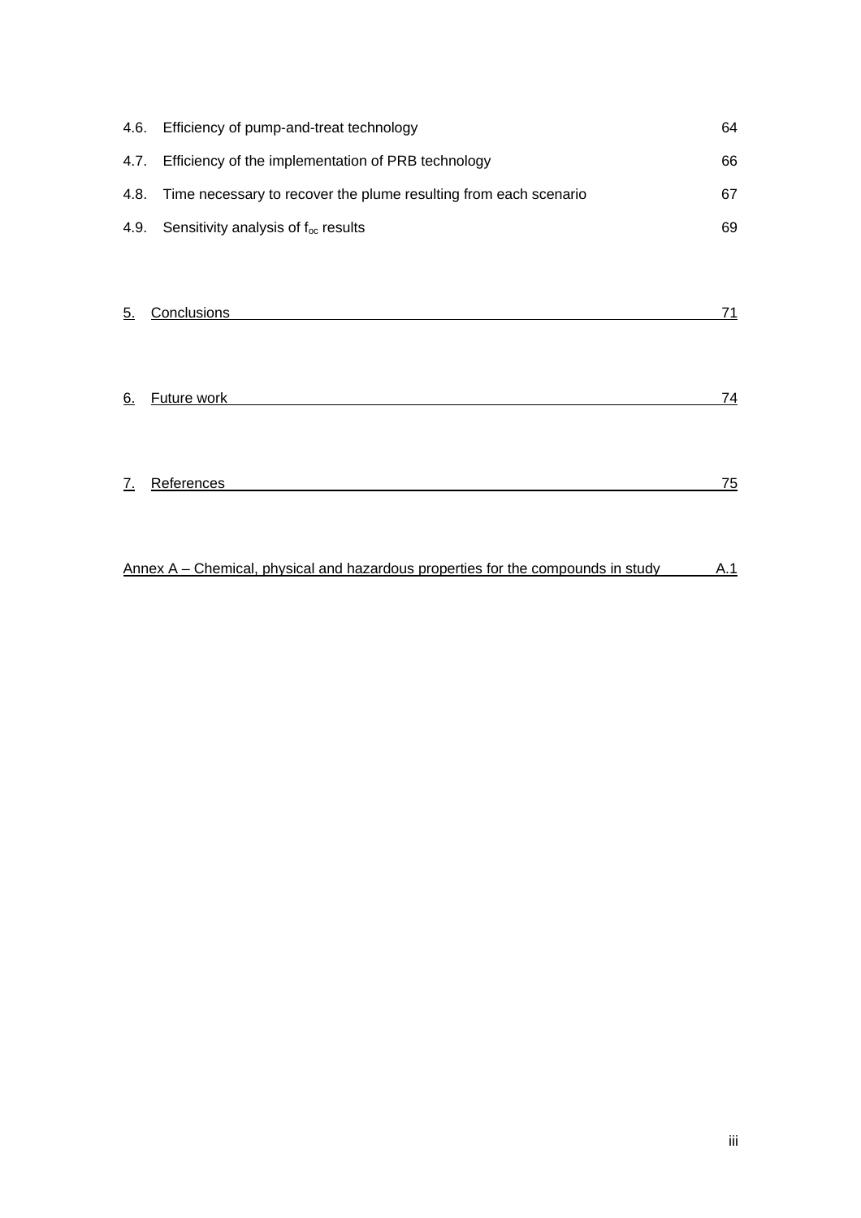4.6. Efficiency of pump-and-treat technology 64

4.7. Efficiency of the implementation of PRB technology 66

4.8. Time necessary to recover the plume resulting from each scenario 67

4.9. Sensitivity analysis of $f_{oc}$ results 69

5. Conclusions 71

6. Future work 74

7. References 75

Annex A – Chemical, physical and hazardous properties for the compounds in study A.1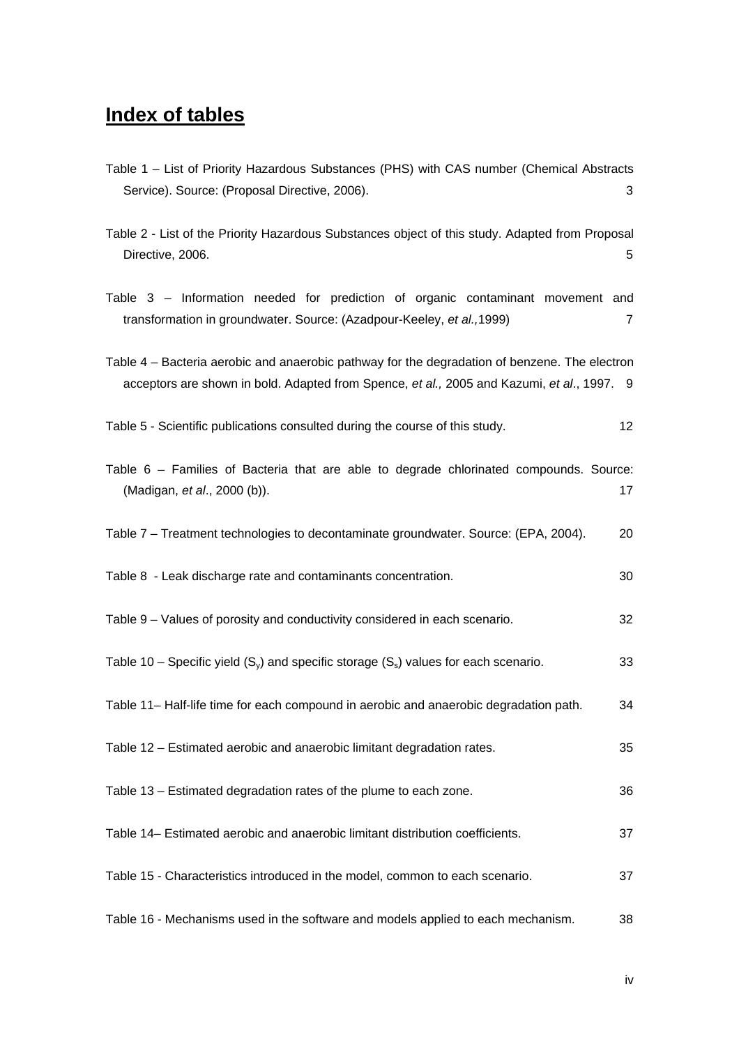# Index of tables

Table 1 – List of Priority Hazardous Substances (PHS) with CAS number (Chemical Abstracts Service). Source: (Proposal Directive, 2006). 3

Table 2 - List of the Priority Hazardous Substances object of this study. Adapted from Proposal Directive, 2006. 5

Table 3 – Information needed for prediction of organic contaminant movement and transformation in groundwater. Source: (Azadpour-Keeley, *et al.,*1999) 7

Table 4 – Bacteria aerobic and anaerobic pathway for the degradation of benzene. The electron acceptors are shown in bold. Adapted from Spence, *et al.,* 2005 and Kazumi, *et al*., 1997. 9

Table 5 - Scientific publications consulted during the course of this study. 12

Table 6 – Families of Bacteria that are able to degrade chlorinated compounds. Source: (Madigan, *et al*., 2000 (b)). 17

Table 7 – Treatment technologies to decontaminate groundwater. Source: (EPA, 2004). 20

Table 8 - Leak discharge rate and contaminants concentration. 30

Table 9 – Values of porosity and conductivity considered in each scenario. 32

Table 10 – Specific yield ($S_y$) and specific storage ($S_s$) values for each scenario. 33

Table 11– Half-life time for each compound in aerobic and anaerobic degradation path. 34

Table 12 – Estimated aerobic and anaerobic limitant degradation rates. 35

Table 13 – Estimated degradation rates of the plume to each zone. 36

Table 14– Estimated aerobic and anaerobic limitant distribution coefficients. 37

Table 15 - Characteristics introduced in the model, common to each scenario. 37

Table 16 - Mechanisms used in the software and models applied to each mechanism. 38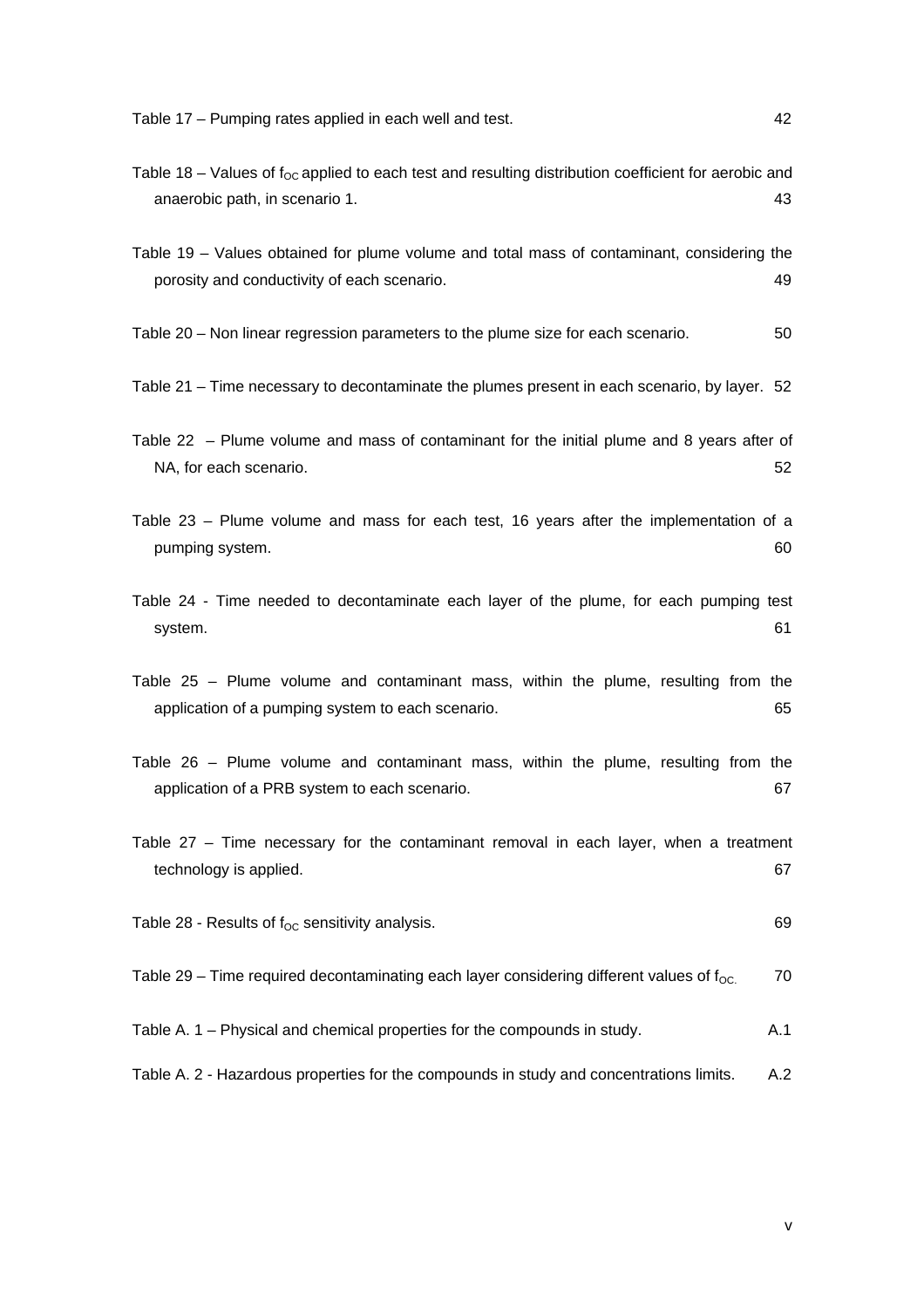Table 17 – Pumping rates applied in each well and test. 42

Table 18 – Values of $f_{OC}$ applied to each test and resulting distribution coefficient for aerobic and anaerobic path, in scenario 1. 43

Table 19 – Values obtained for plume volume and total mass of contaminant, considering the porosity and conductivity of each scenario. 49

Table 20 – Non linear regression parameters to the plume size for each scenario. 50

Table 21 – Time necessary to decontaminate the plumes present in each scenario, by layer. 52

Table 22 – Plume volume and mass of contaminant for the initial plume and 8 years after of NA, for each scenario. 52

Table 23 – Plume volume and mass for each test, 16 years after the implementation of a pumping system. 60

Table 24 - Time needed to decontaminate each layer of the plume, for each pumping test system. 61

Table 25 – Plume volume and contaminant mass, within the plume, resulting from the application of a pumping system to each scenario. 65

Table 26 – Plume volume and contaminant mass, within the plume, resulting from the application of a PRB system to each scenario. 67

Table 27 – Time necessary for the contaminant removal in each layer, when a treatment technology is applied. 67

Table 28 - Results of $f_{OC}$ sensitivity analysis. 69

Table 29 – Time required decontaminating each layer considering different values of $f_{OC.}$ 70

Table A. 1 – Physical and chemical properties for the compounds in study. A.1

Table A. 2 - Hazardous properties for the compounds in study and concentrations limits. A.2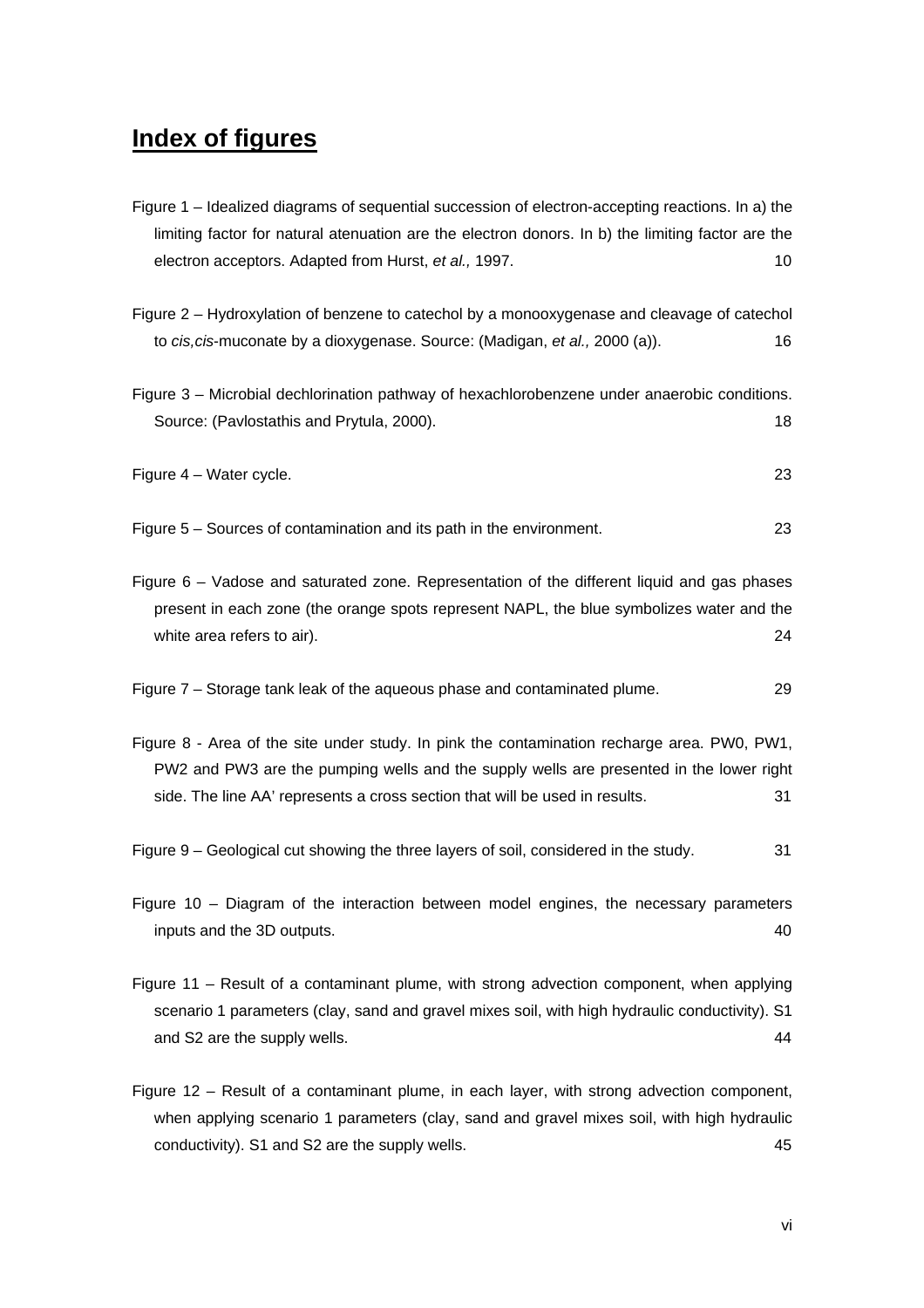# Index of figures

Figure 1 – Idealized diagrams of sequential succession of electron-accepting reactions. In a) the limiting factor for natural atenuation are the electron donors. In b) the limiting factor are the electron acceptors. Adapted from Hurst, *et al.,* 1997. 10

Figure 2 – Hydroxylation of benzene to catechol by a monooxygenase and cleavage of catechol to *cis,cis*-muconate by a dioxygenase. Source: (Madigan, *et al.,* 2000 (a)). 16

Figure 3 – Microbial dechlorination pathway of hexachlorobenzene under anaerobic conditions. Source: (Pavlostathis and Prytula, 2000). 18

Figure 4 – Water cycle. 23

Figure 5 – Sources of contamination and its path in the environment. 23

Figure 6 – Vadose and saturated zone. Representation of the different liquid and gas phases present in each zone (the orange spots represent NAPL, the blue symbolizes water and the white area refers to air). 24

Figure 7 – Storage tank leak of the aqueous phase and contaminated plume. 29

Figure 8 - Area of the site under study. In pink the contamination recharge area. PW0, PW1, PW2 and PW3 are the pumping wells and the supply wells are presented in the lower right side. The line AA' represents a cross section that will be used in results. 31

Figure 9 – Geological cut showing the three layers of soil, considered in the study. 31

Figure 10 – Diagram of the interaction between model engines, the necessary parameters inputs and the 3D outputs. 40

Figure 11 – Result of a contaminant plume, with strong advection component, when applying scenario 1 parameters (clay, sand and gravel mixes soil, with high hydraulic conductivity). S1 and S2 are the supply wells. 44

Figure 12 – Result of a contaminant plume, in each layer, with strong advection component, when applying scenario 1 parameters (clay, sand and gravel mixes soil, with high hydraulic conductivity). S1 and S2 are the supply wells. 45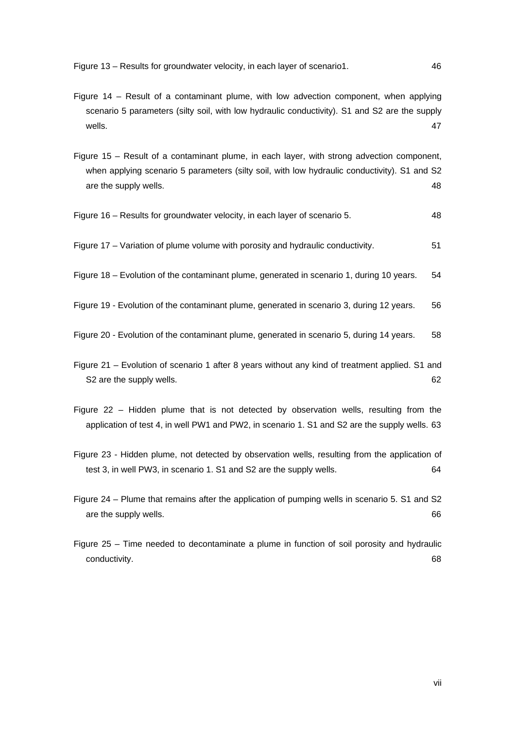Figure 13 – Results for groundwater velocity, in each layer of scenario1. 46

Figure 14 – Result of a contaminant plume, with low advection component, when applying scenario 5 parameters (silty soil, with low hydraulic conductivity). S1 and S2 are the supply wells. 47

Figure 15 – Result of a contaminant plume, in each layer, with strong advection component, when applying scenario 5 parameters (silty soil, with low hydraulic conductivity). S1 and S2 are the supply wells. 48

Figure 16 – Results for groundwater velocity, in each layer of scenario 5. 48

Figure 17 – Variation of plume volume with porosity and hydraulic conductivity. 51

Figure 18 – Evolution of the contaminant plume, generated in scenario 1, during 10 years. 54

Figure 19 - Evolution of the contaminant plume, generated in scenario 3, during 12 years. 56

Figure 20 - Evolution of the contaminant plume, generated in scenario 5, during 14 years. 58

Figure 21 – Evolution of scenario 1 after 8 years without any kind of treatment applied. S1 and S2 are the supply wells. 62

Figure 22 – Hidden plume that is not detected by observation wells, resulting from the application of test 4, in well PW1 and PW2, in scenario 1. S1 and S2 are the supply wells. 63

Figure 23 - Hidden plume, not detected by observation wells, resulting from the application of test 3, in well PW3, in scenario 1. S1 and S2 are the supply wells. 64

Figure 24 – Plume that remains after the application of pumping wells in scenario 5. S1 and S2 are the supply wells. 66

Figure 25 – Time needed to decontaminate a plume in function of soil porosity and hydraulic conductivity. 68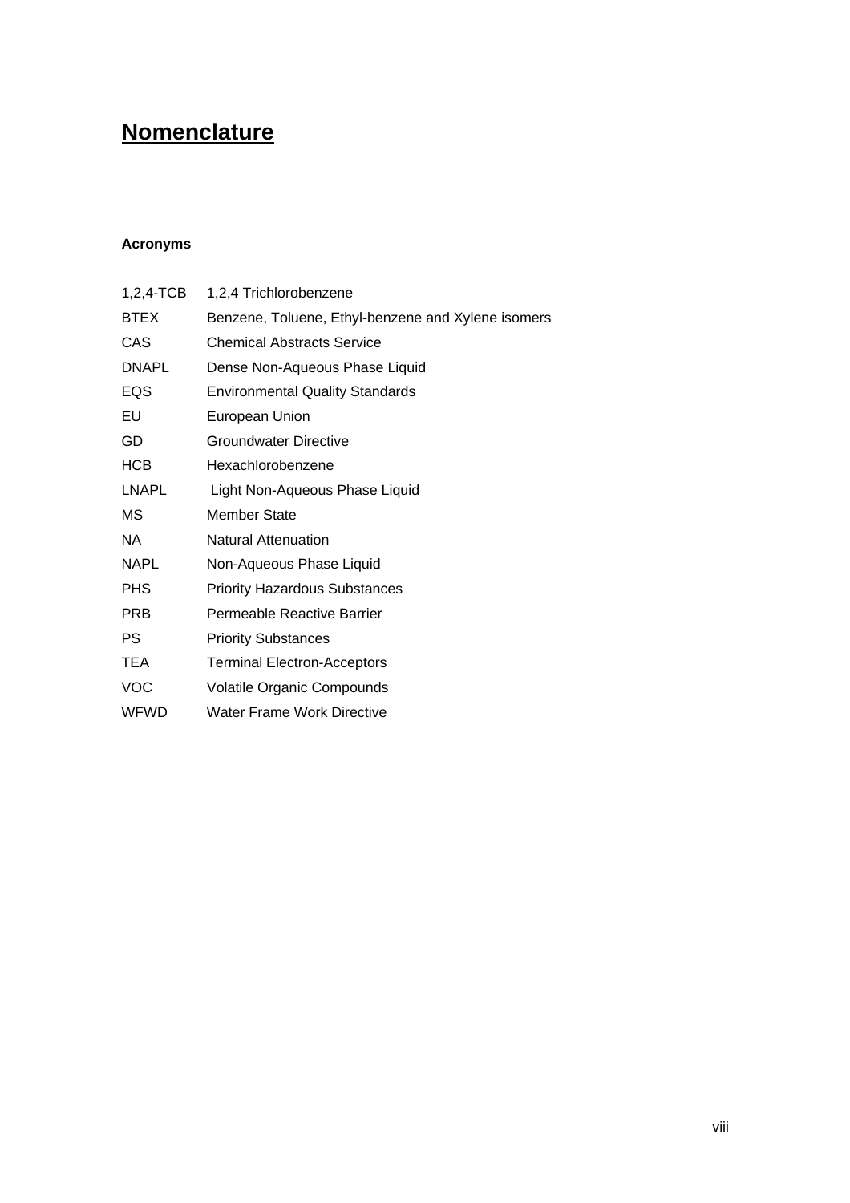# Nomenclature

### Acronyms

| | |
|---|---|
| 1,2,4-TCB | 1,2,4 Trichlorobenzene |
| BTEX | Benzene, Toluene, Ethyl-benzene and Xylene isomers |
| CAS | Chemical Abstracts Service |
| DNAPL | Dense Non-Aqueous Phase Liquid |
| EQS | Environmental Quality Standards |
| EU | European Union |
| GD | Groundwater Directive |
| HCB | Hexachlorobenzene |
| LNAPL | Light Non-Aqueous Phase Liquid |
| MS | Member State |
| NA | Natural Attenuation |
| NAPL | Non-Aqueous Phase Liquid |
| PHS | Priority Hazardous Substances |
| PRB | Permeable Reactive Barrier |
| PS | Priority Substances |
| TEA | Terminal Electron-Acceptors |
| VOC | Volatile Organic Compounds |
| WFWD | Water Frame Work Directive |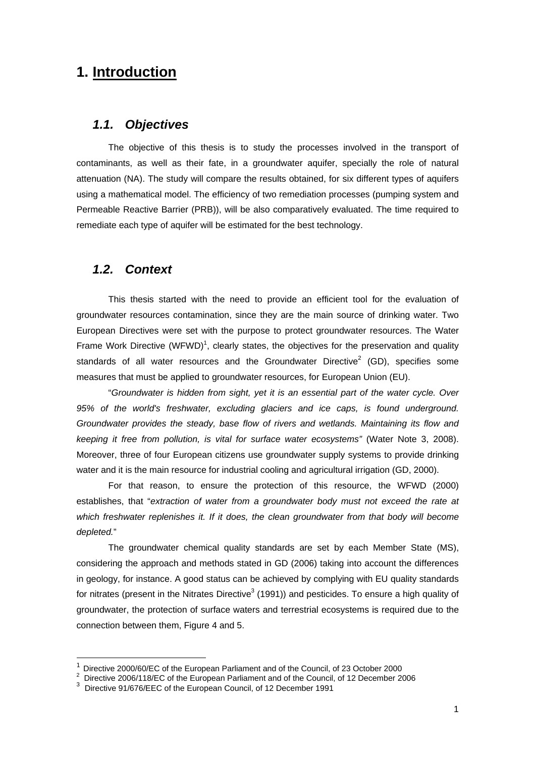# 1. Introduction

## 1.1. Objectives

The objective of this thesis is to study the processes involved in the transport of contaminants, as well as their fate, in a groundwater aquifer, specially the role of natural attenuation (NA). The study will compare the results obtained, for six different types of aquifers using a mathematical model. The efficiency of two remediation processes (pumping system and Permeable Reactive Barrier (PRB)), will be also comparatively evaluated. The time required to remediate each type of aquifer will be estimated for the best technology.

## 1.2. Context

This thesis started with the need to provide an efficient tool for the evaluation of groundwater resources contamination, since they are the main source of drinking water. Two European Directives were set with the purpose to protect groundwater resources. The Water Frame Work Directive (WFWD)[1], clearly states, the objectives for the preservation and quality standards of all water resources and the Groundwater Directive[2] (GD), specifies some measures that must be applied to groundwater resources, for European Union (EU).

"*Groundwater is hidden from sight, yet it is an essential part of the water cycle. Over 95% of the world's freshwater, excluding glaciers and ice caps, is found underground. Groundwater provides the steady, base flow of rivers and wetlands. Maintaining its flow and keeping it free from pollution, is vital for surface water ecosystems"* (Water Note 3, 2008). Moreover, three of four European citizens use groundwater supply systems to provide drinking water and it is the main resource for industrial cooling and agricultural irrigation (GD, 2000).

For that reason, to ensure the protection of this resource, the WFWD (2000) establishes, that "*extraction of water from a groundwater body must not exceed the rate at which freshwater replenishes it. If it does, the clean groundwater from that body will become depleted.*"

The groundwater chemical quality standards are set by each Member State (MS), considering the approach and methods stated in GD (2006) taking into account the differences in geology, for instance. A good status can be achieved by complying with EU quality standards for nitrates (present in the Nitrates Directive[3] (1991)) and pesticides. To ensure a high quality of groundwater, the protection of surface waters and terrestrial ecosystems is required due to the connection between them, Figure 4 and 5.

---

[1] Directive 2000/60/EC of the European Parliament and of the Council, of 23 October 2000
[2] Directive 2006/118/EC of the European Parliament and of the Council, of 12 December 2006
[3] Directive 91/676/EEC of the European Council, of 12 December 1991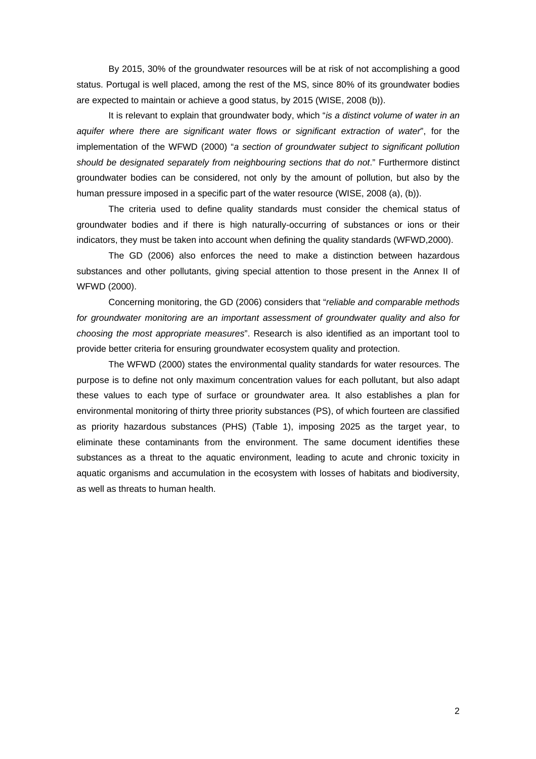By 2015, 30% of the groundwater resources will be at risk of not accomplishing a good status. Portugal is well placed, among the rest of the MS, since 80% of its groundwater bodies are expected to maintain or achieve a good status, by 2015 (WISE, 2008 (b)).

It is relevant to explain that groundwater body, which "*is a distinct volume of water in an aquifer where there are significant water flows or significant extraction of water*", for the implementation of the WFWD (2000) "*a section of groundwater subject to significant pollution should be designated separately from neighbouring sections that do not*." Furthermore distinct groundwater bodies can be considered, not only by the amount of pollution, but also by the human pressure imposed in a specific part of the water resource (WISE, 2008 (a), (b)).

The criteria used to define quality standards must consider the chemical status of groundwater bodies and if there is high naturally-occurring of substances or ions or their indicators, they must be taken into account when defining the quality standards (WFWD,2000).

The GD (2006) also enforces the need to make a distinction between hazardous substances and other pollutants, giving special attention to those present in the Annex II of WFWD (2000).

Concerning monitoring, the GD (2006) considers that "*reliable and comparable methods for groundwater monitoring are an important assessment of groundwater quality and also for choosing the most appropriate measures*". Research is also identified as an important tool to provide better criteria for ensuring groundwater ecosystem quality and protection.

The WFWD (2000) states the environmental quality standards for water resources. The purpose is to define not only maximum concentration values for each pollutant, but also adapt these values to each type of surface or groundwater area. It also establishes a plan for environmental monitoring of thirty three priority substances (PS), of which fourteen are classified as priority hazardous substances (PHS) (Table 1), imposing 2025 as the target year, to eliminate these contaminants from the environment. The same document identifies these substances as a threat to the aquatic environment, leading to acute and chronic toxicity in aquatic organisms and accumulation in the ecosystem with losses of habitats and biodiversity, as well as threats to human health.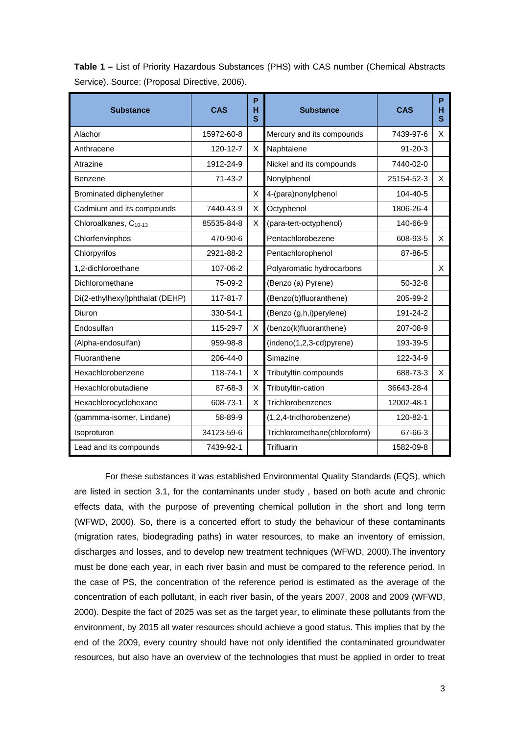**Table 1 –** List of Priority Hazardous Substances (PHS) with CAS number (Chemical Abstracts Service). Source: (Proposal Directive, 2006).

| Substance | CAS | PHS | Substance | CAS | PHS |
|---|---|---|---|---|---|
| Alachor | 15972-60-8 | | Mercury and its compounds | 7439-97-6 | X |
| Anthracene | 120-12-7 | X | Naphtalene | 91-20-3 | |
| Atrazine | 1912-24-9 | | Nickel and its compounds | 7440-02-0 | |
| Benzene | 71-43-2 | | Nonylphenol | 25154-52-3 | X |
| Brominated diphenylether | | X | 4-(para)nonylphenol | 104-40-5 | |
| Cadmium and its compounds | 7440-43-9 | X | Octyphenol | 1806-26-4 | |
| Chloroalkanes, $C_{10-13}$ | 85535-84-8 | X | (para-tert-octyphenol) | 140-66-9 | |
| Chlorfenvinphos | 470-90-6 | | Pentachlorobezene | 608-93-5 | X |
| Chlorpyrifos | 2921-88-2 | | Pentachlorophenol | 87-86-5 | |
| 1,2-dichloroethane | 107-06-2 | | Polyaromatic hydrocarbons | | X |
| Dichloromethane | 75-09-2 | | (Benzo (a) Pyrene) | 50-32-8 | |
| Di(2-ethylhexyl)phthalat (DEHP) | 117-81-7 | | (Benzo(b)fluoranthene) | 205-99-2 | |
| Diuron | 330-54-1 | | (Benzo (g,h,i)perylene) | 191-24-2 | |
| Endosulfan | 115-29-7 | X | (benzo(k)fluoranthene) | 207-08-9 | |
| (Alpha-endosulfan) | 959-98-8 | | (indeno(1,2,3-cd)pyrene) | 193-39-5 | |
| Fluoranthene | 206-44-0 | | Simazine | 122-34-9 | |
| Hexachlorobenzene | 118-74-1 | X | Tributyltin compounds | 688-73-3 | X |
| Hexachlorobutadiene | 87-68-3 | X | Tributyltin-cation | 36643-28-4 | |
| Hexachlorocyclohexane | 608-73-1 | X | Trichlorobenzenes | 12002-48-1 | |
| (gammma-isomer, Lindane) | 58-89-9 | | (1,2,4-triclhorobenzene) | 120-82-1 | |
| Isoproturon | 34123-59-6 | | Trichloromethane(chloroform) | 67-66-3 | |
| Lead and its compounds | 7439-92-1 | | Trifluarin | 1582-09-8 | |

For these substances it was established Environmental Quality Standards (EQS), which are listed in section 3.1, for the contaminants under study , based on both acute and chronic effects data, with the purpose of preventing chemical pollution in the short and long term (WFWD, 2000). So, there is a concerted effort to study the behaviour of these contaminants (migration rates, biodegrading paths) in water resources, to make an inventory of emission, discharges and losses, and to develop new treatment techniques (WFWD, 2000).The inventory must be done each year, in each river basin and must be compared to the reference period. In the case of PS, the concentration of the reference period is estimated as the average of the concentration of each pollutant, in each river basin, of the years 2007, 2008 and 2009 (WFWD, 2000). Despite the fact of 2025 was set as the target year, to eliminate these pollutants from the environment, by 2015 all water resources should achieve a good status. This implies that by the end of the 2009, every country should have not only identified the contaminated groundwater resources, but also have an overview of the technologies that must be applied in order to treat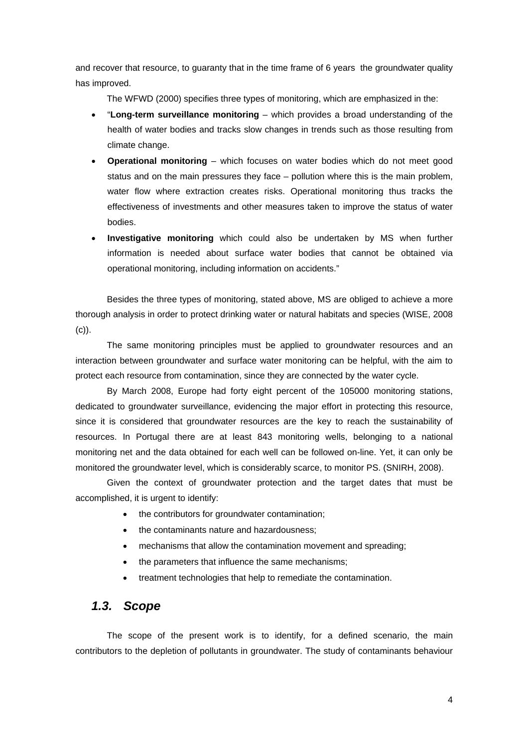and recover that resource, to guaranty that in the time frame of 6 years the groundwater quality has improved.

The WFWD (2000) specifies three types of monitoring, which are emphasized in the:

- "**Long-term surveillance monitoring** – which provides a broad understanding of the health of water bodies and tracks slow changes in trends such as those resulting from climate change.
- **Operational monitoring** – which focuses on water bodies which do not meet good status and on the main pressures they face – pollution where this is the main problem, water flow where extraction creates risks. Operational monitoring thus tracks the effectiveness of investments and other measures taken to improve the status of water bodies.
- **Investigative monitoring** which could also be undertaken by MS when further information is needed about surface water bodies that cannot be obtained via operational monitoring, including information on accidents."

Besides the three types of monitoring, stated above, MS are obliged to achieve a more thorough analysis in order to protect drinking water or natural habitats and species (WISE, 2008 (c)).

The same monitoring principles must be applied to groundwater resources and an interaction between groundwater and surface water monitoring can be helpful, with the aim to protect each resource from contamination, since they are connected by the water cycle.

By March 2008, Europe had forty eight percent of the 105000 monitoring stations, dedicated to groundwater surveillance, evidencing the major effort in protecting this resource, since it is considered that groundwater resources are the key to reach the sustainability of resources. In Portugal there are at least 843 monitoring wells, belonging to a national monitoring net and the data obtained for each well can be followed on-line. Yet, it can only be monitored the groundwater level, which is considerably scarce, to monitor PS. (SNIRH, 2008).

Given the context of groundwater protection and the target dates that must be accomplished, it is urgent to identify:

- the contributors for groundwater contamination;
- the contaminants nature and hazardousness;
- mechanisms that allow the contamination movement and spreading;
- the parameters that influence the same mechanisms;
- treatment technologies that help to remediate the contamination.

## *1.3. Scope*

The scope of the present work is to identify, for a defined scenario, the main contributors to the depletion of pollutants in groundwater. The study of contaminants behaviour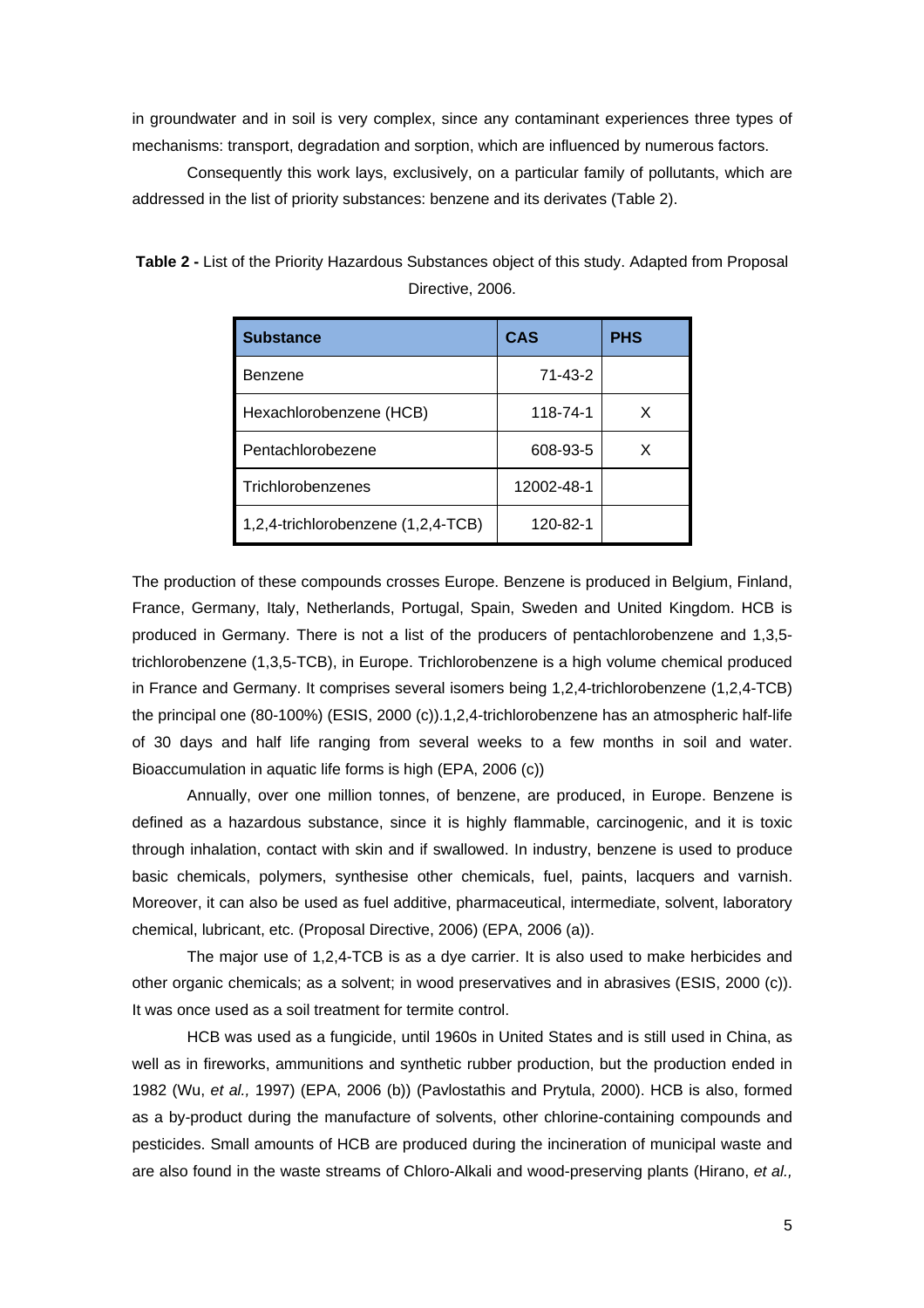in groundwater and in soil is very complex, since any contaminant experiences three types of mechanisms: transport, degradation and sorption, which are influenced by numerous factors.

Consequently this work lays, exclusively, on a particular family of pollutants, which are addressed in the list of priority substances: benzene and its derivates (Table 2).

**Table 2 -** List of the Priority Hazardous Substances object of this study. Adapted from Proposal Directive, 2006.

| Substance | CAS | PHS |
|---|---|---|
| Benzene | 71-43-2 | |
| Hexachlorobenzene (HCB) | 118-74-1 | X |
| Pentachlorobezene | 608-93-5 | X |
| Trichlorobenzenes | 12002-48-1 | |
| 1,2,4-trichlorobenzene (1,2,4-TCB) | 120-82-1 | |

The production of these compounds crosses Europe. Benzene is produced in Belgium, Finland, France, Germany, Italy, Netherlands, Portugal, Spain, Sweden and United Kingdom. HCB is produced in Germany. There is not a list of the producers of pentachlorobenzene and 1,3,5-trichlorobenzene (1,3,5-TCB), in Europe. Trichlorobenzene is a high volume chemical produced in France and Germany. It comprises several isomers being 1,2,4-trichlorobenzene (1,2,4-TCB) the principal one (80-100%) (ESIS, 2000 (c)).1,2,4-trichlorobenzene has an atmospheric half-life of 30 days and half life ranging from several weeks to a few months in soil and water. Bioaccumulation in aquatic life forms is high (EPA, 2006 (c))

Annually, over one million tonnes, of benzene, are produced, in Europe. Benzene is defined as a hazardous substance, since it is highly flammable, carcinogenic, and it is toxic through inhalation, contact with skin and if swallowed. In industry, benzene is used to produce basic chemicals, polymers, synthesise other chemicals, fuel, paints, lacquers and varnish. Moreover, it can also be used as fuel additive, pharmaceutical, intermediate, solvent, laboratory chemical, lubricant, etc. (Proposal Directive, 2006) (EPA, 2006 (a)).

The major use of 1,2,4-TCB is as a dye carrier. It is also used to make herbicides and other organic chemicals; as a solvent; in wood preservatives and in abrasives (ESIS, 2000 (c)). It was once used as a soil treatment for termite control.

HCB was used as a fungicide, until 1960s in United States and is still used in China, as well as in fireworks, ammunitions and synthetic rubber production, but the production ended in 1982 (Wu, *et al.,* 1997) (EPA, 2006 (b)) (Pavlostathis and Prytula, 2000). HCB is also, formed as a by-product during the manufacture of solvents, other chlorine-containing compounds and pesticides. Small amounts of HCB are produced during the incineration of municipal waste and are also found in the waste streams of Chloro-Alkali and wood-preserving plants (Hirano, *et al.,*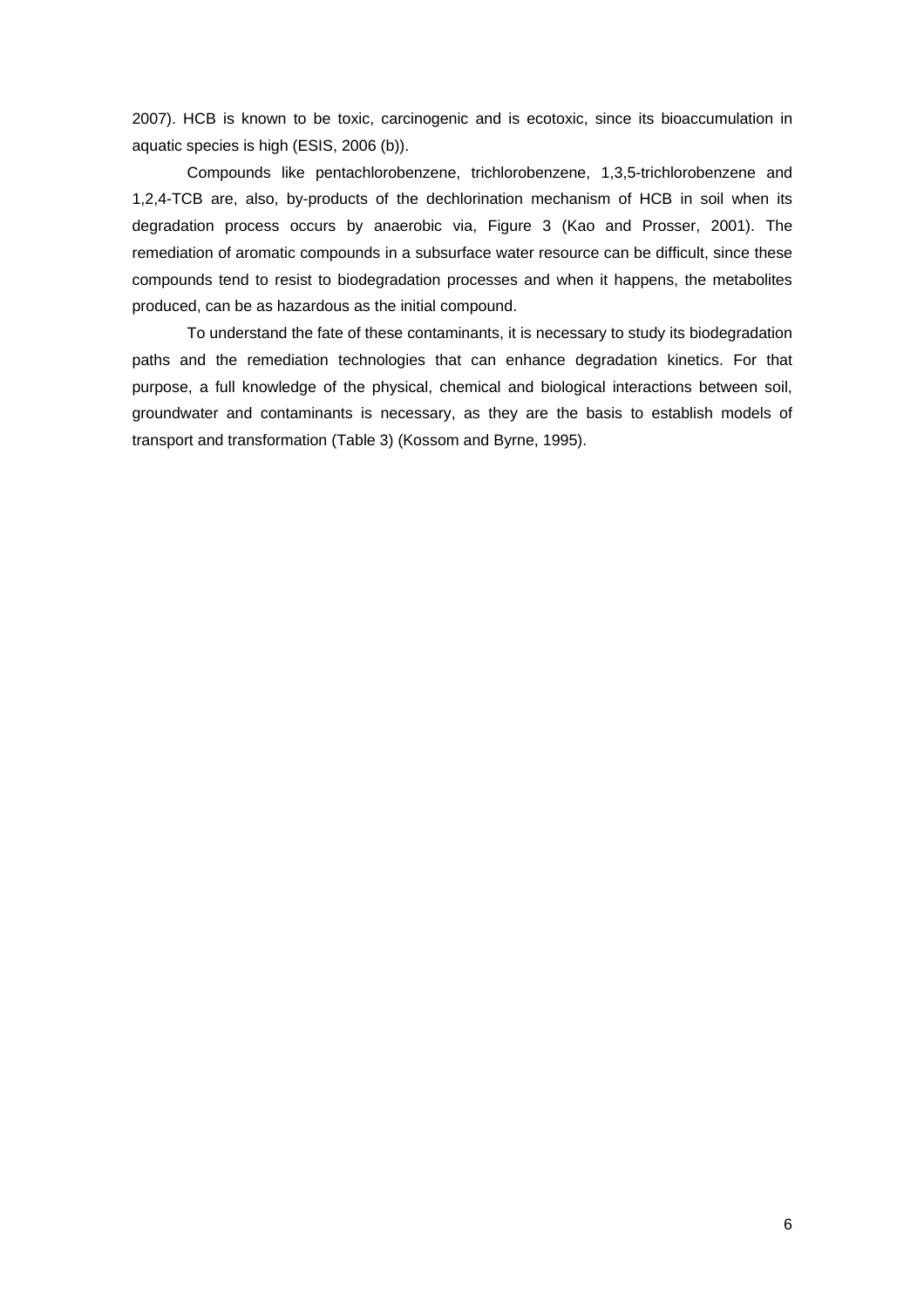2007). HCB is known to be toxic, carcinogenic and is ecotoxic, since its bioaccumulation in aquatic species is high (ESIS, 2006 (b)).

Compounds like pentachlorobenzene, trichlorobenzene, 1,3,5-trichlorobenzene and 1,2,4-TCB are, also, by-products of the dechlorination mechanism of HCB in soil when its degradation process occurs by anaerobic via, Figure 3 (Kao and Prosser, 2001). The remediation of aromatic compounds in a subsurface water resource can be difficult, since these compounds tend to resist to biodegradation processes and when it happens, the metabolites produced, can be as hazardous as the initial compound.

To understand the fate of these contaminants, it is necessary to study its biodegradation paths and the remediation technologies that can enhance degradation kinetics. For that purpose, a full knowledge of the physical, chemical and biological interactions between soil, groundwater and contaminants is necessary, as they are the basis to establish models of transport and transformation (Table 3) (Kossom and Byrne, 1995).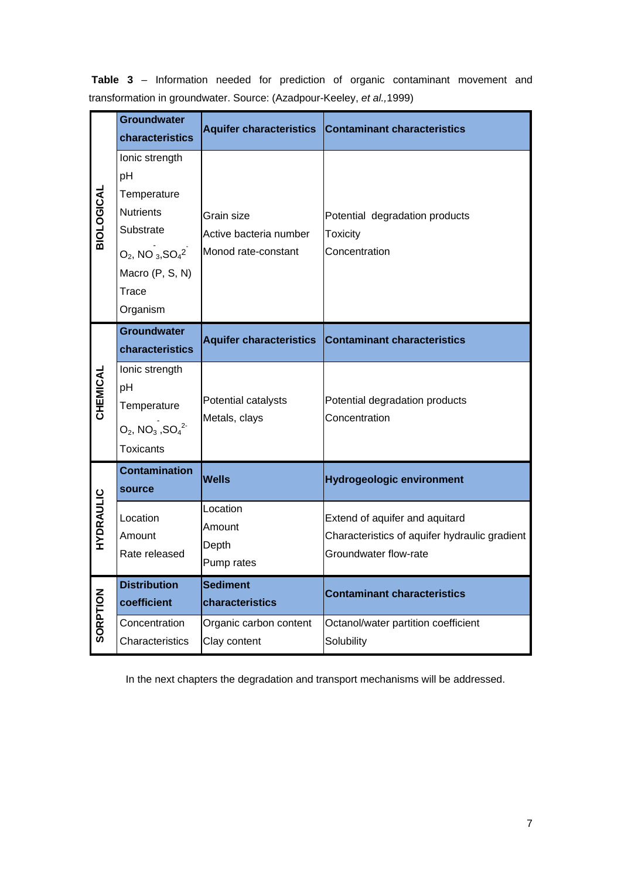**Table 3** – Information needed for prediction of organic contaminant movement and transformation in groundwater. Source: (Azadpour-Keeley, *et al.*,1999)

| | | | |
|---|---|---|---|
| **BIOLOGICAL** | **Groundwater characteristics** | **Aquifer characteristics** | **Contaminant characteristics** |
| | Ionic strength<br>pH<br>Temperature<br>Nutrients<br>Substrate<br>$O_2$, $NO_3^-$,$SO_4^{2-}$<br>Macro (P, S, N)<br>Trace<br>Organism | Grain size<br>Active bacteria number<br>Monod rate-constant | Potential degradation products<br>Toxicity<br>Concentration |
| **CHEMICAL** | **Groundwater characteristics** | **Aquifer characteristics** | **Contaminant characteristics** |
| | Ionic strength<br>pH<br>Temperature<br>$O_2$, $NO_3^-$,$SO_4^{2-}$<br>Toxicants | Potential catalysts<br>Metals, clays | Potential degradation products<br>Concentration |
| **HYDRAULIC** | **Contamination source** | **Wells** | **Hydrogeologic environment** |
| | Location<br>Amount<br>Rate released | Location<br>Amount<br>Depth<br>Pump rates | Extend of aquifer and aquitard<br>Characteristics of aquifer hydraulic gradient<br>Groundwater flow-rate |
| **SORPTION** | **Distribution coefficient** | **Sediment characteristics** | **Contaminant characteristics** |
| | Concentration<br>Characteristics | Organic carbon content<br>Clay content | Octanol/water partition coefficient<br>Solubility |

In the next chapters the degradation and transport mechanisms will be addressed.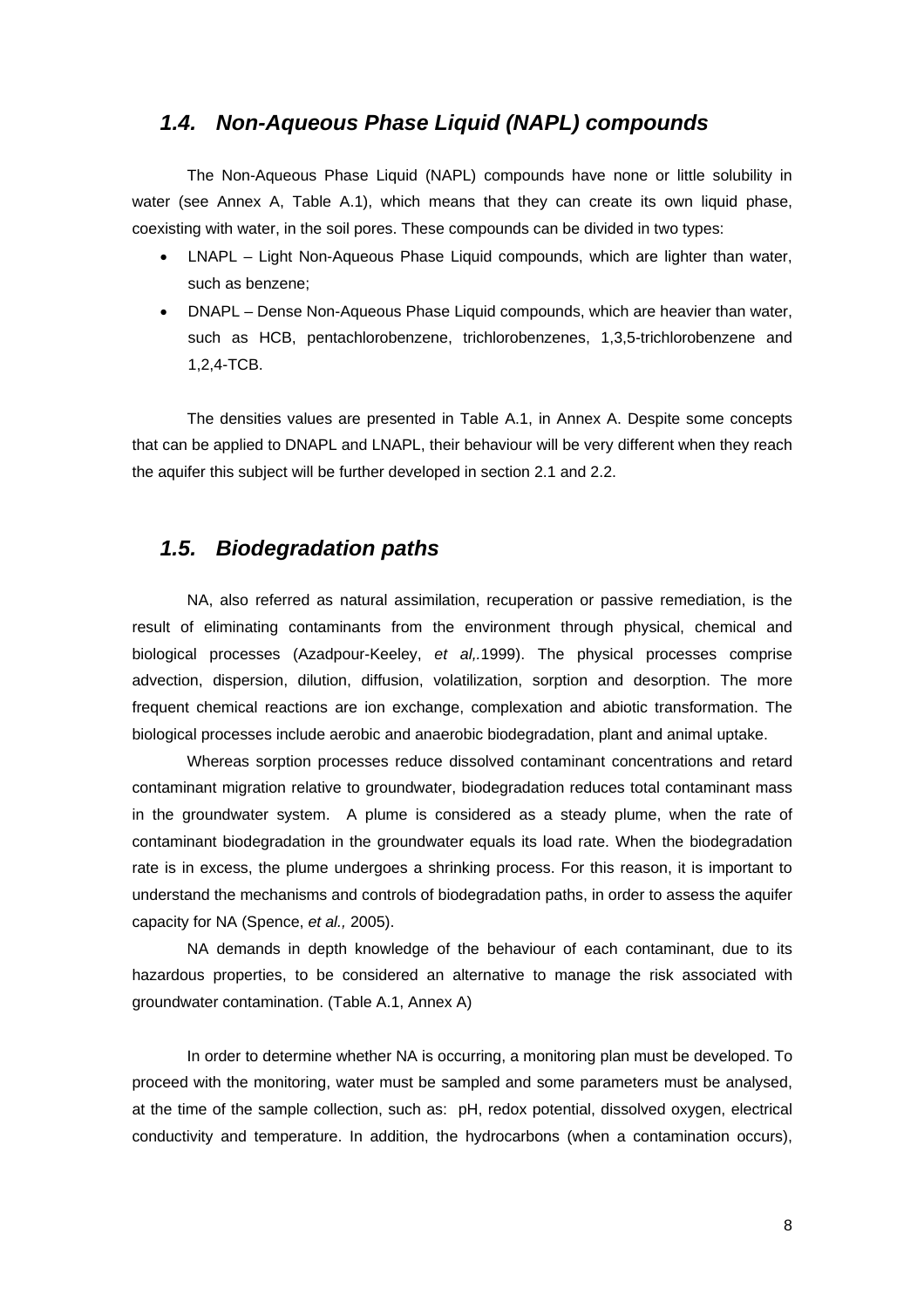## 1.4. Non-Aqueous Phase Liquid (NAPL) compounds

The Non-Aqueous Phase Liquid (NAPL) compounds have none or little solubility in water (see Annex A, Table A.1), which means that they can create its own liquid phase, coexisting with water, in the soil pores. These compounds can be divided in two types:

- LNAPL – Light Non-Aqueous Phase Liquid compounds, which are lighter than water, such as benzene;
- DNAPL – Dense Non-Aqueous Phase Liquid compounds, which are heavier than water, such as HCB, pentachlorobenzene, trichlorobenzenes, 1,3,5-trichlorobenzene and 1,2,4-TCB.

The densities values are presented in Table A.1, in Annex A. Despite some concepts that can be applied to DNAPL and LNAPL, their behaviour will be very different when they reach the aquifer this subject will be further developed in section 2.1 and 2.2.

## 1.5. Biodegradation paths

NA, also referred as natural assimilation, recuperation or passive remediation, is the result of eliminating contaminants from the environment through physical, chemical and biological processes (Azadpour-Keeley, *et al,.*1999). The physical processes comprise advection, dispersion, dilution, diffusion, volatilization, sorption and desorption. The more frequent chemical reactions are ion exchange, complexation and abiotic transformation. The biological processes include aerobic and anaerobic biodegradation, plant and animal uptake.

Whereas sorption processes reduce dissolved contaminant concentrations and retard contaminant migration relative to groundwater, biodegradation reduces total contaminant mass in the groundwater system. A plume is considered as a steady plume, when the rate of contaminant biodegradation in the groundwater equals its load rate. When the biodegradation rate is in excess, the plume undergoes a shrinking process. For this reason, it is important to understand the mechanisms and controls of biodegradation paths, in order to assess the aquifer capacity for NA (Spence, *et al.,* 2005).

NA demands in depth knowledge of the behaviour of each contaminant, due to its hazardous properties, to be considered an alternative to manage the risk associated with groundwater contamination. (Table A.1, Annex A)

In order to determine whether NA is occurring, a monitoring plan must be developed. To proceed with the monitoring, water must be sampled and some parameters must be analysed, at the time of the sample collection, such as: pH, redox potential, dissolved oxygen, electrical conductivity and temperature. In addition, the hydrocarbons (when a contamination occurs),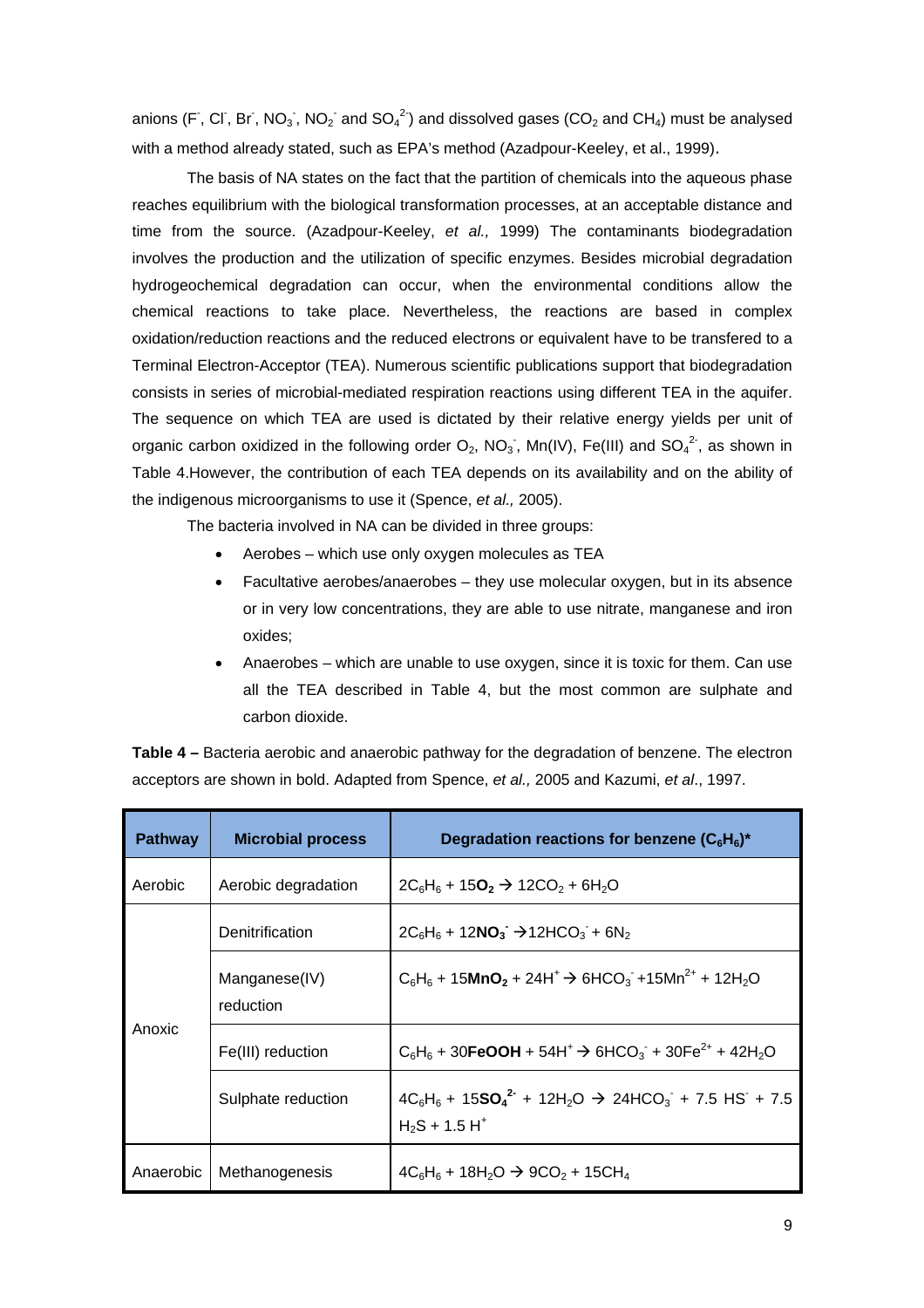anions ($F^-$, $Cl^-$, $Br^-$, $NO_3^-$, $NO_2^-$ and $SO_4^{2-}$) and dissolved gases ($CO_2$ and $CH_4$) must be analysed with a method already stated, such as EPA's method (Azadpour-Keeley, et al., 1999).

The basis of NA states on the fact that the partition of chemicals into the aqueous phase reaches equilibrium with the biological transformation processes, at an acceptable distance and time from the source. (Azadpour-Keeley, *et al.,* 1999) The contaminants biodegradation involves the production and the utilization of specific enzymes. Besides microbial degradation hydrogeochemical degradation can occur, when the environmental conditions allow the chemical reactions to take place. Nevertheless, the reactions are based in complex oxidation/reduction reactions and the reduced electrons or equivalent have to be transfered to a Terminal Electron-Acceptor (TEA). Numerous scientific publications support that biodegradation consists in series of microbial-mediated respiration reactions using different TEA in the aquifer. The sequence on which TEA are used is dictated by their relative energy yields per unit of organic carbon oxidized in the following order $O_2$, $NO_3^-$, Mn(IV), Fe(III) and $SO_4^{2-}$, as shown in Table 4.However, the contribution of each TEA depends on its availability and on the ability of the indigenous microorganisms to use it (Spence, *et al.,* 2005).

The bacteria involved in NA can be divided in three groups:

- Aerobes – which use only oxygen molecules as TEA
- Facultative aerobes/anaerobes – they use molecular oxygen, but in its absence or in very low concentrations, they are able to use nitrate, manganese and iron oxides;
- Anaerobes – which are unable to use oxygen, since it is toxic for them. Can use all the TEA described in Table 4, but the most common are sulphate and carbon dioxide.

**Table 4 –** Bacteria aerobic and anaerobic pathway for the degradation of benzene. The electron acceptors are shown in bold. Adapted from Spence, *et al.,* 2005 and Kazumi, *et al*., 1997.

| Pathway | Microbial process | Degradation reactions for benzene ($C_6H_6$)* |
|---|---|---|
| Aerobic | Aerobic degradation | $2C_6H_6 + 15\mathbf{O_2} \rightarrow 12CO_2 + 6H_2O$ |
| Anoxic | Denitrification | $2C_6H_6 + 12\mathbf{NO_3^-} \rightarrow 12HCO_3^- + 6N_2$ |
| | Manganese(IV) reduction | $C_6H_6 + 15\mathbf{MnO_2} + 24H^+ \rightarrow 6HCO_3^- + 15Mn^{2+} + 12H_2O$ |
| | Fe(III) reduction | $C_6H_6 + 30\mathbf{FeOOH} + 54H^+ \rightarrow 6HCO_3^- + 30Fe^{2+} + 42H_2O$ |
| | Sulphate reduction | $4C_6H_6 + 15\mathbf{SO_4^{2-}} + 12H_2O \rightarrow 24HCO_3^- + 7.5\ HS^- + 7.5\ H_2S + 1.5\ H^+$ |
| Anaerobic | Methanogenesis | $4C_6H_6 + 18H_2O \rightarrow 9CO_2 + 15CH_4$ |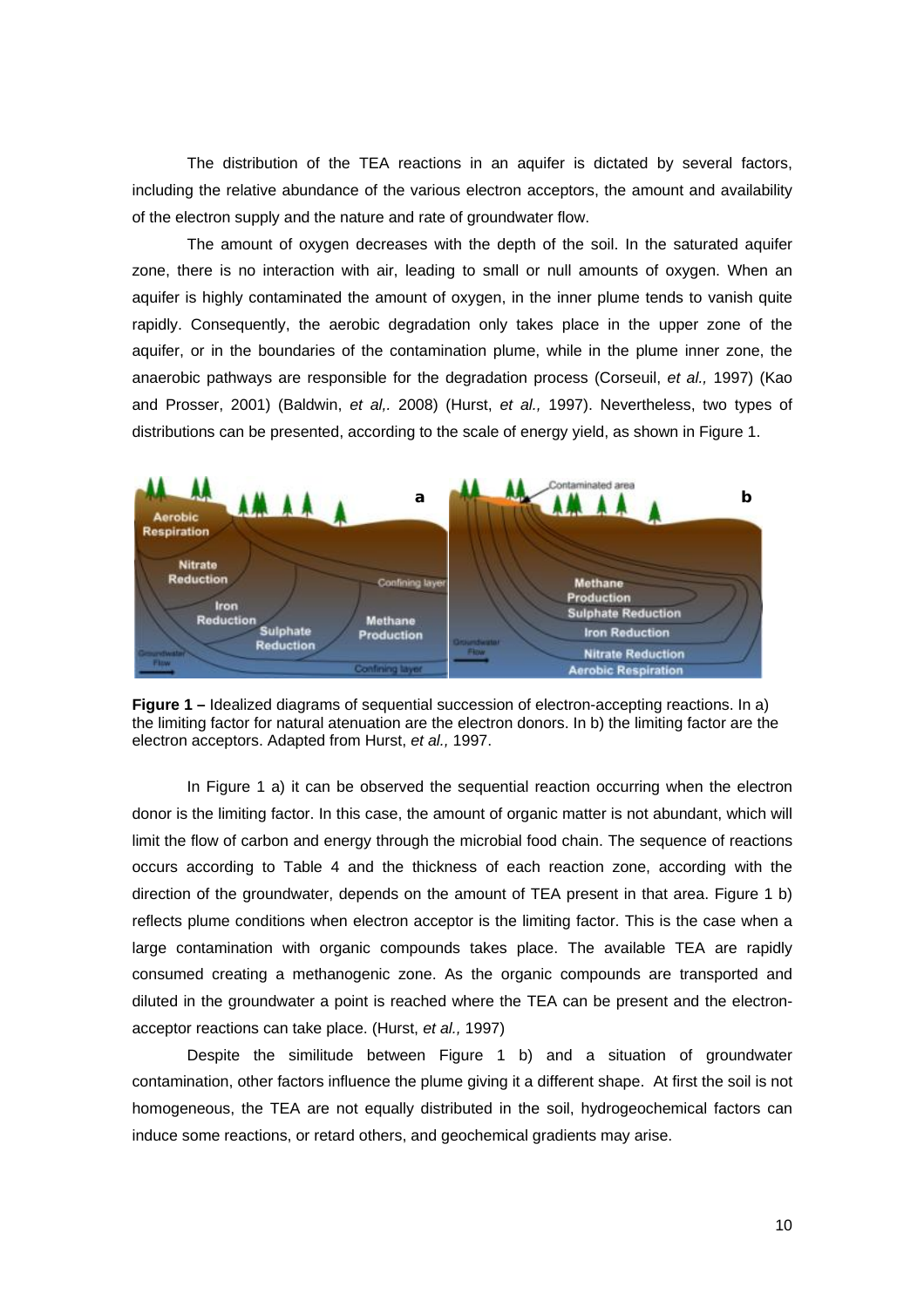The distribution of the TEA reactions in an aquifer is dictated by several factors, including the relative abundance of the various electron acceptors, the amount and availability of the electron supply and the nature and rate of groundwater flow.

The amount of oxygen decreases with the depth of the soil. In the saturated aquifer zone, there is no interaction with air, leading to small or null amounts of oxygen. When an aquifer is highly contaminated the amount of oxygen, in the inner plume tends to vanish quite rapidly. Consequently, the aerobic degradation only takes place in the upper zone of the aquifer, or in the boundaries of the contamination plume, while in the plume inner zone, the anaerobic pathways are responsible for the degradation process (Corseuil, *et al.,* 1997) (Kao and Prosser, 2001) (Baldwin, *et al,.* 2008) (Hurst, *et al.,* 1997). Nevertheless, two types of distributions can be presented, according to the scale of energy yield, as shown in Figure 1.

**Figure 1 –** Idealized diagrams of sequential succession of electron-accepting reactions. In a) the limiting factor for natural atenuation are the electron donors. In b) the limiting factor are the electron acceptors. Adapted from Hurst, *et al.,* 1997.

In Figure 1 a) it can be observed the sequential reaction occurring when the electron donor is the limiting factor. In this case, the amount of organic matter is not abundant, which will limit the flow of carbon and energy through the microbial food chain. The sequence of reactions occurs according to Table 4 and the thickness of each reaction zone, according with the direction of the groundwater, depends on the amount of TEA present in that area. Figure 1 b) reflects plume conditions when electron acceptor is the limiting factor. This is the case when a large contamination with organic compounds takes place. The available TEA are rapidly consumed creating a methanogenic zone. As the organic compounds are transported and diluted in the groundwater a point is reached where the TEA can be present and the electron-acceptor reactions can take place. (Hurst, *et al.,* 1997)

Despite the similitude between Figure 1 b) and a situation of groundwater contamination, other factors influence the plume giving it a different shape. At first the soil is not homogeneous, the TEA are not equally distributed in the soil, hydrogeochemical factors can induce some reactions, or retard others, and geochemical gradients may arise.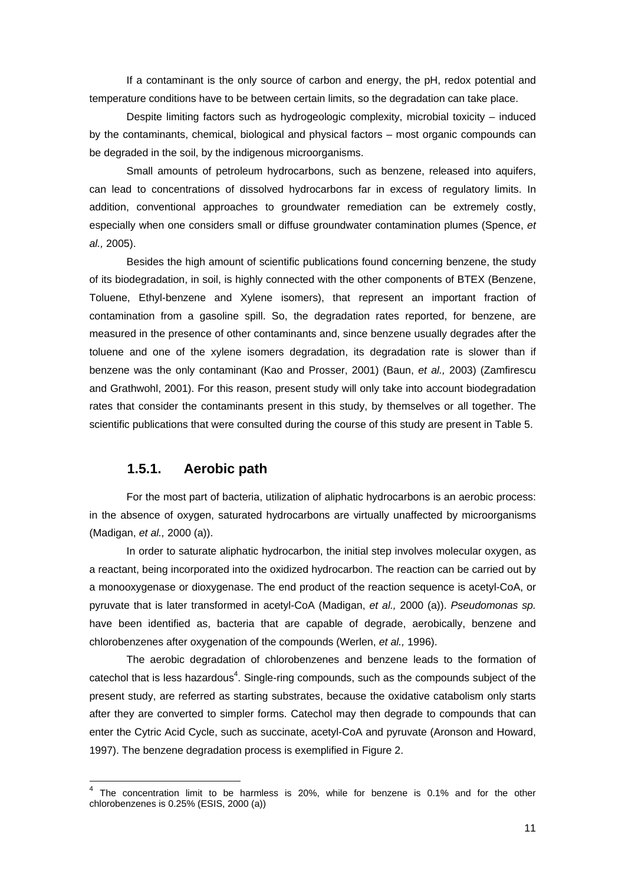If a contaminant is the only source of carbon and energy, the pH, redox potential and temperature conditions have to be between certain limits, so the degradation can take place.

Despite limiting factors such as hydrogeologic complexity, microbial toxicity – induced by the contaminants, chemical, biological and physical factors – most organic compounds can be degraded in the soil, by the indigenous microorganisms.

Small amounts of petroleum hydrocarbons, such as benzene, released into aquifers, can lead to concentrations of dissolved hydrocarbons far in excess of regulatory limits. In addition, conventional approaches to groundwater remediation can be extremely costly, especially when one considers small or diffuse groundwater contamination plumes (Spence, *et al.,* 2005).

Besides the high amount of scientific publications found concerning benzene, the study of its biodegradation, in soil, is highly connected with the other components of BTEX (Benzene, Toluene, Ethyl-benzene and Xylene isomers), that represent an important fraction of contamination from a gasoline spill. So, the degradation rates reported, for benzene, are measured in the presence of other contaminants and, since benzene usually degrades after the toluene and one of the xylene isomers degradation, its degradation rate is slower than if benzene was the only contaminant (Kao and Prosser, 2001) (Baun, *et al.,* 2003) (Zamfirescu and Grathwohl, 2001). For this reason, present study will only take into account biodegradation rates that consider the contaminants present in this study, by themselves or all together. The scientific publications that were consulted during the course of this study are present in Table 5.

### 1.5.1. Aerobic path

For the most part of bacteria, utilization of aliphatic hydrocarbons is an aerobic process: in the absence of oxygen, saturated hydrocarbons are virtually unaffected by microorganisms (Madigan, *et al.,* 2000 (a)).

In order to saturate aliphatic hydrocarbon, the initial step involves molecular oxygen, as a reactant, being incorporated into the oxidized hydrocarbon. The reaction can be carried out by a monooxygenase or dioxygenase. The end product of the reaction sequence is acetyl-CoA, or pyruvate that is later transformed in acetyl-CoA (Madigan, *et al.,* 2000 (a)). *Pseudomonas sp.* have been identified as, bacteria that are capable of degrade, aerobically, benzene and chlorobenzenes after oxygenation of the compounds (Werlen, *et al.,* 1996).

The aerobic degradation of chlorobenzenes and benzene leads to the formation of catechol that is less hazardous[4]. Single-ring compounds, such as the compounds subject of the present study, are referred as starting substrates, because the oxidative catabolism only starts after they are converted to simpler forms. Catechol may then degrade to compounds that can enter the Cytric Acid Cycle, such as succinate, acetyl-CoA and pyruvate (Aronson and Howard, 1997). The benzene degradation process is exemplified in Figure 2.

[4] The concentration limit to be harmless is 20%, while for benzene is 0.1% and for the other chlorobenzenes is 0.25% (ESIS, 2000 (a))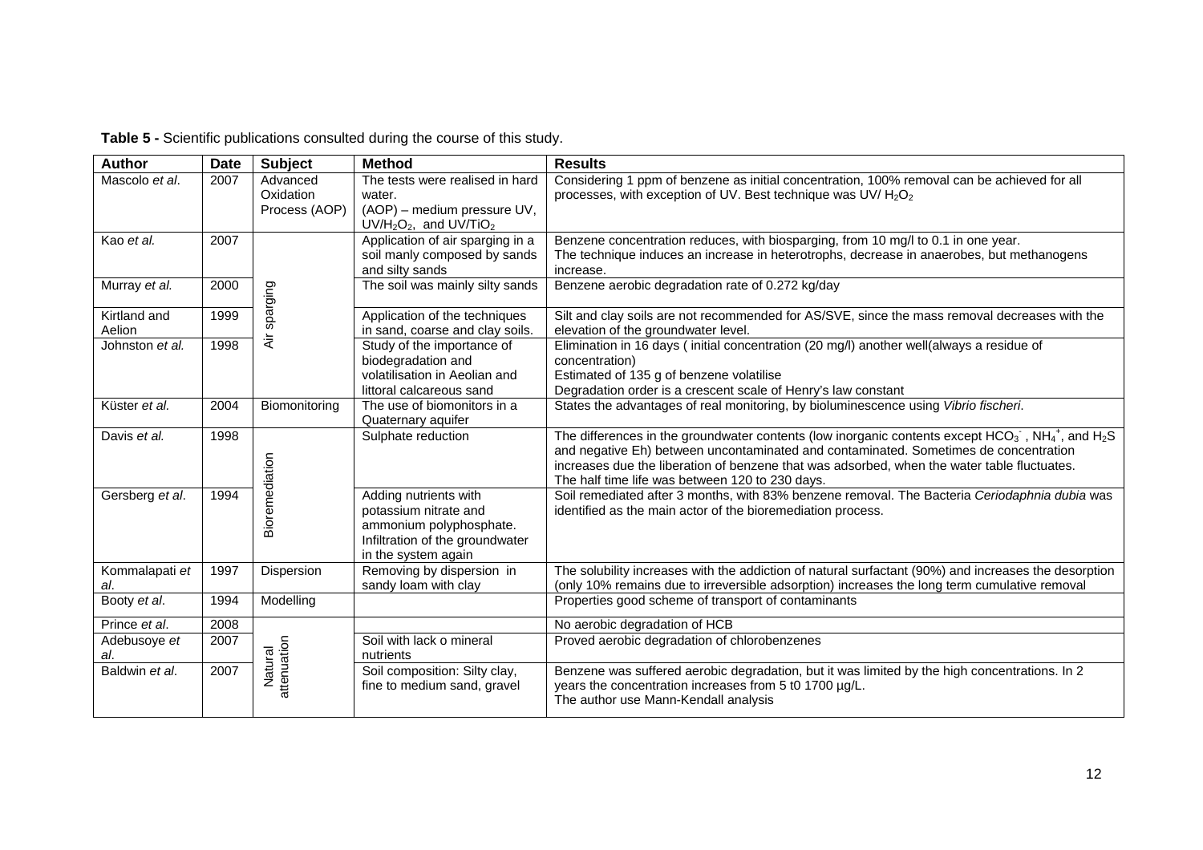**Table 5 -** Scientific publications consulted during the course of this study.

| Author | Date | Subject | Method | Results |
|---|---|---|---|---|
| Mascolo *et al*. | 2007 | Advanced Oxidation Process (AOP) | The tests were realised in hard water. (AOP) – medium pressure UV, $UV/H_2O_2$, and $UV/TiO_2$ | Considering 1 ppm of benzene as initial concentration, 100% removal can be achieved for all processes, with exception of UV. Best technique was UV/ $H_2O_2$ |
| Kao *et al.* | 2007 | Air sparging | Application of air sparging in a soil manly composed by sands and silty sands | Benzene concentration reduces, with biosparging, from 10 mg/l to 0.1 in one year. The technique induces an increase in heterotrophs, decrease in anaerobes, but methanogens increase. |
| Murray *et al.* | 2000 | | The soil was mainly silty sands | Benzene aerobic degradation rate of 0.272 kg/day |
| Kirtland and Aelion | 1999 | | Application of the techniques in sand, coarse and clay soils. | Silt and clay soils are not recommended for AS/SVE, since the mass removal decreases with the elevation of the groundwater level. |
| Johnston *et al.* | 1998 | | Study of the importance of biodegradation and volatilisation in Aeolian and littoral calcareous sand | Elimination in 16 days ( initial concentration (20 mg/l) another well(always a residue of concentration) Estimated of 135 g of benzene volatilise Degradation order is a crescent scale of Henry's law constant |
| Küster *et al.* | 2004 | Biomonitoring | The use of biomonitors in a Quaternary aquifer | States the advantages of real monitoring, by bioluminescence using *Vibrio fischeri*. |
| Davis *et al.* | 1998 | Bioremediation | Sulphate reduction | The differences in the groundwater contents (low inorganic contents except $HCO_3^-$ , $NH_4^+$, and $H_2S$ and negative Eh) between uncontaminated and contaminated. Sometimes de concentration increases due the liberation of benzene that was adsorbed, when the water table fluctuates. The half time life was between 120 to 230 days. |
| Gersberg *et al*. | 1994 | | Adding nutrients with potassium nitrate and ammonium polyphosphate. Infiltration of the groundwater in the system again | Soil remediated after 3 months, with 83% benzene removal. The Bacteria *Ceriodaphnia dubia* was identified as the main actor of the bioremediation process. |
| Kommalapati *et al*. | 1997 | Dispersion | Removing by dispersion in sandy loam with clay | The solubility increases with the addiction of natural surfactant (90%) and increases the desorption (only 10% remains due to irreversible adsorption) increases the long term cumulative removal |
| Booty *et al*. | 1994 | Modelling | | Properties good scheme of transport of contaminants |
| Prince *et al*. | 2008 | Natural attenuation | | No aerobic degradation of HCB |
| Adebusoye *et al*. | 2007 | | Soil with lack o mineral nutrients | Proved aerobic degradation of chlorobenzenes |
| Baldwin *et al*. | 2007 | | Soil composition: Silty clay, fine to medium sand, gravel | Benzene was suffered aerobic degradation, but it was limited by the high concentrations. In 2 years the concentration increases from 5 t0 1700 µg/L. The author use Mann-Kendall analysis |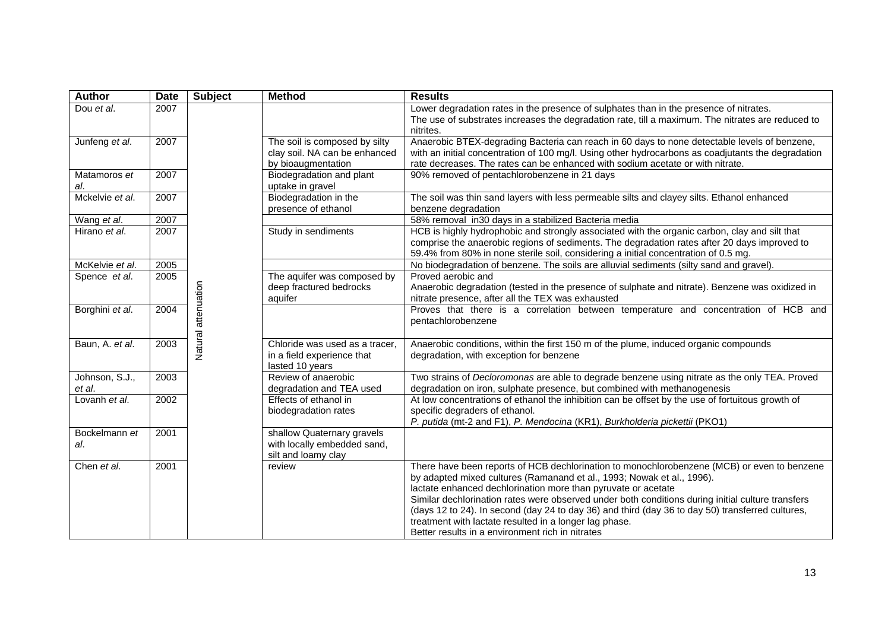| Author | Date | Subject | Method | Results |
|---|---|---|---|---|
| Dou *et al*. | 2007 | Natural attenuation | | Lower degradation rates in the presence of sulphates than in the presence of nitrates.<br>The use of substrates increases the degradation rate, till a maximum. The nitrates are reduced to nitrites. |
| Junfeng *et al*. | 2007 | | The soil is composed by silty clay soil. NA can be enhanced by bioaugmentation | Anaerobic BTEX-degrading Bacteria can reach in 60 days to none detectable levels of benzene, with an initial concentration of 100 mg/l. Using other hydrocarbons as coadjutants the degradation rate decreases. The rates can be enhanced with sodium acetate or with nitrate. |
| Matamoros *et al*. | 2007 | | Biodegradation and plant uptake in gravel | 90% removed of pentachlorobenzene in 21 days |
| Mckelvie *et al*. | 2007 | | Biodegradation in the presence of ethanol | The soil was thin sand layers with less permeable silts and clayey silts. Ethanol enhanced benzene degradation |
| Wang *et al*. | 2007 | | | 58% removal in30 days in a stabilized Bacteria media |
| Hirano *et al*. | 2007 | | Study in sendiments | HCB is highly hydrophobic and strongly associated with the organic carbon, clay and silt that comprise the anaerobic regions of sediments. The degradation rates after 20 days improved to 59.4% from 80% in none sterile soil, considering a initial concentration of 0.5 mg. |
| McKelvie *et al*. | 2005 | | | No biodegradation of benzene. The soils are alluvial sediments (silty sand and gravel). |
| Spence *et al*. | 2005 | | The aquifer was composed by deep fractured bedrocks aquifer | Proved aerobic and<br>Anaerobic degradation (tested in the presence of sulphate and nitrate). Benzene was oxidized in nitrate presence, after all the TEX was exhausted |
| Borghini *et al*. | 2004 | | | Proves that there is a correlation between temperature and concentration of HCB and pentachlorobenzene |
| Baun, A. *et al*. | 2003 | | Chloride was used as a tracer, in a field experience that lasted 10 years | Anaerobic conditions, within the first 150 m of the plume, induced organic compounds degradation, with exception for benzene |
| Johnson, S.J., *et al*. | 2003 | | Review of anaerobic degradation and TEA used | Two strains of *Decloromonas* are able to degrade benzene using nitrate as the only TEA. Proved degradation on iron, sulphate presence, but combined with methanogenesis |
| Lovanh *et al*. | 2002 | | Effects of ethanol in biodegradation rates | At low concentrations of ethanol the inhibition can be offset by the use of fortuitous growth of specific degraders of ethanol.<br>*P. putida* (mt-2 and F1), *P. Mendocina* (KR1), *Burkholderia pickettii* (PKO1) |
| Bockelmann *et al*. | 2001 | | shallow Quaternary gravels with locally embedded sand, silt and loamy clay | |
| Chen *et al*. | 2001 | | review | There have been reports of HCB dechlorination to monochlorobenzene (MCB) or even to benzene by adapted mixed cultures (Ramanand et al., 1993; Nowak et al., 1996).<br>lactate enhanced dechlorination more than pyruvate or acetate<br>Similar dechlorination rates were observed under both conditions during initial culture transfers (days 12 to 24). In second (day 24 to day 36) and third (day 36 to day 50) transferred cultures, treatment with lactate resulted in a longer lag phase.<br>Better results in a environment rich in nitrates |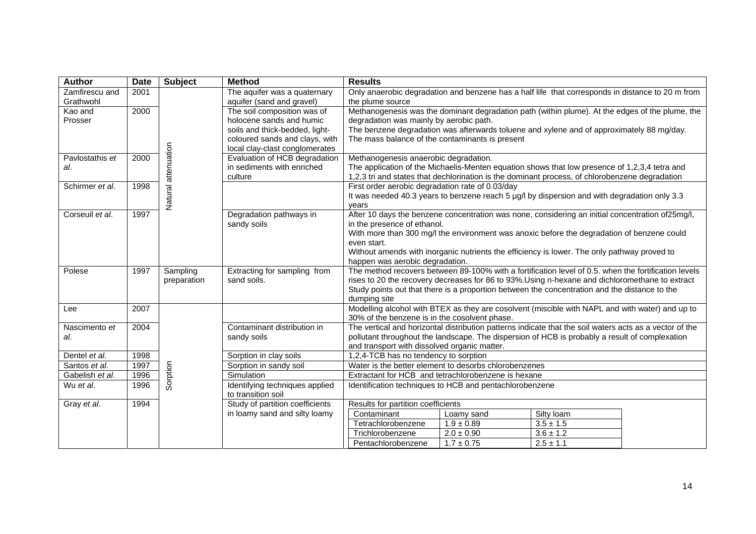| Author | Date | Subject | Method | Results |
|---|---|---|---|---|
| Zamfirescu and Grathwohl | 2001 | Natural attenuation | The aquifer was a quaternary aquifer (sand and gravel) | Only anaerobic degradation and benzene has a half life that corresponds in distance to 20 m from the plume source |
| Kao and Prosser | 2000 | Natural attenuation | The soil composition was of holocene sands and humic soils and thick-bedded, light-coloured sands and clays, with local clay-clast conglomerates | Methanogenesis was the dominant degradation path (within plume). At the edges of the plume, the degradation was mainly by aerobic path. The benzene degradation was afterwards toluene and xylene and of approximately 88 mg/day. The mass balance of the contaminants is present |
| Pavlostathis *et al*. | 2000 | Natural attenuation | Evaluation of HCB degradation in sediments with enriched culture | Methanogenesis anaerobic degradation. The application of the Michaelis-Menten equation shows that low presence of 1,2,3,4 tetra and 1,2,3 tri and states that dechlorination is the dominant process, of chlorobenzene degradation |
| Schirmer *et al*. | 1998 | Natural attenuation | | First order aerobic degradation rate of 0.03/day It was needed 40.3 years to benzene reach 5 µg/l by dispersion and with degradation only 3.3 years |
| Corseuil *et al*. | 1997 | Natural attenuation | Degradation pathways in sandy soils | After 10 days the benzene concentration was none, considering an initial concentration of25mg/l, in the presence of ethanol. With more than 300 mg/l the environment was anoxic before the degradation of benzene could even start. Without amends with inorganic nutrients the efficiency is lower. The only pathway proved to happen was aerobic degradation. |
| Polese | 1997 | Sampling preparation | Extracting for sampling from sand soils. | The method recovers between 89-100% with a fortification level of 0.5. when the fortification levels rises to 20 the recovery decreases for 86 to 93%.Using n-hexane and dichloromethane to extract Study points out that there is a proportion between the concentration and the distance to the dumping site |
| Lee | 2007 | Sorption | | Modelling alcohol with BTEX as they are cosolvent (miscible with NAPL and with water) and up to 30% of the benzene is in the cosolvent phase. |
| Nascimento *et al*. | 2004 | Sorption | Contaminant distribution in sandy soils | The vertical and horizontal distribution patterns indicate that the soil waters acts as a vector of the pollutant throughout the landscape. The dispersion of HCB is probably a result of complexation and transport with dissolved organic matter. |
| Dentel *et al*. | 1998 | Sorption | Sorption in clay soils | 1,2,4-TCB has no tendency to sorption |
| Santos *et al*. | 1997 | Sorption | Sorption in sandy soil | Water is the better element to desorbs chlorobenzenes |
| Gabelish *et al*. | 1996 | Sorption | Simulation | Extractant for HCB and tetrachlorobenzene is hexane |
| Wu *et al*. | 1996 | Sorption | Identifying techniques applied to transition soil | Identification techniques to HCB and pentachlorobenzene |
| Gray *et al*. | 1994 | Sorption | Study of partition coefficients in loamy sand and silty loamy | Results for partition coefficients: Contaminant / Loamy sand / Silty loam — Tetrachlorobenzene: 1.9 ± 0.89 / 3.5 ± 1.5; Trichlorobenzene: 2.0 ± 0.90 / 3.6 ± 1.2; Pentachlorobenzene: 1.7 ± 0.75 / 2.5 ± 1.1 |

| Contaminant | Loamy sand | Silty loam |
|---|---|---|
| Tetrachlorobenzene | 1.9 ± 0.89 | 3.5 ± 1.5 |
| Trichlorobenzene | 2.0 ± 0.90 | 3.6 ± 1.2 |
| Pentachlorobenzene | 1.7 ± 0.75 | 2.5 ± 1.1 |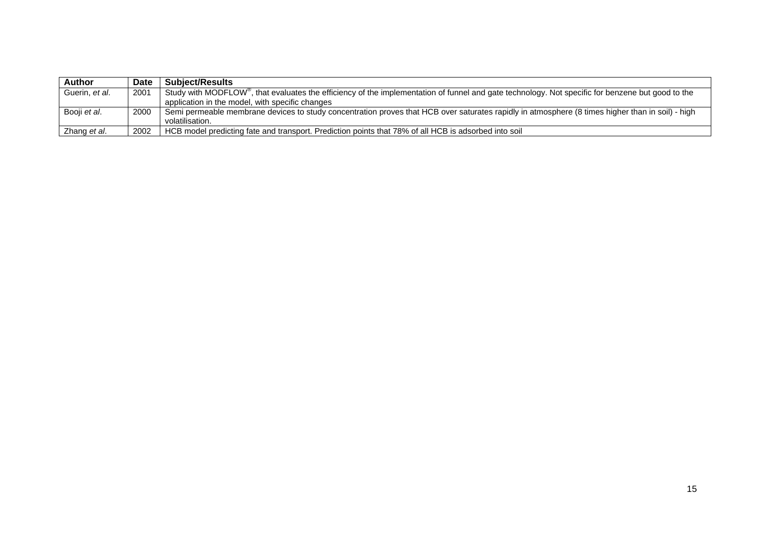| Author | Date | Subject/Results |
| --- | --- | --- |
| Guerin, *et al.* | 2001 | Study with MODFLOW®, that evaluates the efficiency of the implementation of funnel and gate technology. Not specific for benzene but good to the application in the model, with specific changes |
| Booji *et al.* | 2000 | Semi permeable membrane devices to study concentration proves that HCB over saturates rapidly in atmosphere (8 times higher than in soil) - high volatilisation. |
| Zhang *et al.* | 2002 | HCB model predicting fate and transport. Prediction points that 78% of all HCB is adsorbed into soil |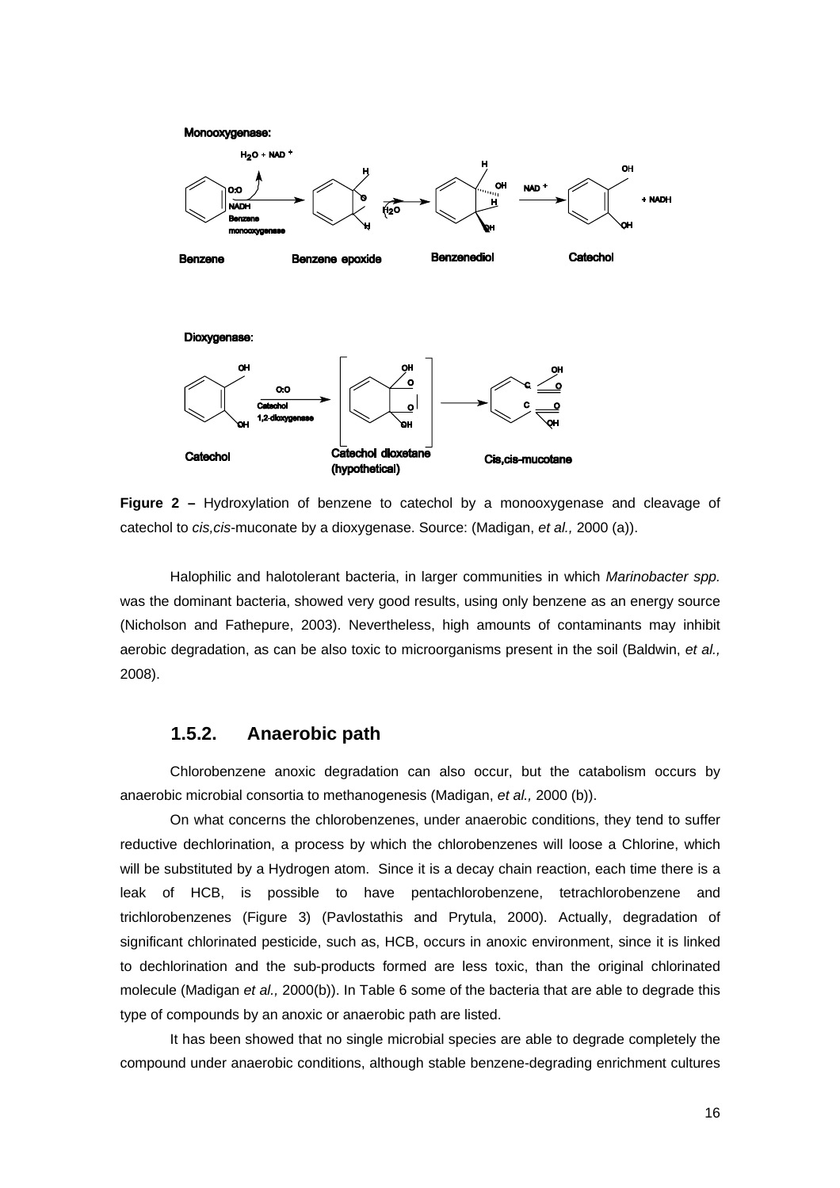Monooxygenase:

Benzene Benzene epoxide Benzenediol Catechol

Dioxygenase:

Catechol Catechol dioxetane (hypothetical) Cis,cis-mucotane

**Figure 2 –** Hydroxylation of benzene to catechol by a monooxygenase and cleavage of catechol to *cis,cis*-muconate by a dioxygenase. Source: (Madigan, *et al.,* 2000 (a)).

Halophilic and halotolerant bacteria, in larger communities in which *Marinobacter spp.* was the dominant bacteria, showed very good results, using only benzene as an energy source (Nicholson and Fathepure, 2003). Nevertheless, high amounts of contaminants may inhibit aerobic degradation, as can be also toxic to microorganisms present in the soil (Baldwin, *et al.,* 2008).

### 1.5.2. Anaerobic path

Chlorobenzene anoxic degradation can also occur, but the catabolism occurs by anaerobic microbial consortia to methanogenesis (Madigan, *et al.,* 2000 (b)).

On what concerns the chlorobenzenes, under anaerobic conditions, they tend to suffer reductive dechlorination, a process by which the chlorobenzenes will loose a Chlorine, which will be substituted by a Hydrogen atom. Since it is a decay chain reaction, each time there is a leak of HCB, is possible to have pentachlorobenzene, tetrachlorobenzene and trichlorobenzenes (Figure 3) (Pavlostathis and Prytula, 2000). Actually, degradation of significant chlorinated pesticide, such as, HCB, occurs in anoxic environment, since it is linked to dechlorination and the sub-products formed are less toxic, than the original chlorinated molecule (Madigan *et al.,* 2000(b)). In Table 6 some of the bacteria that are able to degrade this type of compounds by an anoxic or anaerobic path are listed.

It has been showed that no single microbial species are able to degrade completely the compound under anaerobic conditions, although stable benzene-degrading enrichment cultures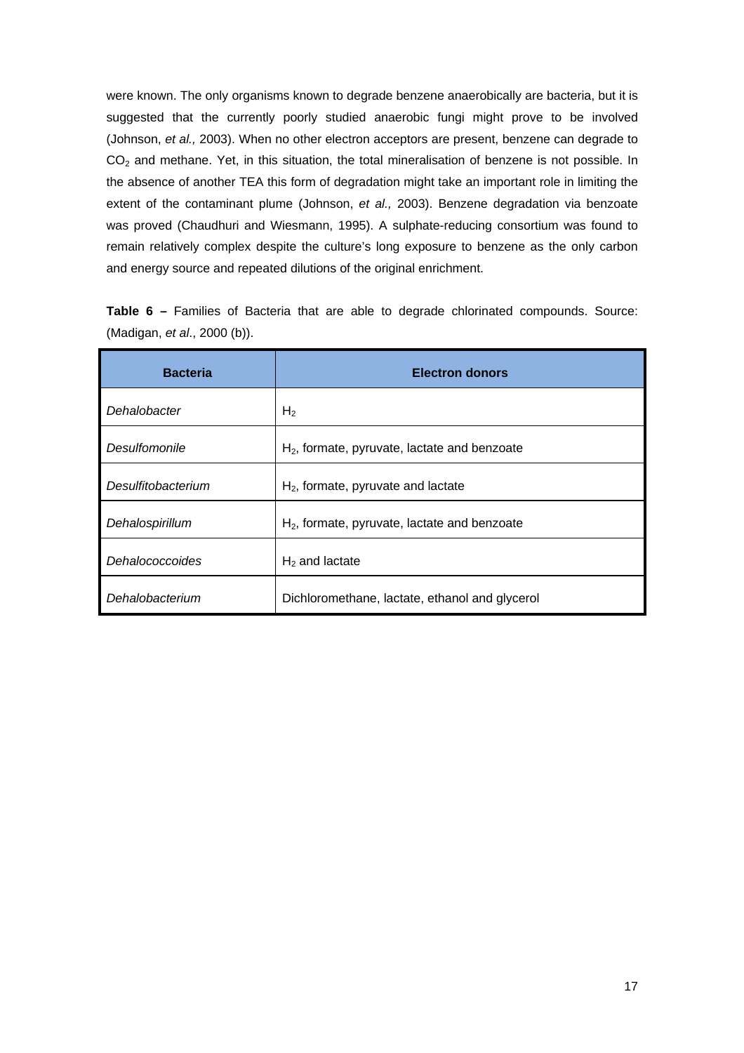were known. The only organisms known to degrade benzene anaerobically are bacteria, but it is suggested that the currently poorly studied anaerobic fungi might prove to be involved (Johnson, *et al.,* 2003). When no other electron acceptors are present, benzene can degrade to $CO_2$ and methane. Yet, in this situation, the total mineralisation of benzene is not possible. In the absence of another TEA this form of degradation might take an important role in limiting the extent of the contaminant plume (Johnson, *et al.,* 2003). Benzene degradation via benzoate was proved (Chaudhuri and Wiesmann, 1995). A sulphate-reducing consortium was found to remain relatively complex despite the culture's long exposure to benzene as the only carbon and energy source and repeated dilutions of the original enrichment.

**Table 6 –** Families of Bacteria that are able to degrade chlorinated compounds. Source: (Madigan, *et al*., 2000 (b)).

| Bacteria | Electron donors |
| --- | --- |
| *Dehalobacter* | $H_2$ |
| *Desulfomonile* | $H_2$, formate, pyruvate, lactate and benzoate |
| *Desulfitobacterium* | $H_2$, formate, pyruvate and lactate |
| *Dehalospirillum* | $H_2$, formate, pyruvate, lactate and benzoate |
| *Dehalococcoides* | $H_2$ and lactate |
| *Dehalobacterium* | Dichloromethane, lactate, ethanol and glycerol |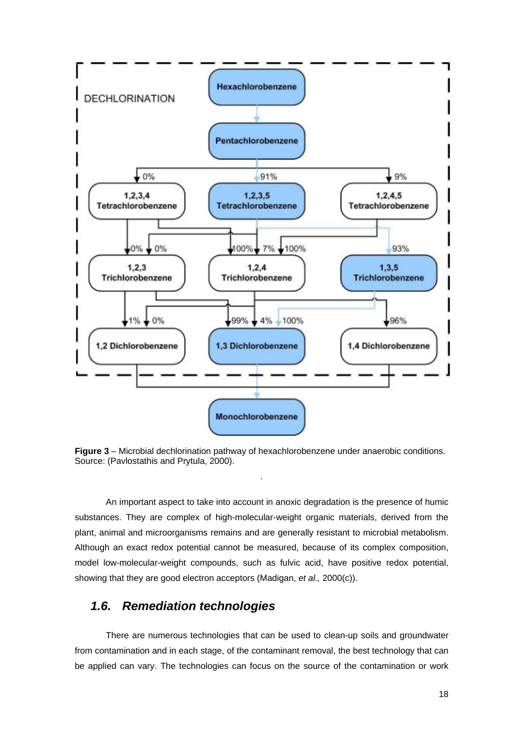**Figure 3** – Microbial dechlorination pathway of hexachlorobenzene under anaerobic conditions. Source: (Pavlostathis and Prytula, 2000).

An important aspect to take into account in anoxic degradation is the presence of humic substances. They are complex of high-molecular-weight organic materials, derived from the plant, animal and microorganisms remains and are generally resistant to microbial metabolism. Although an exact redox potential cannot be measured, because of its complex composition, model low-molecular-weight compounds, such as fulvic acid, have positive redox potential, showing that they are good electron acceptors (Madigan, *et al.,* 2000(c)).

## *1.6. Remediation technologies*

There are numerous technologies that can be used to clean-up soils and groundwater from contamination and in each stage, of the contaminant removal, the best technology that can be applied can vary. The technologies can focus on the source of the contamination or work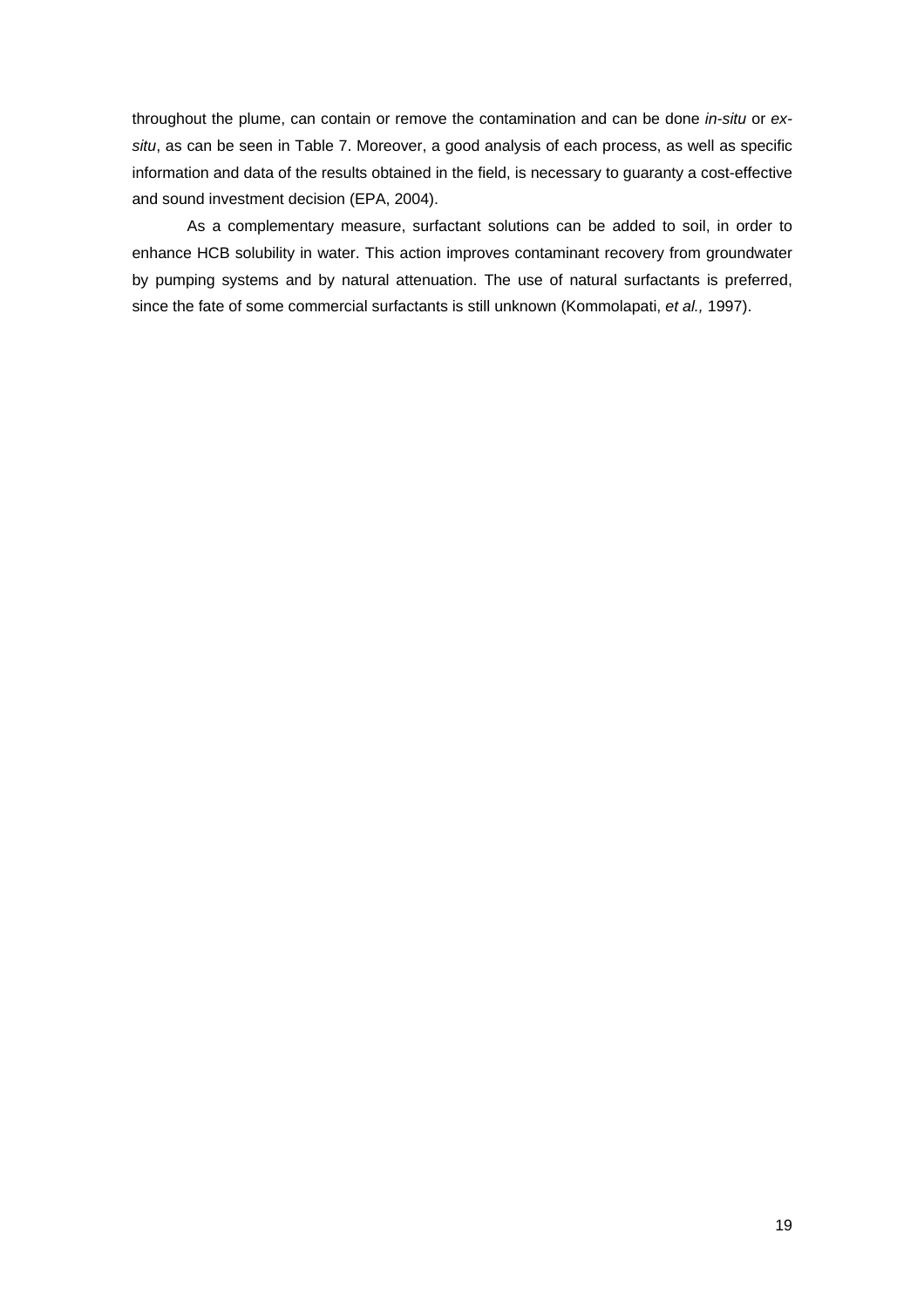throughout the plume, can contain or remove the contamination and can be done *in-situ* or *ex-situ*, as can be seen in Table 7. Moreover, a good analysis of each process, as well as specific information and data of the results obtained in the field, is necessary to guaranty a cost-effective and sound investment decision (EPA, 2004).

As a complementary measure, surfactant solutions can be added to soil, in order to enhance HCB solubility in water. This action improves contaminant recovery from groundwater by pumping systems and by natural attenuation. The use of natural surfactants is preferred, since the fate of some commercial surfactants is still unknown (Kommolapati, *et al.,* 1997).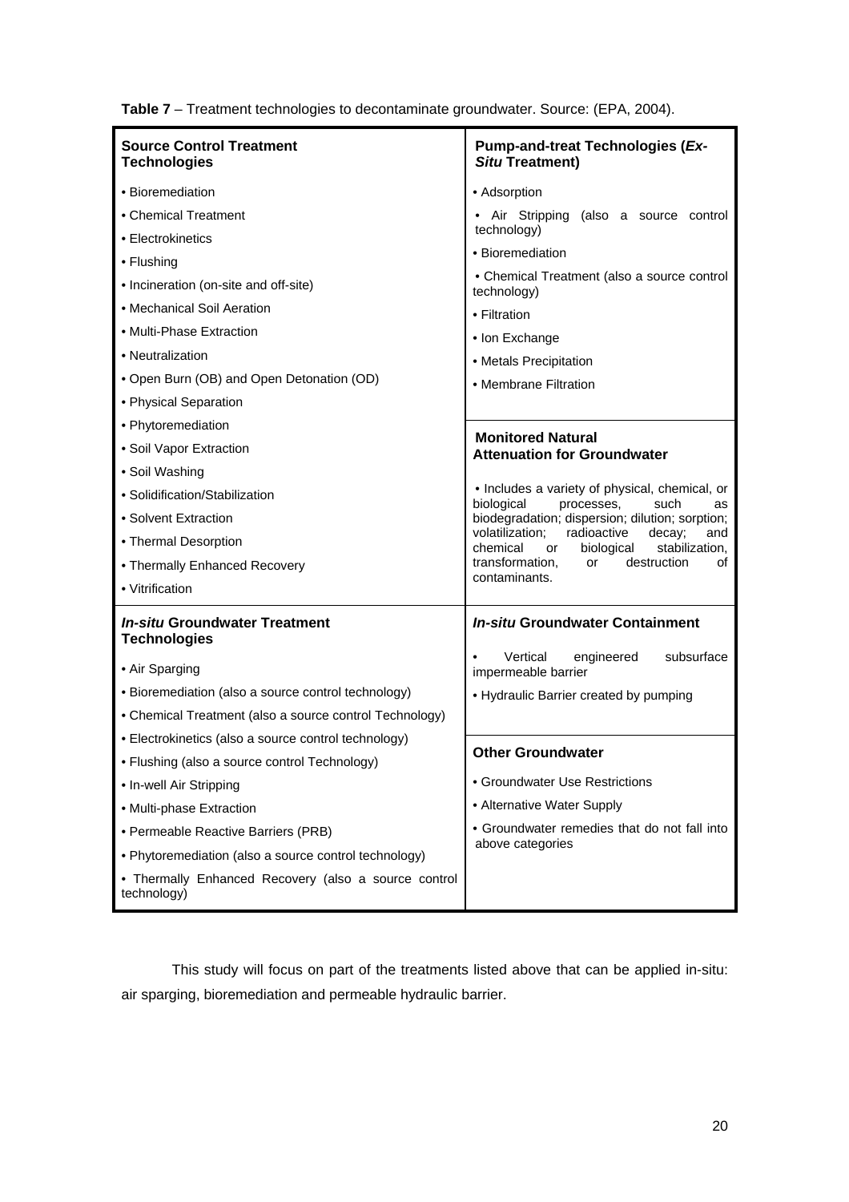**Table 7** – Treatment technologies to decontaminate groundwater. Source: (EPA, 2004).

| **Source Control Treatment Technologies** | **Pump-and-treat Technologies (*Ex-Situ* Treatment)** |
|---|---|
| • Bioremediation<br>• Chemical Treatment<br>• Electrokinetics<br>• Flushing<br>• Incineration (on-site and off-site)<br>• Mechanical Soil Aeration<br>• Multi-Phase Extraction<br>• Neutralization<br>• Open Burn (OB) and Open Detonation (OD)<br>• Physical Separation<br>• Phytoremediation<br>• Soil Vapor Extraction<br>• Soil Washing<br>• Solidification/Stabilization<br>• Solvent Extraction<br>• Thermal Desorption<br>• Thermally Enhanced Recovery<br>• Vitrification | • Adsorption<br>• Air Stripping (also a source control technology)<br>• Bioremediation<br>• Chemical Treatment (also a source control technology)<br>• Filtration<br>• Ion Exchange<br>• Metals Precipitation<br>• Membrane Filtration<br><br>**Monitored Natural Attenuation for Groundwater**<br><br>• Includes a variety of physical, chemical, or biological processes, such as biodegradation; dispersion; dilution; sorption; volatilization; radioactive decay; and chemical or biological stabilization, transformation, or destruction of contaminants. |
| ***In-situ* Groundwater Treatment Technologies** | ***In-situ* Groundwater Containment** |
| • Air Sparging<br>• Bioremediation (also a source control technology)<br>• Chemical Treatment (also a source control Technology)<br>• Electrokinetics (also a source control technology)<br>• Flushing (also a source control Technology)<br>• In-well Air Stripping<br>• Multi-phase Extraction<br>• Permeable Reactive Barriers (PRB)<br>• Phytoremediation (also a source control technology)<br>• Thermally Enhanced Recovery (also a source control technology) | • Vertical engineered subsurface impermeable barrier<br>• Hydraulic Barrier created by pumping<br><br>**Other Groundwater**<br><br>• Groundwater Use Restrictions<br>• Alternative Water Supply<br>• Groundwater remedies that do not fall into above categories |

This study will focus on part of the treatments listed above that can be applied in-situ: air sparging, bioremediation and permeable hydraulic barrier.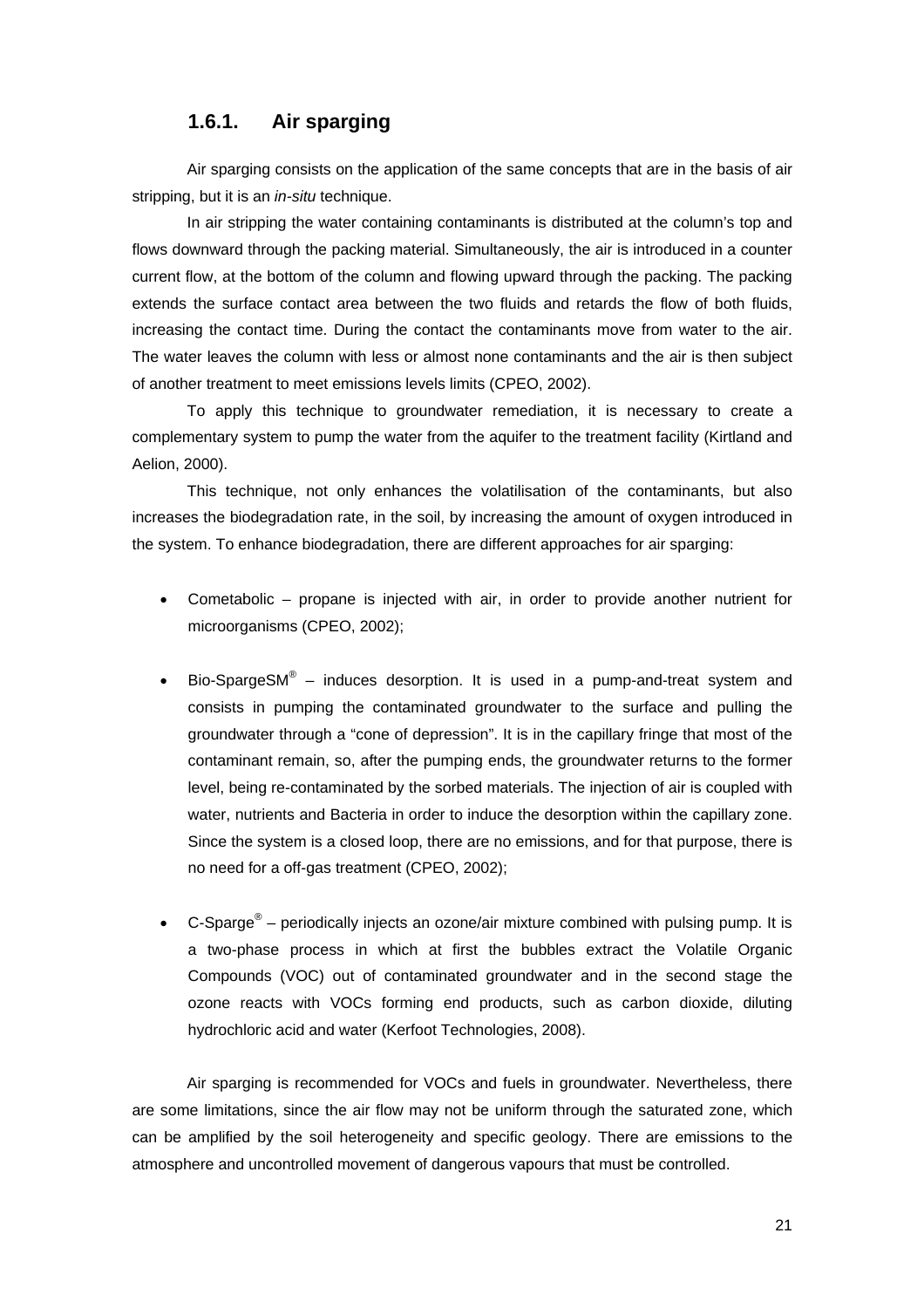### 1.6.1. Air sparging

Air sparging consists on the application of the same concepts that are in the basis of air stripping, but it is an *in-situ* technique.

In air stripping the water containing contaminants is distributed at the column's top and flows downward through the packing material. Simultaneously, the air is introduced in a counter current flow, at the bottom of the column and flowing upward through the packing. The packing extends the surface contact area between the two fluids and retards the flow of both fluids, increasing the contact time. During the contact the contaminants move from water to the air. The water leaves the column with less or almost none contaminants and the air is then subject of another treatment to meet emissions levels limits (CPEO, 2002).

To apply this technique to groundwater remediation, it is necessary to create a complementary system to pump the water from the aquifer to the treatment facility (Kirtland and Aelion, 2000).

This technique, not only enhances the volatilisation of the contaminants, but also increases the biodegradation rate, in the soil, by increasing the amount of oxygen introduced in the system. To enhance biodegradation, there are different approaches for air sparging:

- Cometabolic – propane is injected with air, in order to provide another nutrient for microorganisms (CPEO, 2002);
- Bio-SpargeSM® – induces desorption. It is used in a pump-and-treat system and consists in pumping the contaminated groundwater to the surface and pulling the groundwater through a "cone of depression". It is in the capillary fringe that most of the contaminant remain, so, after the pumping ends, the groundwater returns to the former level, being re-contaminated by the sorbed materials. The injection of air is coupled with water, nutrients and Bacteria in order to induce the desorption within the capillary zone. Since the system is a closed loop, there are no emissions, and for that purpose, there is no need for a off-gas treatment (CPEO, 2002);
- C-Sparge® – periodically injects an ozone/air mixture combined with pulsing pump. It is a two-phase process in which at first the bubbles extract the Volatile Organic Compounds (VOC) out of contaminated groundwater and in the second stage the ozone reacts with VOCs forming end products, such as carbon dioxide, diluting hydrochloric acid and water (Kerfoot Technologies, 2008).

Air sparging is recommended for VOCs and fuels in groundwater. Nevertheless, there are some limitations, since the air flow may not be uniform through the saturated zone, which can be amplified by the soil heterogeneity and specific geology. There are emissions to the atmosphere and uncontrolled movement of dangerous vapours that must be controlled.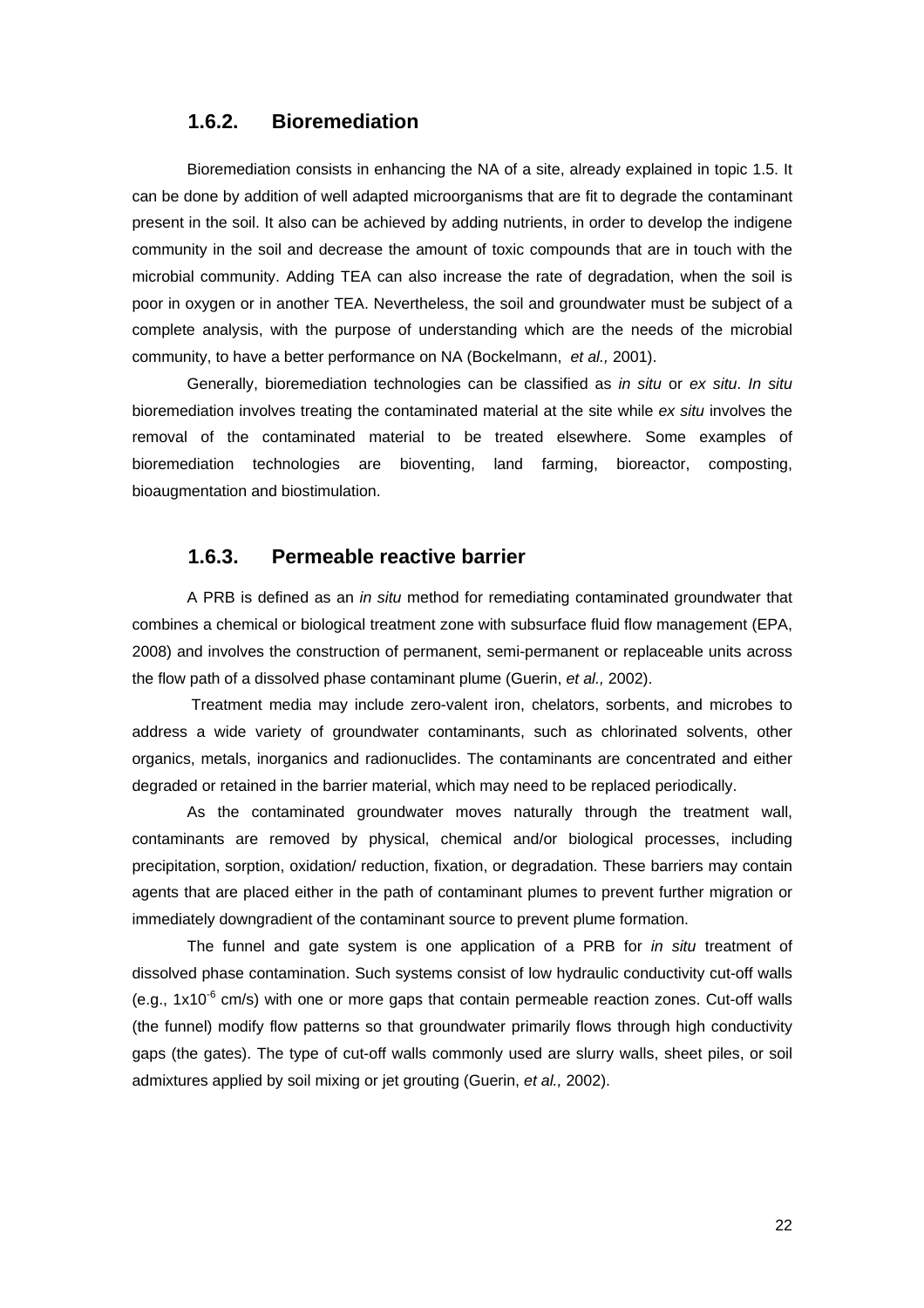### 1.6.2. Bioremediation

Bioremediation consists in enhancing the NA of a site, already explained in topic 1.5. It can be done by addition of well adapted microorganisms that are fit to degrade the contaminant present in the soil. It also can be achieved by adding nutrients, in order to develop the indigene community in the soil and decrease the amount of toxic compounds that are in touch with the microbial community. Adding TEA can also increase the rate of degradation, when the soil is poor in oxygen or in another TEA. Nevertheless, the soil and groundwater must be subject of a complete analysis, with the purpose of understanding which are the needs of the microbial community, to have a better performance on NA (Bockelmann, *et al.,* 2001).

Generally, bioremediation technologies can be classified as *in situ* or *ex situ*. *In situ* bioremediation involves treating the contaminated material at the site while *ex situ* involves the removal of the contaminated material to be treated elsewhere. Some examples of bioremediation technologies are bioventing, land farming, bioreactor, composting, bioaugmentation and biostimulation.

### 1.6.3. Permeable reactive barrier

A PRB is defined as an *in situ* method for remediating contaminated groundwater that combines a chemical or biological treatment zone with subsurface fluid flow management (EPA, 2008) and involves the construction of permanent, semi-permanent or replaceable units across the flow path of a dissolved phase contaminant plume (Guerin, *et al.,* 2002).

Treatment media may include zero-valent iron, chelators, sorbents, and microbes to address a wide variety of groundwater contaminants, such as chlorinated solvents, other organics, metals, inorganics and radionuclides. The contaminants are concentrated and either degraded or retained in the barrier material, which may need to be replaced periodically.

As the contaminated groundwater moves naturally through the treatment wall, contaminants are removed by physical, chemical and/or biological processes, including precipitation, sorption, oxidation/ reduction, fixation, or degradation. These barriers may contain agents that are placed either in the path of contaminant plumes to prevent further migration or immediately downgradient of the contaminant source to prevent plume formation.

The funnel and gate system is one application of a PRB for *in situ* treatment of dissolved phase contamination. Such systems consist of low hydraulic conductivity cut-off walls (e.g., $1x10^{-6}$ cm/s) with one or more gaps that contain permeable reaction zones. Cut-off walls (the funnel) modify flow patterns so that groundwater primarily flows through high conductivity gaps (the gates). The type of cut-off walls commonly used are slurry walls, sheet piles, or soil admixtures applied by soil mixing or jet grouting (Guerin, *et al.,* 2002).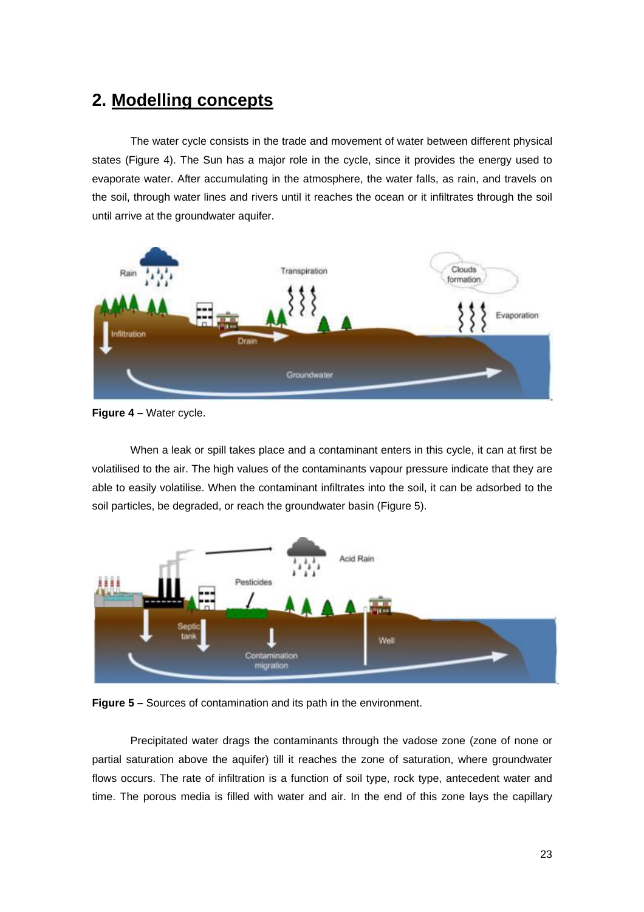## 2. Modelling concepts

The water cycle consists in the trade and movement of water between different physical states (Figure 4). The Sun has a major role in the cycle, since it provides the energy used to evaporate water. After accumulating in the atmosphere, the water falls, as rain, and travels on the soil, through water lines and rivers until it reaches the ocean or it infiltrates through the soil until arrive at the groundwater aquifer.

**Figure 4 –** Water cycle.

When a leak or spill takes place and a contaminant enters in this cycle, it can at first be volatilised to the air. The high values of the contaminants vapour pressure indicate that they are able to easily volatilise. When the contaminant infiltrates into the soil, it can be adsorbed to the soil particles, be degraded, or reach the groundwater basin (Figure 5).

**Figure 5 –** Sources of contamination and its path in the environment.

Precipitated water drags the contaminants through the vadose zone (zone of none or partial saturation above the aquifer) till it reaches the zone of saturation, where groundwater flows occurs. The rate of infiltration is a function of soil type, rock type, antecedent water and time. The porous media is filled with water and air. In the end of this zone lays the capillary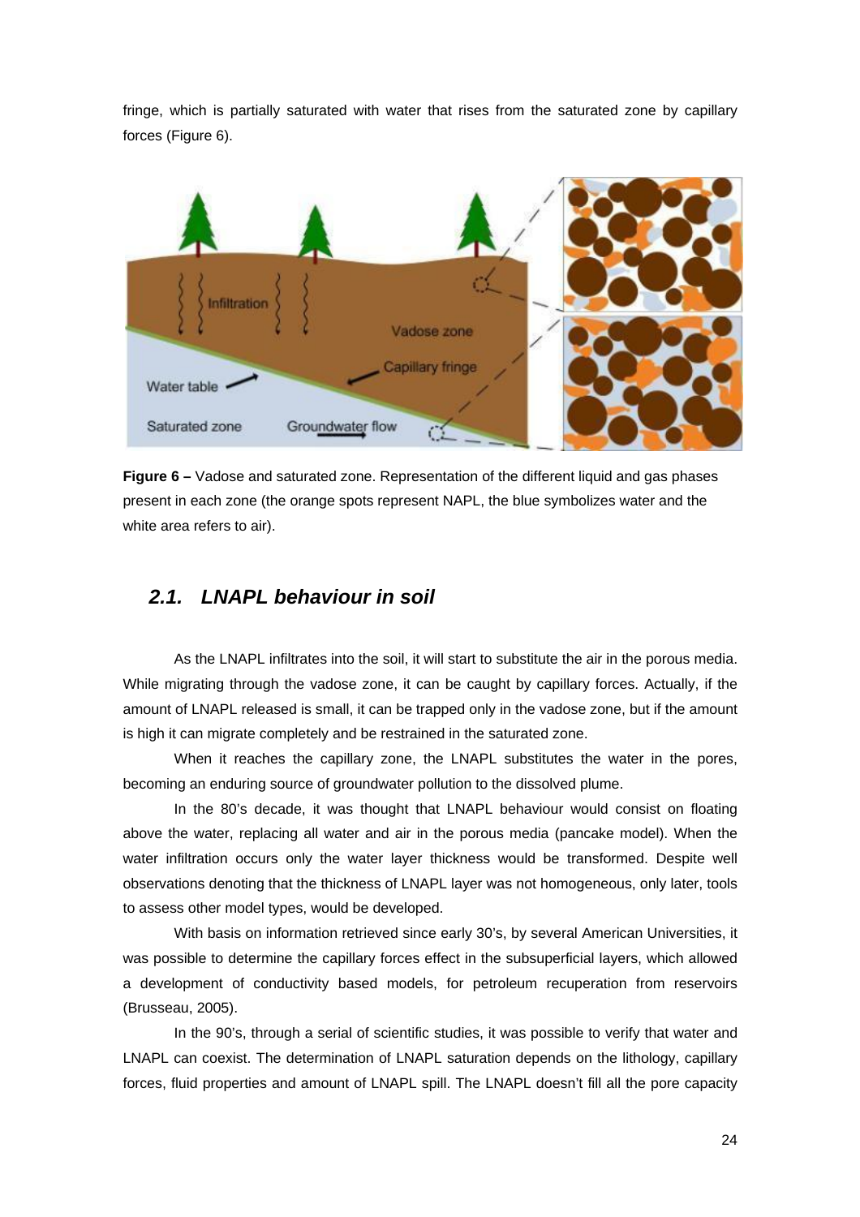fringe, which is partially saturated with water that rises from the saturated zone by capillary forces (Figure 6).

**Figure 6 –** Vadose and saturated zone. Representation of the different liquid and gas phases present in each zone (the orange spots represent NAPL, the blue symbolizes water and the white area refers to air).

## *2.1. LNAPL behaviour in soil*

As the LNAPL infiltrates into the soil, it will start to substitute the air in the porous media. While migrating through the vadose zone, it can be caught by capillary forces. Actually, if the amount of LNAPL released is small, it can be trapped only in the vadose zone, but if the amount is high it can migrate completely and be restrained in the saturated zone.

When it reaches the capillary zone, the LNAPL substitutes the water in the pores, becoming an enduring source of groundwater pollution to the dissolved plume.

In the 80's decade, it was thought that LNAPL behaviour would consist on floating above the water, replacing all water and air in the porous media (pancake model). When the water infiltration occurs only the water layer thickness would be transformed. Despite well observations denoting that the thickness of LNAPL layer was not homogeneous, only later, tools to assess other model types, would be developed.

With basis on information retrieved since early 30's, by several American Universities, it was possible to determine the capillary forces effect in the subsuperficial layers, which allowed a development of conductivity based models, for petroleum recuperation from reservoirs (Brusseau, 2005).

In the 90's, through a serial of scientific studies, it was possible to verify that water and LNAPL can coexist. The determination of LNAPL saturation depends on the lithology, capillary forces, fluid properties and amount of LNAPL spill. The LNAPL doesn't fill all the pore capacity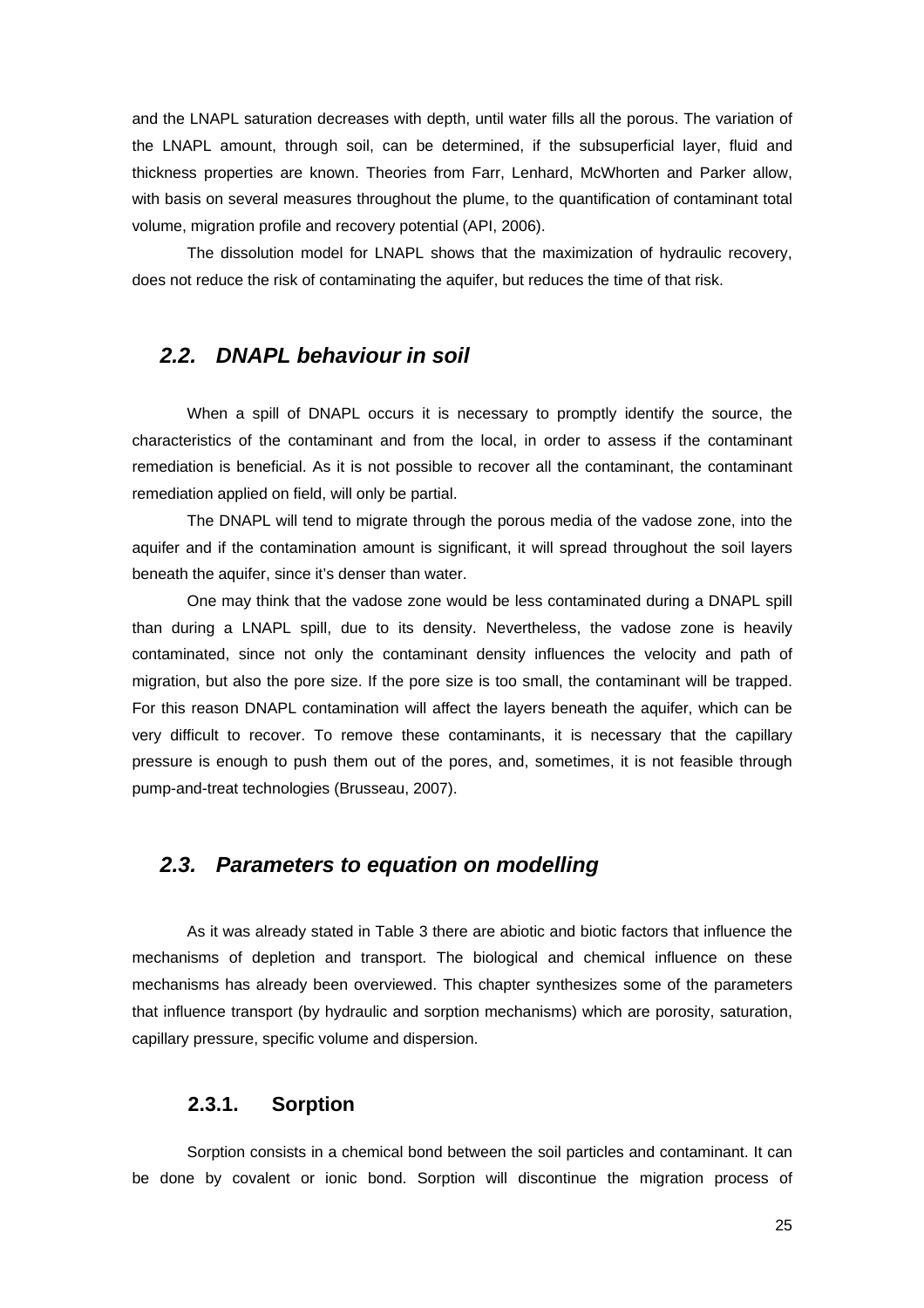and the LNAPL saturation decreases with depth, until water fills all the porous. The variation of the LNAPL amount, through soil, can be determined, if the subsuperficial layer, fluid and thickness properties are known. Theories from Farr, Lenhard, McWhorten and Parker allow, with basis on several measures throughout the plume, to the quantification of contaminant total volume, migration profile and recovery potential (API, 2006).

The dissolution model for LNAPL shows that the maximization of hydraulic recovery, does not reduce the risk of contaminating the aquifer, but reduces the time of that risk.

## *2.2. DNAPL behaviour in soil*

When a spill of DNAPL occurs it is necessary to promptly identify the source, the characteristics of the contaminant and from the local, in order to assess if the contaminant remediation is beneficial. As it is not possible to recover all the contaminant, the contaminant remediation applied on field, will only be partial.

The DNAPL will tend to migrate through the porous media of the vadose zone, into the aquifer and if the contamination amount is significant, it will spread throughout the soil layers beneath the aquifer, since it's denser than water.

One may think that the vadose zone would be less contaminated during a DNAPL spill than during a LNAPL spill, due to its density. Nevertheless, the vadose zone is heavily contaminated, since not only the contaminant density influences the velocity and path of migration, but also the pore size. If the pore size is too small, the contaminant will be trapped. For this reason DNAPL contamination will affect the layers beneath the aquifer, which can be very difficult to recover. To remove these contaminants, it is necessary that the capillary pressure is enough to push them out of the pores, and, sometimes, it is not feasible through pump-and-treat technologies (Brusseau, 2007).

## *2.3. Parameters to equation on modelling*

As it was already stated in Table 3 there are abiotic and biotic factors that influence the mechanisms of depletion and transport. The biological and chemical influence on these mechanisms has already been overviewed. This chapter synthesizes some of the parameters that influence transport (by hydraulic and sorption mechanisms) which are porosity, saturation, capillary pressure, specific volume and dispersion.

### 2.3.1. Sorption

Sorption consists in a chemical bond between the soil particles and contaminant. It can be done by covalent or ionic bond. Sorption will discontinue the migration process of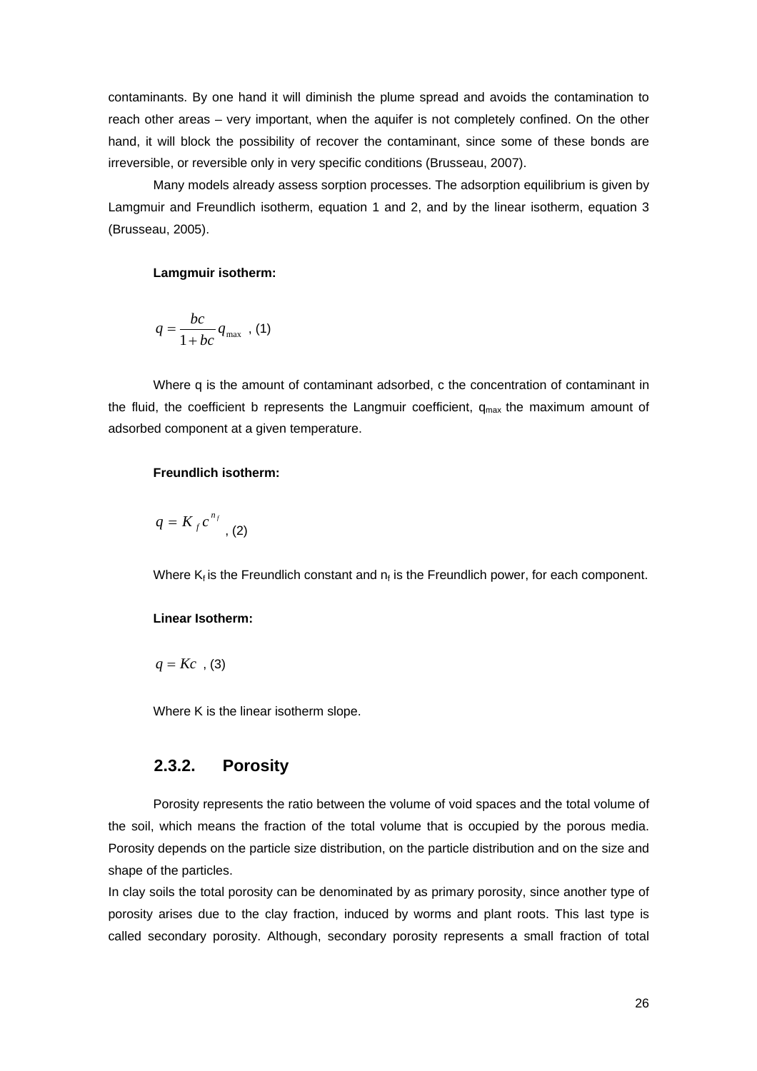contaminants. By one hand it will diminish the plume spread and avoids the contamination to reach other areas – very important, when the aquifer is not completely confined. On the other hand, it will block the possibility of recover the contaminant, since some of these bonds are irreversible, or reversible only in very specific conditions (Brusseau, 2007).

Many models already assess sorption processes. The adsorption equilibrium is given by Lamgmuir and Freundlich isotherm, equation 1 and 2, and by the linear isotherm, equation 3 (Brusseau, 2005).

**Lamgmuir isotherm:**

$$q = \frac{bc}{1+bc} q_{\max} \text{ , (1)}$$

Where q is the amount of contaminant adsorbed, c the concentration of contaminant in the fluid, the coefficient b represents the Langmuir coefficient, $q_{max}$ the maximum amount of adsorbed component at a given temperature.

**Freundlich isotherm:**

$$q = K_f c^{n_f} \text{ , (2)}$$

Where $K_f$ is the Freundlich constant and $n_f$ is the Freundlich power, for each component.

**Linear Isotherm:**

$$q = Kc \text{ , (3)}$$

Where K is the linear isotherm slope.

### 2.3.2. Porosity

Porosity represents the ratio between the volume of void spaces and the total volume of the soil, which means the fraction of the total volume that is occupied by the porous media. Porosity depends on the particle size distribution, on the particle distribution and on the size and shape of the particles.

In clay soils the total porosity can be denominated by as primary porosity, since another type of porosity arises due to the clay fraction, induced by worms and plant roots. This last type is called secondary porosity. Although, secondary porosity represents a small fraction of total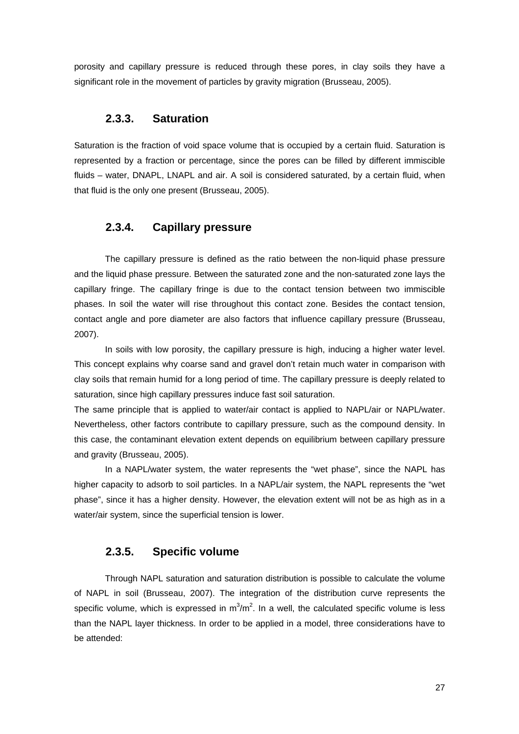porosity and capillary pressure is reduced through these pores, in clay soils they have a significant role in the movement of particles by gravity migration (Brusseau, 2005).

### 2.3.3. Saturation

Saturation is the fraction of void space volume that is occupied by a certain fluid. Saturation is represented by a fraction or percentage, since the pores can be filled by different immiscible fluids – water, DNAPL, LNAPL and air. A soil is considered saturated, by a certain fluid, when that fluid is the only one present (Brusseau, 2005).

### 2.3.4. Capillary pressure

The capillary pressure is defined as the ratio between the non-liquid phase pressure and the liquid phase pressure. Between the saturated zone and the non-saturated zone lays the capillary fringe. The capillary fringe is due to the contact tension between two immiscible phases. In soil the water will rise throughout this contact zone. Besides the contact tension, contact angle and pore diameter are also factors that influence capillary pressure (Brusseau, 2007).

In soils with low porosity, the capillary pressure is high, inducing a higher water level. This concept explains why coarse sand and gravel don't retain much water in comparison with clay soils that remain humid for a long period of time. The capillary pressure is deeply related to saturation, since high capillary pressures induce fast soil saturation.

The same principle that is applied to water/air contact is applied to NAPL/air or NAPL/water. Nevertheless, other factors contribute to capillary pressure, such as the compound density. In this case, the contaminant elevation extent depends on equilibrium between capillary pressure and gravity (Brusseau, 2005).

In a NAPL/water system, the water represents the "wet phase", since the NAPL has higher capacity to adsorb to soil particles. In a NAPL/air system, the NAPL represents the "wet phase", since it has a higher density. However, the elevation extent will not be as high as in a water/air system, since the superficial tension is lower.

### 2.3.5. Specific volume

Through NAPL saturation and saturation distribution is possible to calculate the volume of NAPL in soil (Brusseau, 2007). The integration of the distribution curve represents the specific volume, which is expressed in $m^3/m^2$. In a well, the calculated specific volume is less than the NAPL layer thickness. In order to be applied in a model, three considerations have to be attended: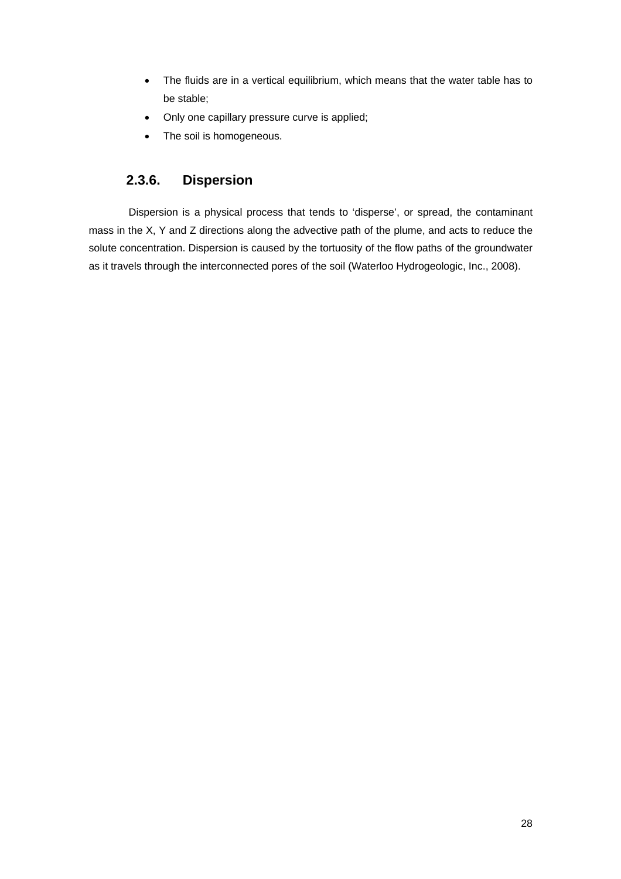- The fluids are in a vertical equilibrium, which means that the water table has to be stable;
- Only one capillary pressure curve is applied;
- The soil is homogeneous.

### 2.3.6. Dispersion

Dispersion is a physical process that tends to 'disperse', or spread, the contaminant mass in the X, Y and Z directions along the advective path of the plume, and acts to reduce the solute concentration. Dispersion is caused by the tortuosity of the flow paths of the groundwater as it travels through the interconnected pores of the soil (Waterloo Hydrogeologic, Inc., 2008).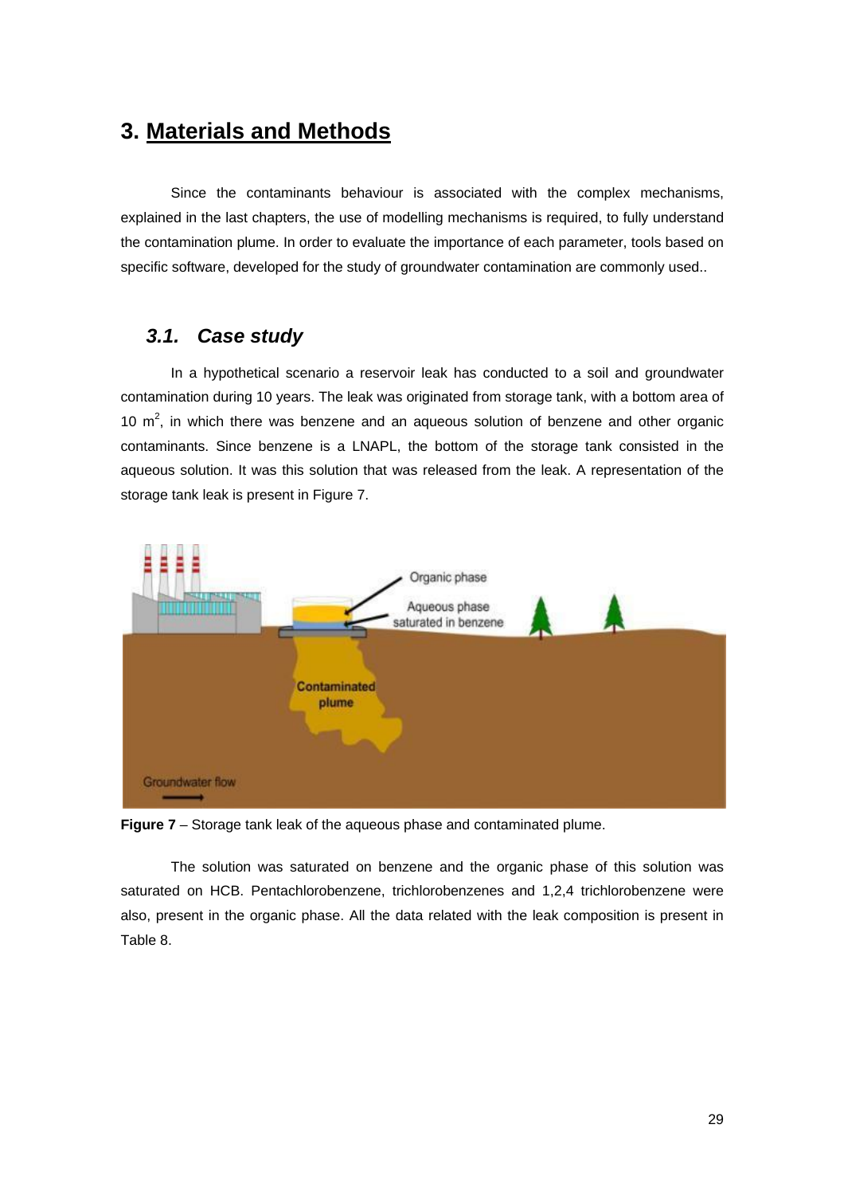# 3. Materials and Methods

Since the contaminants behaviour is associated with the complex mechanisms, explained in the last chapters, the use of modelling mechanisms is required, to fully understand the contamination plume. In order to evaluate the importance of each parameter, tools based on specific software, developed for the study of groundwater contamination are commonly used..

## *3.1. Case study*

In a hypothetical scenario a reservoir leak has conducted to a soil and groundwater contamination during 10 years. The leak was originated from storage tank, with a bottom area of 10 $m^2$, in which there was benzene and an aqueous solution of benzene and other organic contaminants. Since benzene is a LNAPL, the bottom of the storage tank consisted in the aqueous solution. It was this solution that was released from the leak. A representation of the storage tank leak is present in Figure 7.

**Figure 7** – Storage tank leak of the aqueous phase and contaminated plume.

The solution was saturated on benzene and the organic phase of this solution was saturated on HCB. Pentachlorobenzene, trichlorobenzenes and 1,2,4 trichlorobenzene were also, present in the organic phase. All the data related with the leak composition is present in Table 8.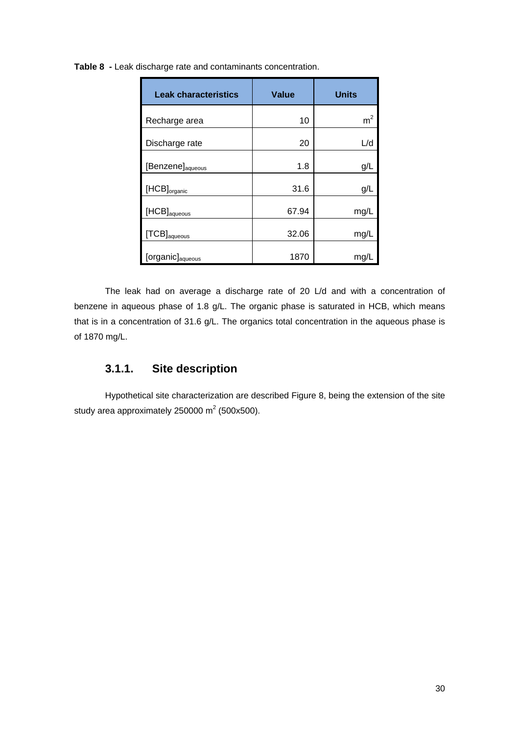**Table 8 -** Leak discharge rate and contaminants concentration.

| Leak characteristics | Value | Units |
|---|---|---|
| Recharge area | 10 | $m^2$ |
| Discharge rate | 20 | L/d |
| $[Benzene]_{aqueous}$ | 1.8 | g/L |
| $[HCB]_{organic}$ | 31.6 | g/L |
| $[HCB]_{aqueous}$ | 67.94 | mg/L |
| $[TCB]_{aqueous}$ | 32.06 | mg/L |
| $[organic]_{aqueous}$ | 1870 | mg/L |

The leak had on average a discharge rate of 20 L/d and with a concentration of benzene in aqueous phase of 1.8 g/L. The organic phase is saturated in HCB, which means that is in a concentration of 31.6 g/L. The organics total concentration in the aqueous phase is of 1870 mg/L.

### 3.1.1. Site description

Hypothetical site characterization are described Figure 8, being the extension of the site study area approximately 250000 $m^2$ (500x500).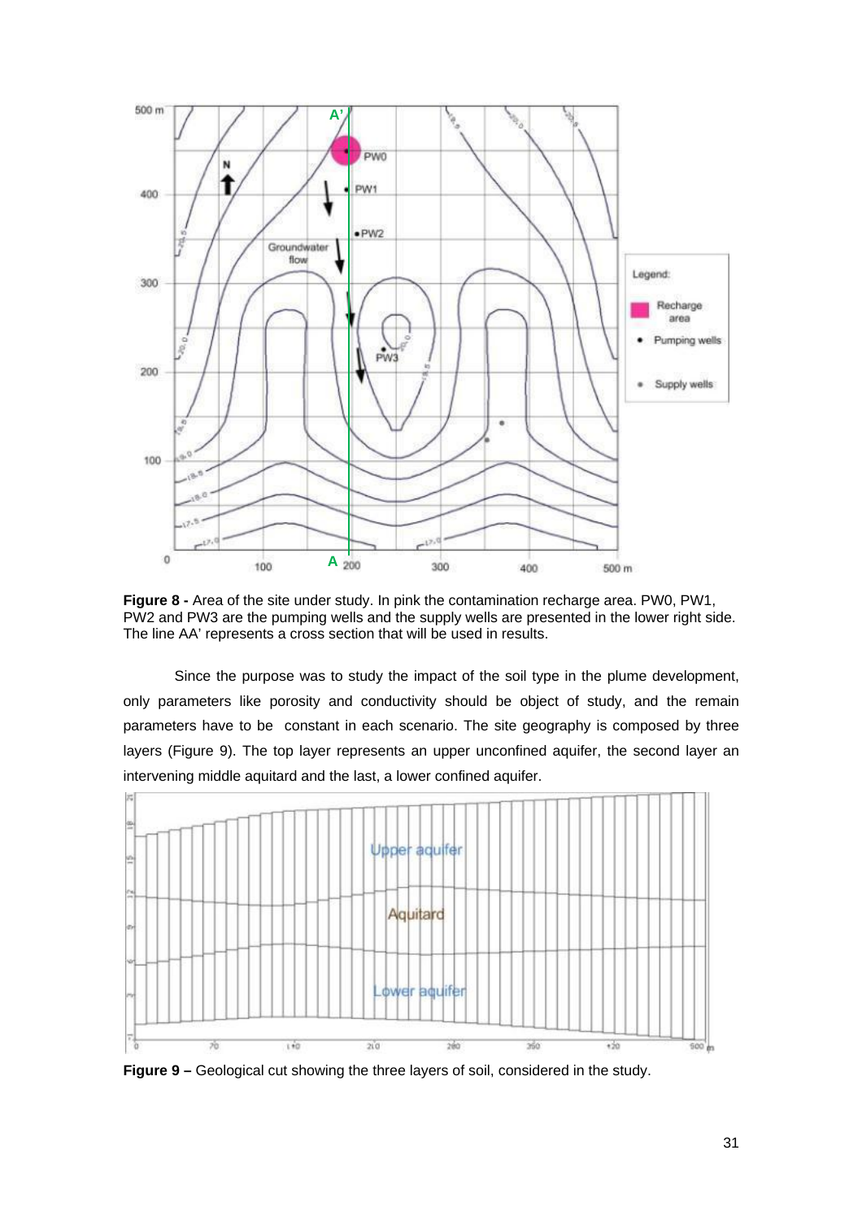**Figure 8 -** Area of the site under study. In pink the contamination recharge area. PW0, PW1, PW2 and PW3 are the pumping wells and the supply wells are presented in the lower right side. The line AA' represents a cross section that will be used in results.

Since the purpose was to study the impact of the soil type in the plume development, only parameters like porosity and conductivity should be object of study, and the remain parameters have to be constant in each scenario. The site geography is composed by three layers (Figure 9). The top layer represents an upper unconfined aquifer, the second layer an intervening middle aquitard and the last, a lower confined aquifer.

**Figure 9 –** Geological cut showing the three layers of soil, considered in the study.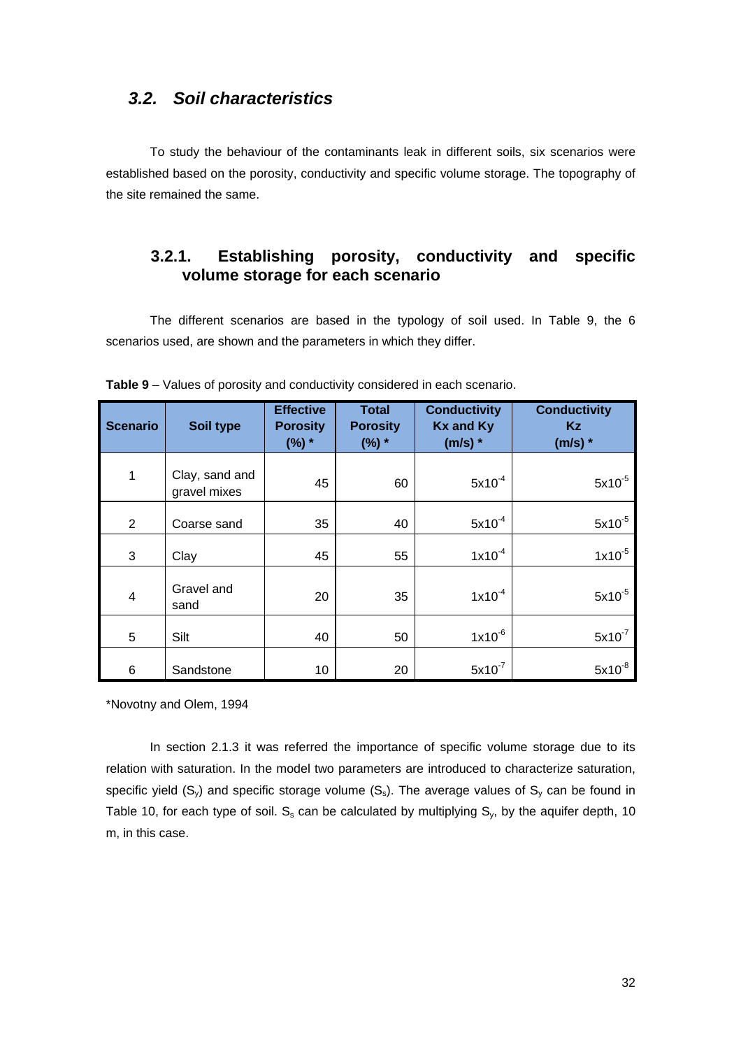## *3.2. Soil characteristics*

To study the behaviour of the contaminants leak in different soils, six scenarios were established based on the porosity, conductivity and specific volume storage. The topography of the site remained the same.

### 3.2.1. Establishing porosity, conductivity and specific volume storage for each scenario

The different scenarios are based in the typology of soil used. In Table 9, the 6 scenarios used, are shown and the parameters in which they differ.

**Table 9** – Values of porosity and conductivity considered in each scenario.

| Scenario | Soil type | Effective Porosity (%) * | Total Porosity (%) * | Conductivity Kx and Ky (m/s) * | Conductivity Kz (m/s) * |
|---|---|---|---|---|---|
| 1 | Clay, sand and gravel mixes | 45 | 60 | $5x10^{-4}$ | $5x10^{-5}$ |
| 2 | Coarse sand | 35 | 40 | $5x10^{-4}$ | $5x10^{-5}$ |
| 3 | Clay | 45 | 55 | $1x10^{-4}$ | $1x10^{-5}$ |
| 4 | Gravel and sand | 20 | 35 | $1x10^{-4}$ | $5x10^{-5}$ |
| 5 | Silt | 40 | 50 | $1x10^{-6}$ | $5x10^{-7}$ |
| 6 | Sandstone | 10 | 20 | $5x10^{-7}$ | $5x10^{-8}$ |

*Novotny and Olem, 1994

In section 2.1.3 it was referred the importance of specific volume storage due to its relation with saturation. In the model two parameters are introduced to characterize saturation, specific yield ($S_y$) and specific storage volume ($S_s$). The average values of $S_y$ can be found in Table 10, for each type of soil. $S_s$ can be calculated by multiplying $S_y$, by the aquifer depth, 10 m, in this case.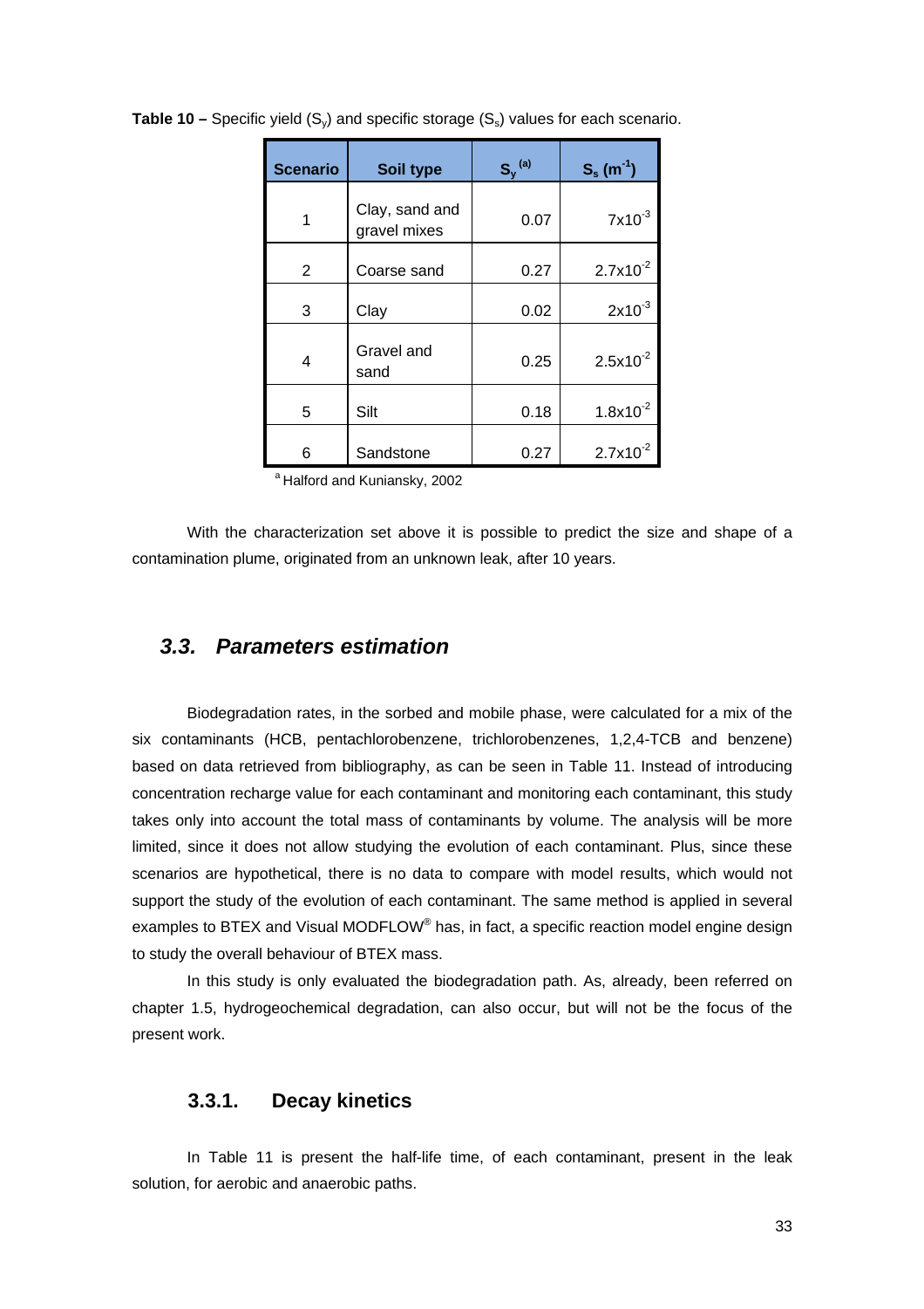**Table 10 –** Specific yield ($S_y$) and specific storage ($S_s$) values for each scenario.

| Scenario | Soil type | $S_y$ [(a)] | $S_s$ ($m^{-1}$) |
|---|---|---|---|
| 1 | Clay, sand and gravel mixes | 0.07 | $7 \times 10^{-3}$ |
| 2 | Coarse sand | 0.27 | $2.7 \times 10^{-2}$ |
| 3 | Clay | 0.02 | $2 \times 10^{-3}$ |
| 4 | Gravel and sand | 0.25 | $2.5 \times 10^{-2}$ |
| 5 | Silt | 0.18 | $1.8 \times 10^{-2}$ |
| 6 | Sandstone | 0.27 | $2.7 \times 10^{-2}$ |

[a] Halford and Kuniansky, 2002

With the characterization set above it is possible to predict the size and shape of a contamination plume, originated from an unknown leak, after 10 years.

## *3.3. Parameters estimation*

Biodegradation rates, in the sorbed and mobile phase, were calculated for a mix of the six contaminants (HCB, pentachlorobenzene, trichlorobenzenes, 1,2,4-TCB and benzene) based on data retrieved from bibliography, as can be seen in Table 11. Instead of introducing concentration recharge value for each contaminant and monitoring each contaminant, this study takes only into account the total mass of contaminants by volume. The analysis will be more limited, since it does not allow studying the evolution of each contaminant. Plus, since these scenarios are hypothetical, there is no data to compare with model results, which would not support the study of the evolution of each contaminant. The same method is applied in several examples to BTEX and Visual MODFLOW® has, in fact, a specific reaction model engine design to study the overall behaviour of BTEX mass.

In this study is only evaluated the biodegradation path. As, already, been referred on chapter 1.5, hydrogeochemical degradation, can also occur, but will not be the focus of the present work.

### 3.3.1. Decay kinetics

In Table 11 is present the half-life time, of each contaminant, present in the leak solution, for aerobic and anaerobic paths.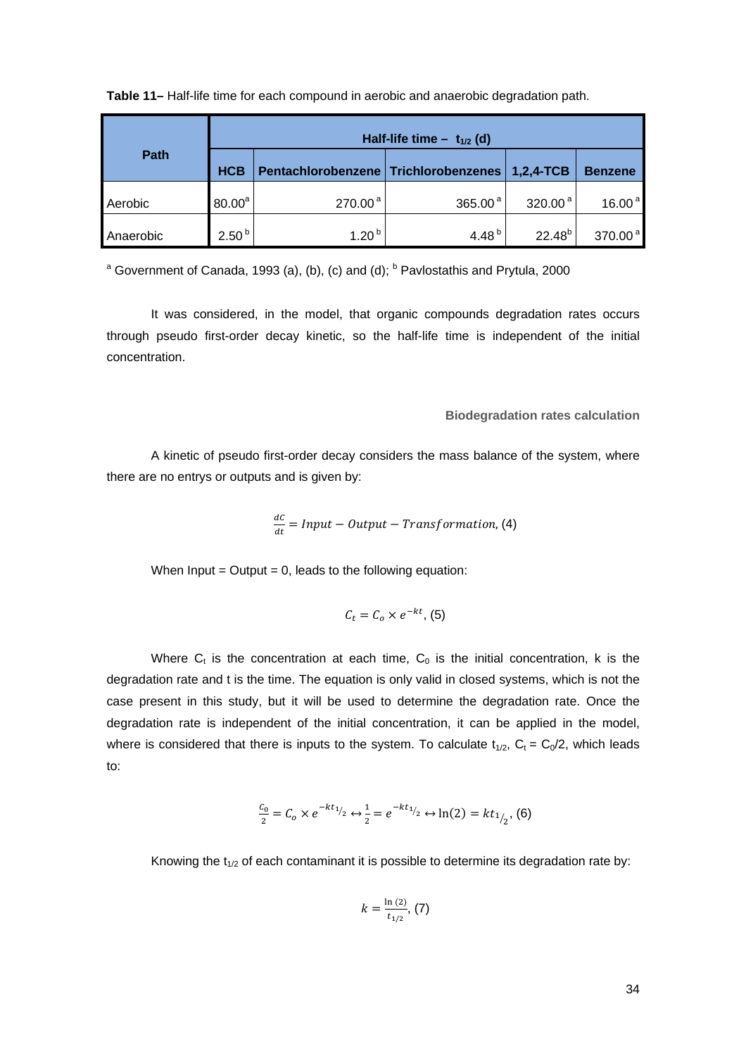**Table 11–** Half-life time for each compound in aerobic and anaerobic degradation path.

| Path | Half-life time – $t_{1/2}$ (d) | | | | |
|---|---|---|---|---|---|
| | HCB | Pentachlorobenzene | Trichlorobenzenes | 1,2,4-TCB | Benzene |
| Aerobic | 80.00[a] | 270.00[a] | 365.00[a] | 320.00[a] | 16.00[a] |
| Anaerobic | 2.50[b] | 1.20[b] | 4.48[b] | 22.48[b] | 370.00[a] |

[a] Government of Canada, 1993 (a), (b), (c) and (d); [b] Pavlostathis and Prytula, 2000

It was considered, in the model, that organic compounds degradation rates occurs through pseudo first-order decay kinetic, so the half-life time is independent of the initial concentration.

### Biodegradation rates calculation

A kinetic of pseudo first-order decay considers the mass balance of the system, where there are no entrys or outputs and is given by:

$$\frac{dC}{dt} = Input - Output - Transformation, \ (4)$$

When Input = Output = 0, leads to the following equation:

$$C_t = C_o \times e^{-kt}, \ (5)$$

Where $C_t$ is the concentration at each time, $C_0$ is the initial concentration, k is the degradation rate and t is the time. The equation is only valid in closed systems, which is not the case present in this study, but it will be used to determine the degradation rate. Once the degradation rate is independent of the initial concentration, it can be applied in the model, where is considered that there is inputs to the system. To calculate $t_{1/2}$, $C_t = C_0/2$, which leads to:

$$\frac{C_0}{2} = C_o \times e^{-kt_{1/2}} \leftrightarrow \frac{1}{2} = e^{-kt_{1/2}} \leftrightarrow \ln(2) = kt_{1/2}, \ (6)$$

Knowing the $t_{1/2}$ of each contaminant it is possible to determine its degradation rate by:

$$k = \frac{\ln(2)}{t_{1/2}}, \ (7)$$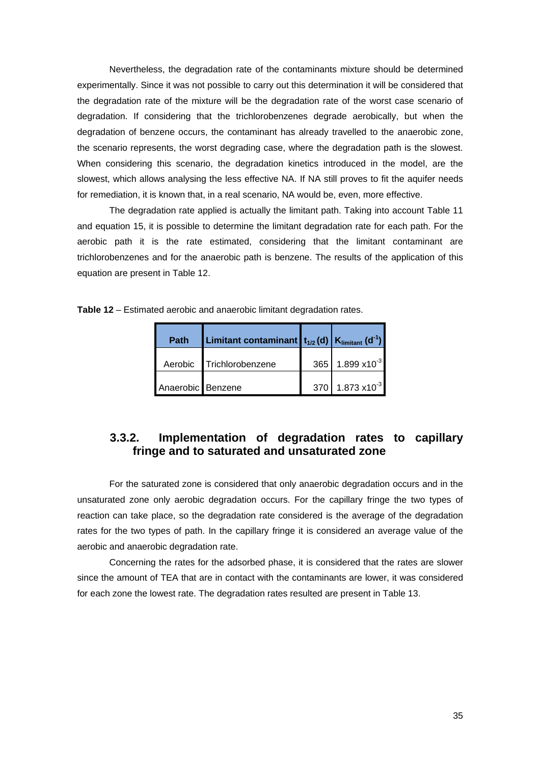Nevertheless, the degradation rate of the contaminants mixture should be determined experimentally. Since it was not possible to carry out this determination it will be considered that the degradation rate of the mixture will be the degradation rate of the worst case scenario of degradation. If considering that the trichlorobenzenes degrade aerobically, but when the degradation of benzene occurs, the contaminant has already travelled to the anaerobic zone, the scenario represents, the worst degrading case, where the degradation path is the slowest. When considering this scenario, the degradation kinetics introduced in the model, are the slowest, which allows analysing the less effective NA. If NA still proves to fit the aquifer needs for remediation, it is known that, in a real scenario, NA would be, even, more effective.

The degradation rate applied is actually the limitant path. Taking into account Table 11 and equation 15, it is possible to determine the limitant degradation rate for each path. For the aerobic path it is the rate estimated, considering that the limitant contaminant are trichlorobenzenes and for the anaerobic path is benzene. The results of the application of this equation are present in Table 12.

**Table 12** – Estimated aerobic and anaerobic limitant degradation rates.

| Path | Limitant contaminant | $t_{1/2}$ (d) | $K_{limitant}$ ($d^{-1}$) |
|---|---|---|---|
| Aerobic | Trichlorobenzene | 365 | $1.899 \times 10^{-3}$ |
| Anaerobic | Benzene | 370 | $1.873 \times 10^{-3}$ |

### 3.3.2. Implementation of degradation rates to capillary fringe and to saturated and unsaturated zone

For the saturated zone is considered that only anaerobic degradation occurs and in the unsaturated zone only aerobic degradation occurs. For the capillary fringe the two types of reaction can take place, so the degradation rate considered is the average of the degradation rates for the two types of path. In the capillary fringe it is considered an average value of the aerobic and anaerobic degradation rate.

Concerning the rates for the adsorbed phase, it is considered that the rates are slower since the amount of TEA that are in contact with the contaminants are lower, it was considered for each zone the lowest rate. The degradation rates resulted are present in Table 13.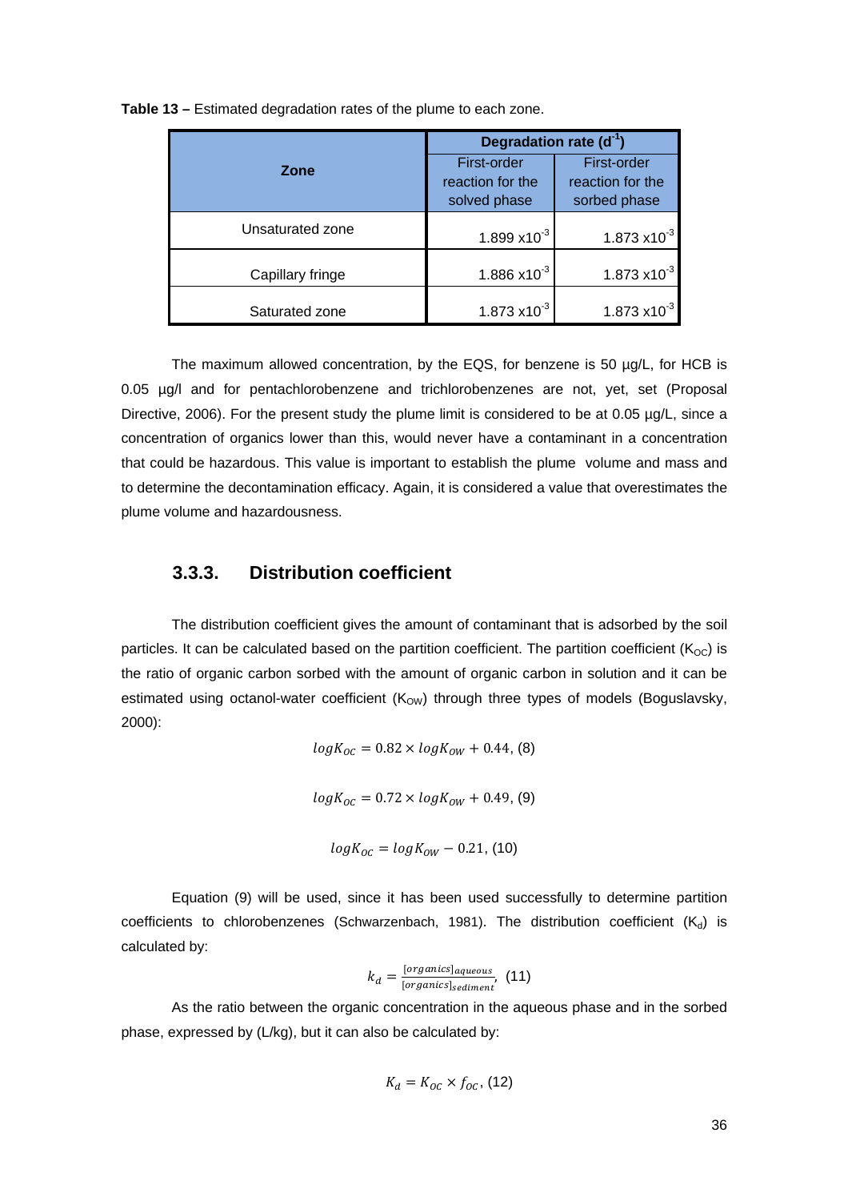**Table 13 –** Estimated degradation rates of the plume to each zone.

| Zone | Degradation rate ($d^{-1}$) | |
|---|---|---|
| | First-order reaction for the solved phase | First-order reaction for the sorbed phase |
| Unsaturated zone | 1.899 x$10^{-3}$ | 1.873 x$10^{-3}$ |
| Capillary fringe | 1.886 x$10^{-3}$ | 1.873 x$10^{-3}$ |
| Saturated zone | 1.873 x$10^{-3}$ | 1.873 x$10^{-3}$ |

The maximum allowed concentration, by the EQS, for benzene is 50 µg/L, for HCB is 0.05 µg/l and for pentachlorobenzene and trichlorobenzenes are not, yet, set (Proposal Directive, 2006). For the present study the plume limit is considered to be at 0.05 µg/L, since a concentration of organics lower than this, would never have a contaminant in a concentration that could be hazardous. This value is important to establish the plume volume and mass and to determine the decontamination efficacy. Again, it is considered a value that overestimates the plume volume and hazardousness.

### 3.3.3. Distribution coefficient

The distribution coefficient gives the amount of contaminant that is adsorbed by the soil particles. It can be calculated based on the partition coefficient. The partition coefficient ($K_{OC}$) is the ratio of organic carbon sorbed with the amount of organic carbon in solution and it can be estimated using octanol-water coefficient ($K_{OW}$) through three types of models (Boguslavsky, 2000):

$$logK_{OC} = 0.82 \times logK_{OW} + 0.44, (8)$$

$$logK_{OC} = 0.72 \times logK_{OW} + 0.49, (9)$$

$$logK_{OC} = logK_{OW} - 0.21, (10)$$

Equation (9) will be used, since it has been used successfully to determine partition coefficients to chlorobenzenes (Schwarzenbach, 1981). The distribution coefficient ($K_d$) is calculated by:

$$k_d = \frac{[organics]_{aqueous}}{[organics]_{sediment}}, \ (11)$$

As the ratio between the organic concentration in the aqueous phase and in the sorbed phase, expressed by (L/kg), but it can also be calculated by:

$$K_d = K_{OC} \times f_{OC}, (12)$$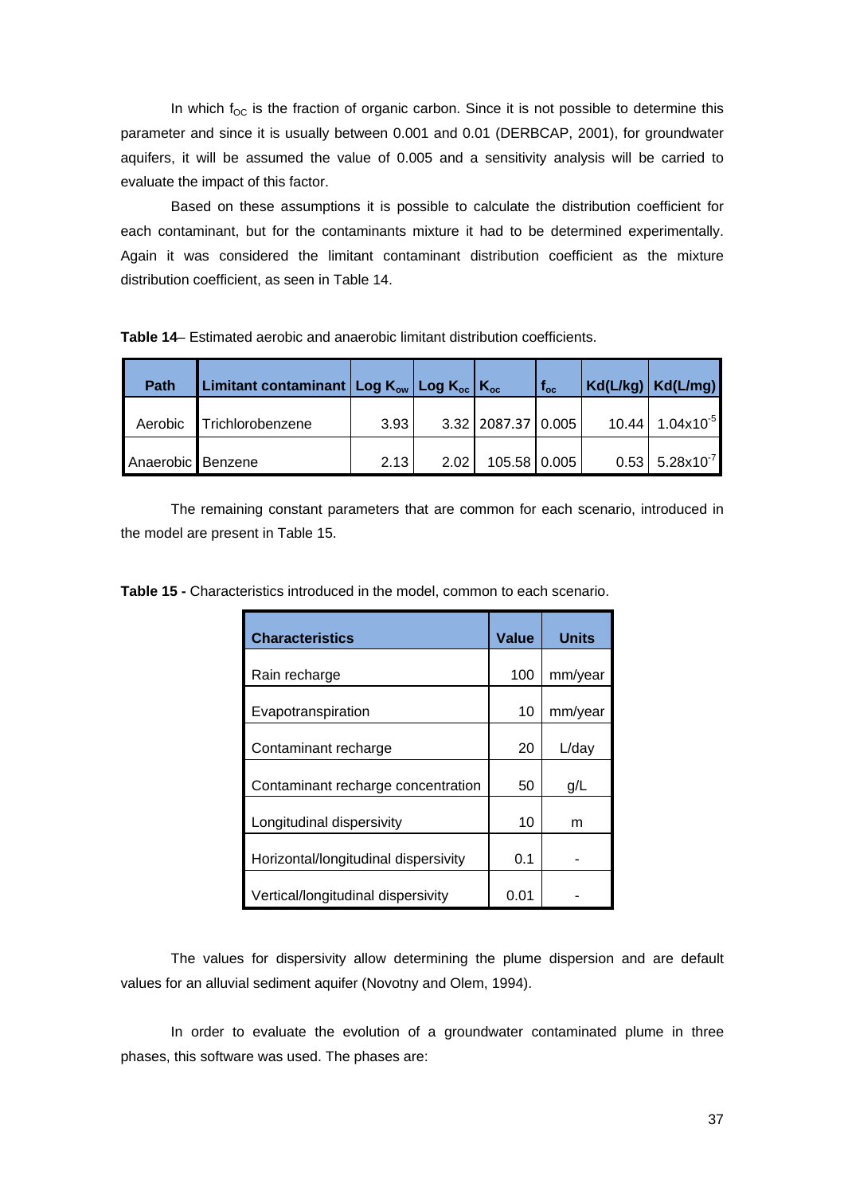In which $f_{OC}$ is the fraction of organic carbon. Since it is not possible to determine this parameter and since it is usually between 0.001 and 0.01 (DERBCAP, 2001), for groundwater aquifers, it will be assumed the value of 0.005 and a sensitivity analysis will be carried to evaluate the impact of this factor.

Based on these assumptions it is possible to calculate the distribution coefficient for each contaminant, but for the contaminants mixture it had to be determined experimentally. Again it was considered the limitant contaminant distribution coefficient as the mixture distribution coefficient, as seen in Table 14.

**Table 14**– Estimated aerobic and anaerobic limitant distribution coefficients.

| Path | Limitant contaminant | Log $K_{ow}$ | Log $K_{oc}$ | $K_{oc}$ | $f_{oc}$ | Kd(L/kg) | Kd(L/mg) |
|---|---|---|---|---|---|---|---|
| Aerobic | Trichlorobenzene | 3.93 | 3.32 | 2087.37 | 0.005 | 10.44 | $1.04 \times 10^{-5}$ |
| Anaerobic | Benzene | 2.13 | 2.02 | 105.58 | 0.005 | 0.53 | $5.28 \times 10^{-7}$ |

The remaining constant parameters that are common for each scenario, introduced in the model are present in Table 15.

**Table 15 -** Characteristics introduced in the model, common to each scenario.

| Characteristics | Value | Units |
|---|---|---|
| Rain recharge | 100 | mm/year |
| Evapotranspiration | 10 | mm/year |
| Contaminant recharge | 20 | L/day |
| Contaminant recharge concentration | 50 | g/L |
| Longitudinal dispersivity | 10 | m |
| Horizontal/longitudinal dispersivity | 0.1 | - |
| Vertical/longitudinal dispersivity | 0.01 | - |

The values for dispersivity allow determining the plume dispersion and are default values for an alluvial sediment aquifer (Novotny and Olem, 1994).

In order to evaluate the evolution of a groundwater contaminated plume in three phases, this software was used. The phases are: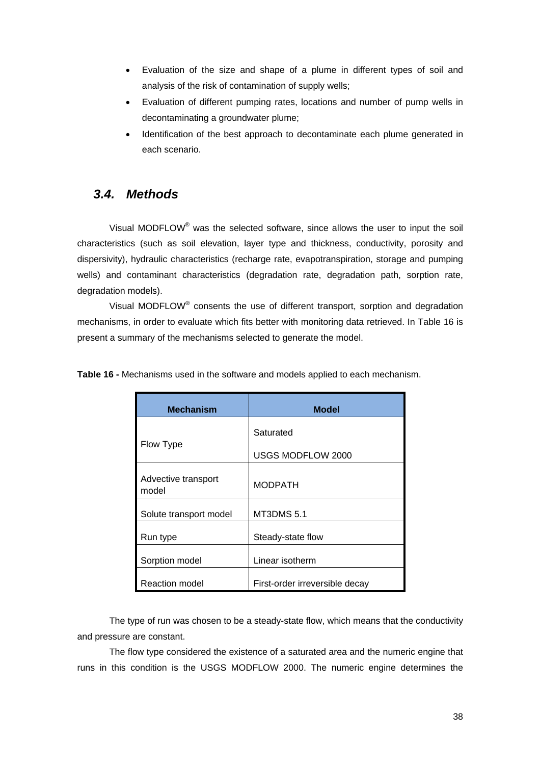- Evaluation of the size and shape of a plume in different types of soil and analysis of the risk of contamination of supply wells;
- Evaluation of different pumping rates, locations and number of pump wells in decontaminating a groundwater plume;
- Identification of the best approach to decontaminate each plume generated in each scenario.

## *3.4. Methods*

Visual MODFLOW® was the selected software, since allows the user to input the soil characteristics (such as soil elevation, layer type and thickness, conductivity, porosity and dispersivity), hydraulic characteristics (recharge rate, evapotranspiration, storage and pumping wells) and contaminant characteristics (degradation rate, degradation path, sorption rate, degradation models).

Visual MODFLOW® consents the use of different transport, sorption and degradation mechanisms, in order to evaluate which fits better with monitoring data retrieved. In Table 16 is present a summary of the mechanisms selected to generate the model.

**Table 16 -** Mechanisms used in the software and models applied to each mechanism.

| Mechanism | Model |
|---|---|
| Flow Type | Saturated<br>USGS MODFLOW 2000 |
| Advective transport model | MODPATH |
| Solute transport model | MT3DMS 5.1 |
| Run type | Steady-state flow |
| Sorption model | Linear isotherm |
| Reaction model | First-order irreversible decay |

The type of run was chosen to be a steady-state flow, which means that the conductivity and pressure are constant.

The flow type considered the existence of a saturated area and the numeric engine that runs in this condition is the USGS MODFLOW 2000. The numeric engine determines the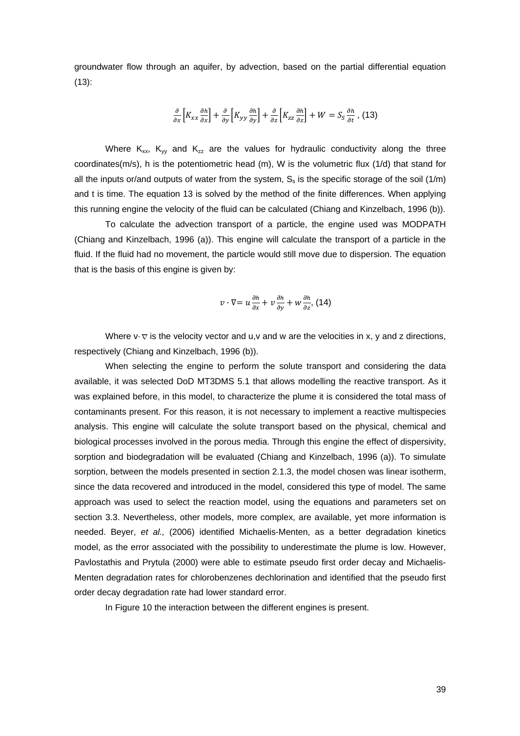groundwater flow through an aquifer, by advection, based on the partial differential equation (13):

$$\frac{\partial}{\partial x}\left[K_{xx}\frac{\partial h}{\partial x}\right]+\frac{\partial}{\partial y}\left[K_{yy}\frac{\partial h}{\partial y}\right]+\frac{\partial}{\partial z}\left[K_{zz}\frac{\partial h}{\partial z}\right]+W=S_S\frac{\partial h}{\partial t}\text{ , (13)}$$

Where $K_{xx}$, $K_{yy}$ and $K_{zz}$ are the values for hydraulic conductivity along the three coordinates(m/s), h is the potentiometric head (m), W is the volumetric flux (1/d) that stand for all the inputs or/and outputs of water from the system, $S_s$ is the specific storage of the soil (1/m) and t is time. The equation 13 is solved by the method of the finite differences. When applying this running engine the velocity of the fluid can be calculated (Chiang and Kinzelbach, 1996 (b)).

To calculate the advection transport of a particle, the engine used was MODPATH (Chiang and Kinzelbach, 1996 (a)). This engine will calculate the transport of a particle in the fluid. If the fluid had no movement, the particle would still move due to dispersion. The equation that is the basis of this engine is given by:

$$v\cdot\nabla= u\frac{\partial h}{\partial x}+v\frac{\partial h}{\partial y}+w\frac{\partial h}{\partial z}\text{, (14)}$$

Where $v\cdot\nabla$ is the velocity vector and u,v and w are the velocities in x, y and z directions, respectively (Chiang and Kinzelbach, 1996 (b)).

When selecting the engine to perform the solute transport and considering the data available, it was selected DoD MT3DMS 5.1 that allows modelling the reactive transport. As it was explained before, in this model, to characterize the plume it is considered the total mass of contaminants present. For this reason, it is not necessary to implement a reactive multispecies analysis. This engine will calculate the solute transport based on the physical, chemical and biological processes involved in the porous media. Through this engine the effect of dispersivity, sorption and biodegradation will be evaluated (Chiang and Kinzelbach, 1996 (a)). To simulate sorption, between the models presented in section 2.1.3, the model chosen was linear isotherm, since the data recovered and introduced in the model, considered this type of model. The same approach was used to select the reaction model, using the equations and parameters set on section 3.3. Nevertheless, other models, more complex, are available, yet more information is needed. Beyer, *et al.,* (2006) identified Michaelis-Menten, as a better degradation kinetics model, as the error associated with the possibility to underestimate the plume is low. However, Pavlostathis and Prytula (2000) were able to estimate pseudo first order decay and Michaelis-Menten degradation rates for chlorobenzenes dechlorination and identified that the pseudo first order decay degradation rate had lower standard error.

In Figure 10 the interaction between the different engines is present.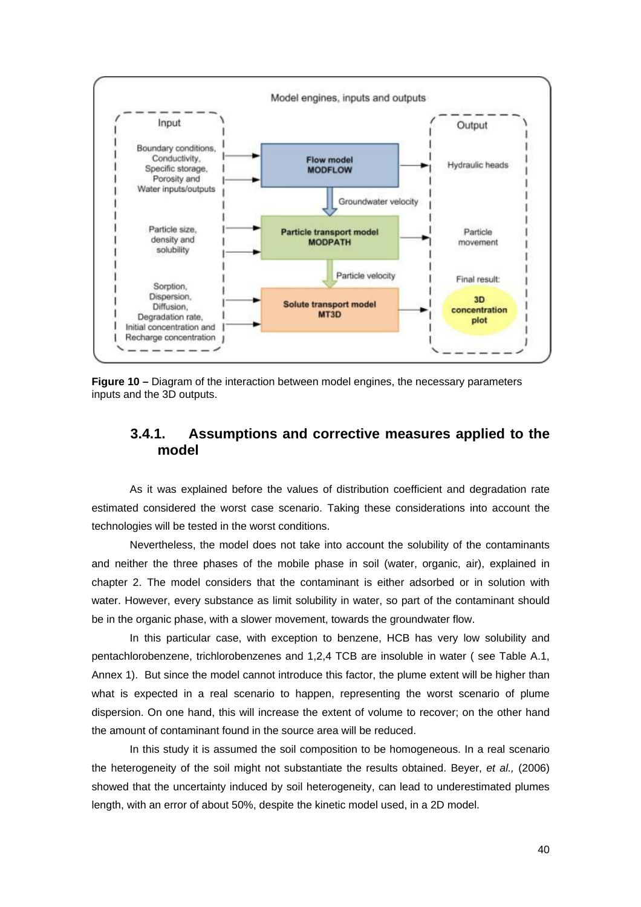Figure 10 – Diagram of the interaction between model engines, the necessary parameters inputs and the 3D outputs.

### 3.4.1. Assumptions and corrective measures applied to the model

As it was explained before the values of distribution coefficient and degradation rate estimated considered the worst case scenario. Taking these considerations into account the technologies will be tested in the worst conditions.

Nevertheless, the model does not take into account the solubility of the contaminants and neither the three phases of the mobile phase in soil (water, organic, air), explained in chapter 2. The model considers that the contaminant is either adsorbed or in solution with water. However, every substance as limit solubility in water, so part of the contaminant should be in the organic phase, with a slower movement, towards the groundwater flow.

In this particular case, with exception to benzene, HCB has very low solubility and pentachlorobenzene, trichlorobenzenes and 1,2,4 TCB are insoluble in water ( see Table A.1, Annex 1). But since the model cannot introduce this factor, the plume extent will be higher than what is expected in a real scenario to happen, representing the worst scenario of plume dispersion. On one hand, this will increase the extent of volume to recover; on the other hand the amount of contaminant found in the source area will be reduced.

In this study it is assumed the soil composition to be homogeneous. In a real scenario the heterogeneity of the soil might not substantiate the results obtained. Beyer, *et al.,* (2006) showed that the uncertainty induced by soil heterogeneity, can lead to underestimated plumes length, with an error of about 50%, despite the kinetic model used, in a 2D model.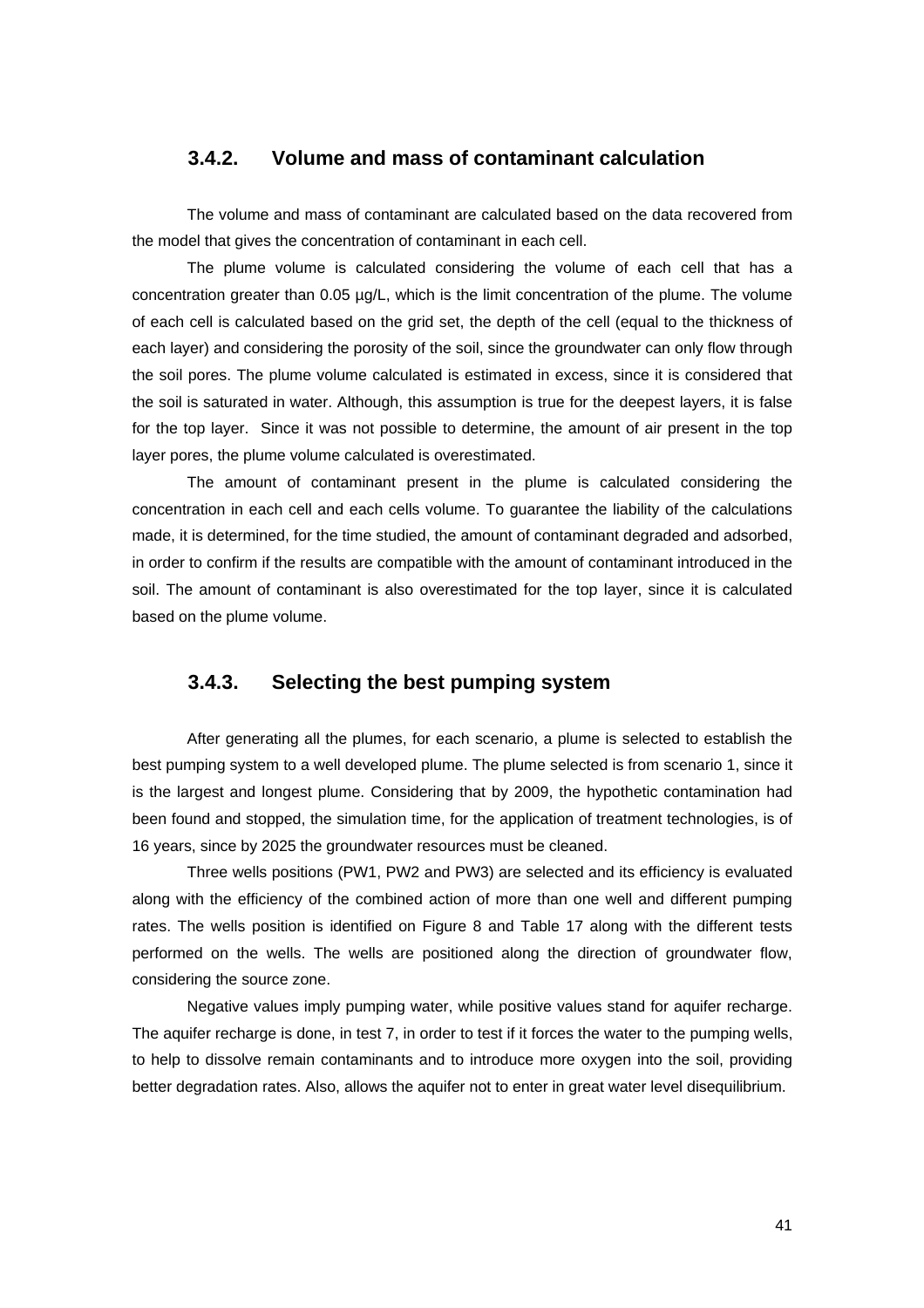### 3.4.2. Volume and mass of contaminant calculation

The volume and mass of contaminant are calculated based on the data recovered from the model that gives the concentration of contaminant in each cell.

The plume volume is calculated considering the volume of each cell that has a concentration greater than 0.05 µg/L, which is the limit concentration of the plume. The volume of each cell is calculated based on the grid set, the depth of the cell (equal to the thickness of each layer) and considering the porosity of the soil, since the groundwater can only flow through the soil pores. The plume volume calculated is estimated in excess, since it is considered that the soil is saturated in water. Although, this assumption is true for the deepest layers, it is false for the top layer. Since it was not possible to determine, the amount of air present in the top layer pores, the plume volume calculated is overestimated.

The amount of contaminant present in the plume is calculated considering the concentration in each cell and each cells volume. To guarantee the liability of the calculations made, it is determined, for the time studied, the amount of contaminant degraded and adsorbed, in order to confirm if the results are compatible with the amount of contaminant introduced in the soil. The amount of contaminant is also overestimated for the top layer, since it is calculated based on the plume volume.

### 3.4.3. Selecting the best pumping system

After generating all the plumes, for each scenario, a plume is selected to establish the best pumping system to a well developed plume. The plume selected is from scenario 1, since it is the largest and longest plume. Considering that by 2009, the hypothetic contamination had been found and stopped, the simulation time, for the application of treatment technologies, is of 16 years, since by 2025 the groundwater resources must be cleaned.

Three wells positions (PW1, PW2 and PW3) are selected and its efficiency is evaluated along with the efficiency of the combined action of more than one well and different pumping rates. The wells position is identified on Figure 8 and Table 17 along with the different tests performed on the wells. The wells are positioned along the direction of groundwater flow, considering the source zone.

Negative values imply pumping water, while positive values stand for aquifer recharge. The aquifer recharge is done, in test 7, in order to test if it forces the water to the pumping wells, to help to dissolve remain contaminants and to introduce more oxygen into the soil, providing better degradation rates. Also, allows the aquifer not to enter in great water level disequilibrium.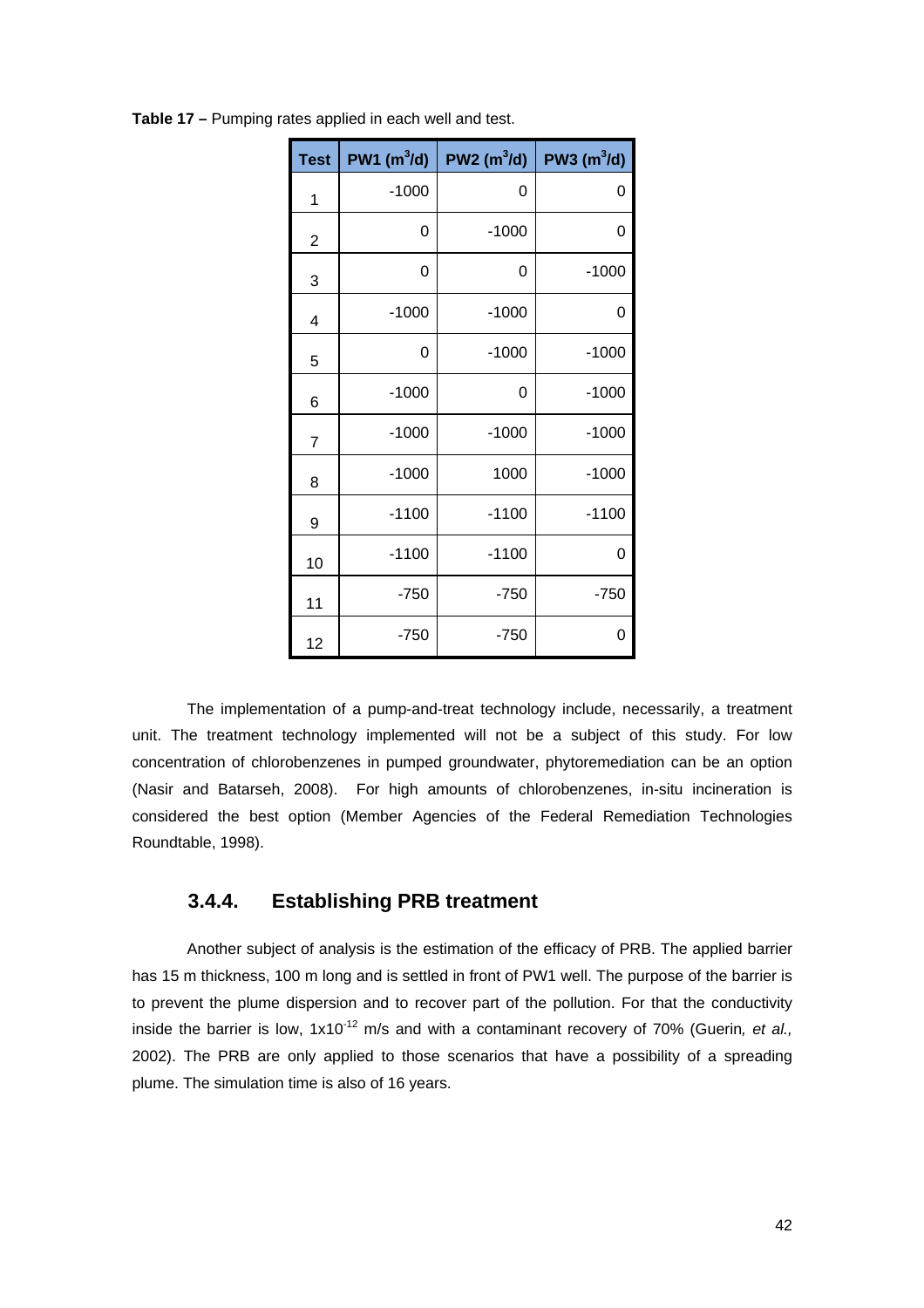**Table 17 –** Pumping rates applied in each well and test.

| Test | PW1 ($m^3$/d) | PW2 ($m^3$/d) | PW3 ($m^3$/d) |
|---|---|---|---|
| 1 | -1000 | 0 | 0 |
| 2 | 0 | -1000 | 0 |
| 3 | 0 | 0 | -1000 |
| 4 | -1000 | -1000 | 0 |
| 5 | 0 | -1000 | -1000 |
| 6 | -1000 | 0 | -1000 |
| 7 | -1000 | -1000 | -1000 |
| 8 | -1000 | 1000 | -1000 |
| 9 | -1100 | -1100 | -1100 |
| 10 | -1100 | -1100 | 0 |
| 11 | -750 | -750 | -750 |
| 12 | -750 | -750 | 0 |

The implementation of a pump-and-treat technology include, necessarily, a treatment unit. The treatment technology implemented will not be a subject of this study. For low concentration of chlorobenzenes in pumped groundwater, phytoremediation can be an option (Nasir and Batarseh, 2008). For high amounts of chlorobenzenes, in-situ incineration is considered the best option (Member Agencies of the Federal Remediation Technologies Roundtable, 1998).

### 3.4.4. Establishing PRB treatment

Another subject of analysis is the estimation of the efficacy of PRB. The applied barrier has 15 m thickness, 100 m long and is settled in front of PW1 well. The purpose of the barrier is to prevent the plume dispersion and to recover part of the pollution. For that the conductivity inside the barrier is low, $1 \times 10^{-12}$ m/s and with a contaminant recovery of 70% (Guerin*, et al.,* 2002). The PRB are only applied to those scenarios that have a possibility of a spreading plume. The simulation time is also of 16 years.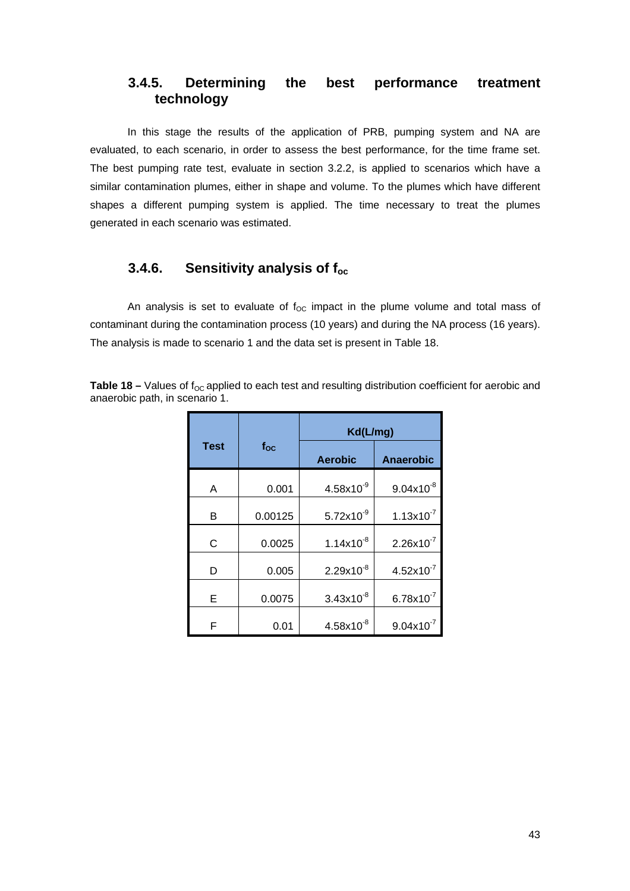### 3.4.5. Determining the best performance treatment technology

In this stage the results of the application of PRB, pumping system and NA are evaluated, to each scenario, in order to assess the best performance, for the time frame set. The best pumping rate test, evaluate in section 3.2.2, is applied to scenarios which have a similar contamination plumes, either in shape and volume. To the plumes which have different shapes a different pumping system is applied. The time necessary to treat the plumes generated in each scenario was estimated.

### 3.4.6. Sensitivity analysis of $f_{oc}$

An analysis is set to evaluate of $f_{OC}$ impact in the plume volume and total mass of contaminant during the contamination process (10 years) and during the NA process (16 years). The analysis is made to scenario 1 and the data set is present in Table 18.

**Table 18 –** Values of $f_{OC}$ applied to each test and resulting distribution coefficient for aerobic and anaerobic path, in scenario 1.

| Test | $f_{OC}$ | Kd(L/mg) | |
|---|---|---|---|
| | | Aerobic | Anaerobic |
| A | 0.001 | $4.58\times10^{-9}$ | $9.04\times10^{-8}$ |
| B | 0.00125 | $5.72\times10^{-9}$ | $1.13\times10^{-7}$ |
| C | 0.0025 | $1.14\times10^{-8}$ | $2.26\times10^{-7}$ |
| D | 0.005 | $2.29\times10^{-8}$ | $4.52\times10^{-7}$ |
| E | 0.0075 | $3.43\times10^{-8}$ | $6.78\times10^{-7}$ |
| F | 0.01 | $4.58\times10^{-8}$ | $9.04\times10^{-7}$ |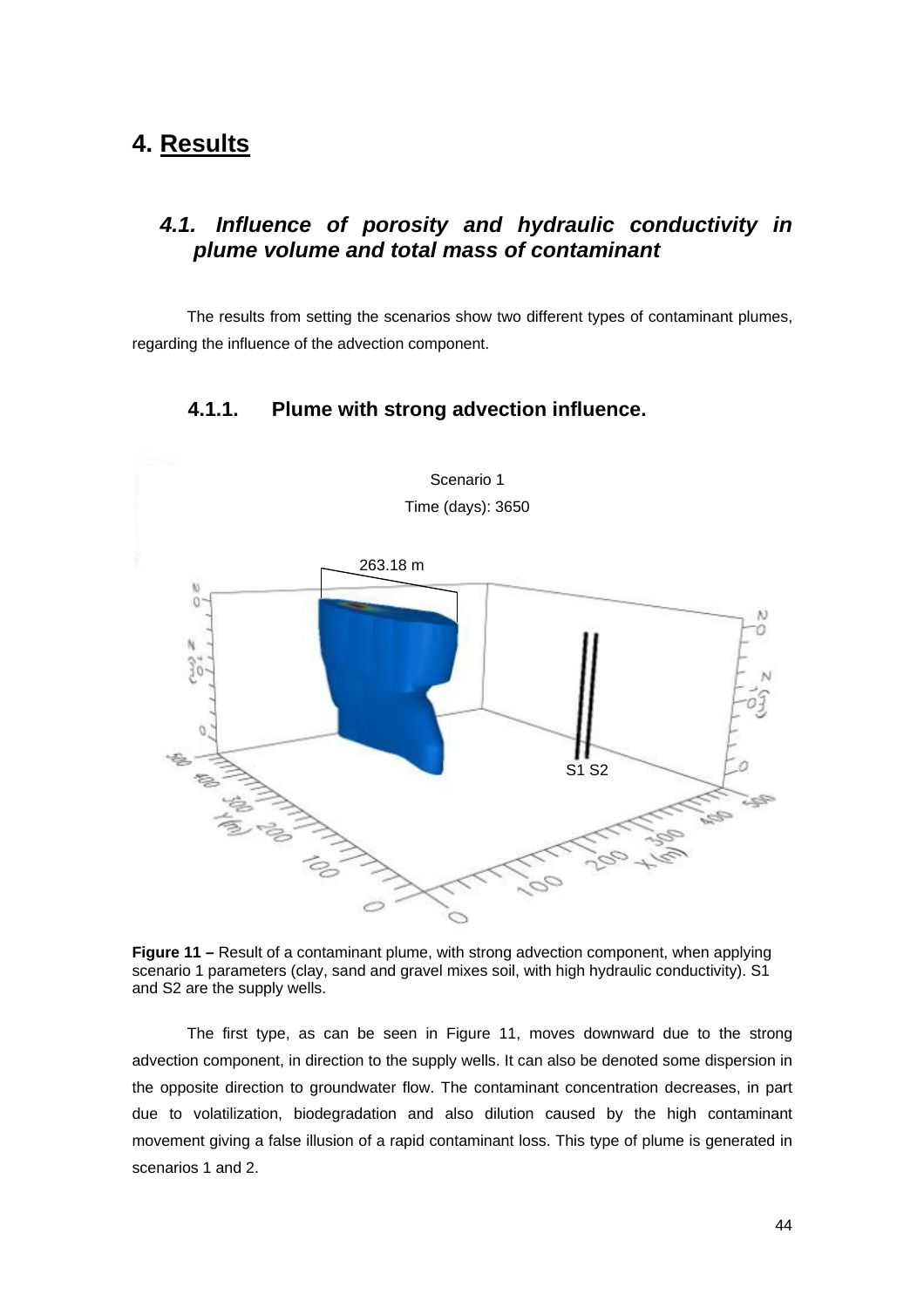# 4. Results

## *4.1. Influence of porosity and hydraulic conductivity in plume volume and total mass of contaminant*

The results from setting the scenarios show two different types of contaminant plumes, regarding the influence of the advection component.

### 4.1.1. Plume with strong advection influence.

**Figure 11 –** Result of a contaminant plume, with strong advection component, when applying scenario 1 parameters (clay, sand and gravel mixes soil, with high hydraulic conductivity). S1 and S2 are the supply wells.

The first type, as can be seen in Figure 11, moves downward due to the strong advection component, in direction to the supply wells. It can also be denoted some dispersion in the opposite direction to groundwater flow. The contaminant concentration decreases, in part due to volatilization, biodegradation and also dilution caused by the high contaminant movement giving a false illusion of a rapid contaminant loss. This type of plume is generated in scenarios 1 and 2.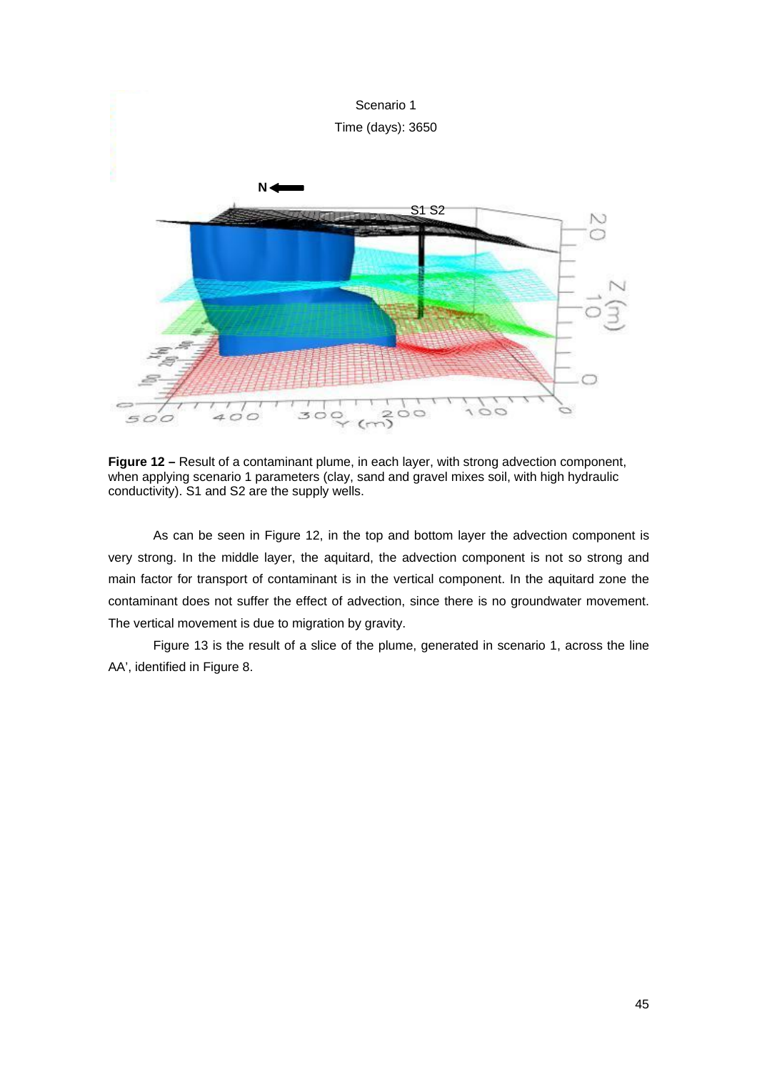Scenario 1

Time (days): 3650

**Figure 12 –** Result of a contaminant plume, in each layer, with strong advection component, when applying scenario 1 parameters (clay, sand and gravel mixes soil, with high hydraulic conductivity). S1 and S2 are the supply wells.

As can be seen in Figure 12, in the top and bottom layer the advection component is very strong. In the middle layer, the aquitard, the advection component is not so strong and main factor for transport of contaminant is in the vertical component. In the aquitard zone the contaminant does not suffer the effect of advection, since there is no groundwater movement. The vertical movement is due to migration by gravity.

Figure 13 is the result of a slice of the plume, generated in scenario 1, across the line AA', identified in Figure 8.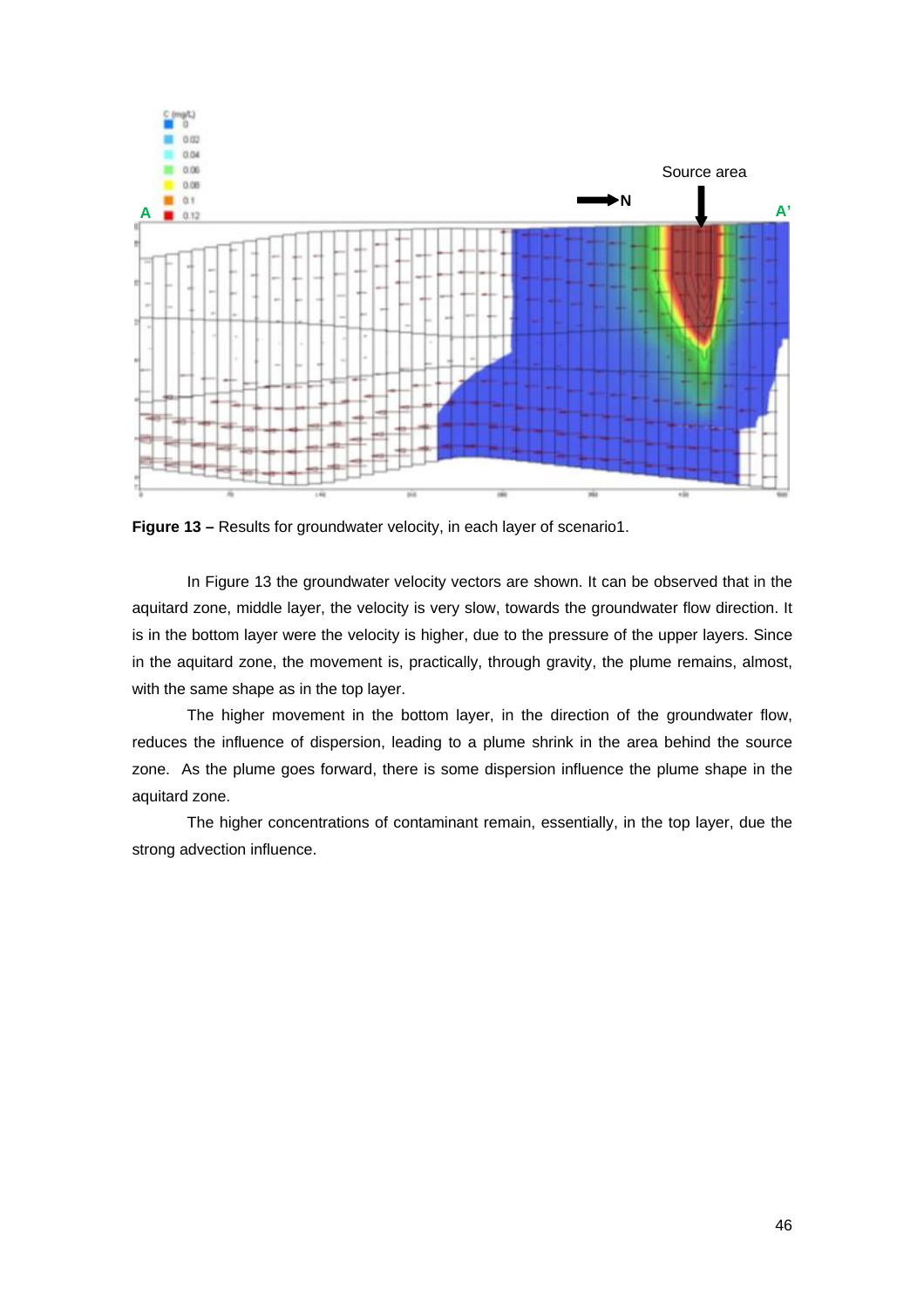**Figure 13 –** Results for groundwater velocity, in each layer of scenario1.

In Figure 13 the groundwater velocity vectors are shown. It can be observed that in the aquitard zone, middle layer, the velocity is very slow, towards the groundwater flow direction. It is in the bottom layer were the velocity is higher, due to the pressure of the upper layers. Since in the aquitard zone, the movement is, practically, through gravity, the plume remains, almost, with the same shape as in the top layer.

The higher movement in the bottom layer, in the direction of the groundwater flow, reduces the influence of dispersion, leading to a plume shrink in the area behind the source zone. As the plume goes forward, there is some dispersion influence the plume shape in the aquitard zone.

The higher concentrations of contaminant remain, essentially, in the top layer, due the strong advection influence.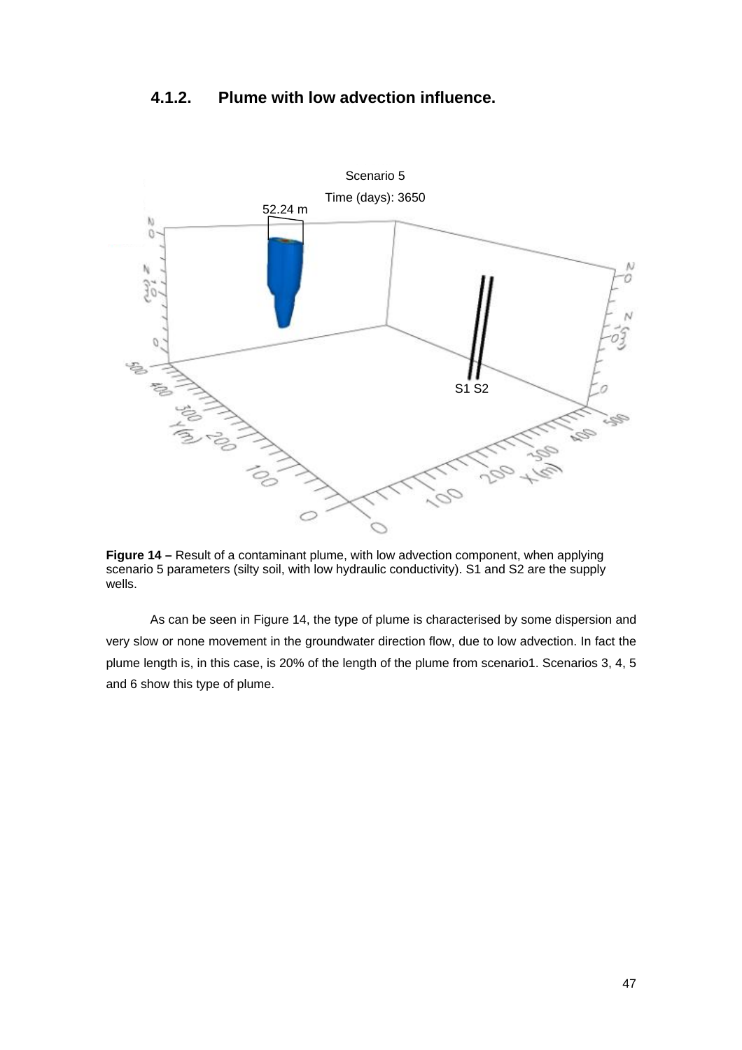### 4.1.2. Plume with low advection influence.

**Figure 14 –** Result of a contaminant plume, with low advection component, when applying scenario 5 parameters (silty soil, with low hydraulic conductivity). S1 and S2 are the supply wells.

As can be seen in Figure 14, the type of plume is characterised by some dispersion and very slow or none movement in the groundwater direction flow, due to low advection. In fact the plume length is, in this case, is 20% of the length of the plume from scenario1. Scenarios 3, 4, 5 and 6 show this type of plume.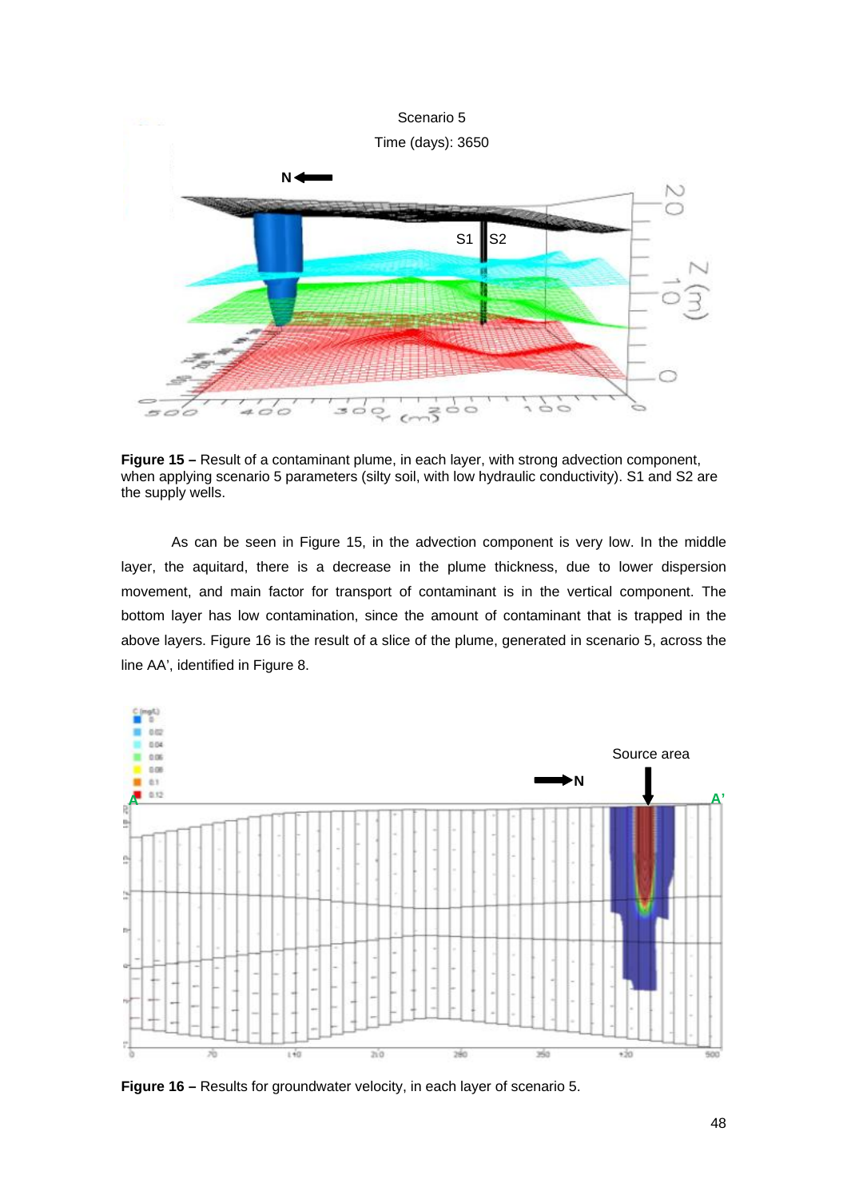**Figure 15 –** Result of a contaminant plume, in each layer, with strong advection component, when applying scenario 5 parameters (silty soil, with low hydraulic conductivity). S1 and S2 are the supply wells.

As can be seen in Figure 15, in the advection component is very low. In the middle layer, the aquitard, there is a decrease in the plume thickness, due to lower dispersion movement, and main factor for transport of contaminant is in the vertical component. The bottom layer has low contamination, since the amount of contaminant that is trapped in the above layers. Figure 16 is the result of a slice of the plume, generated in scenario 5, across the line AA', identified in Figure 8.

**Figure 16 –** Results for groundwater velocity, in each layer of scenario 5.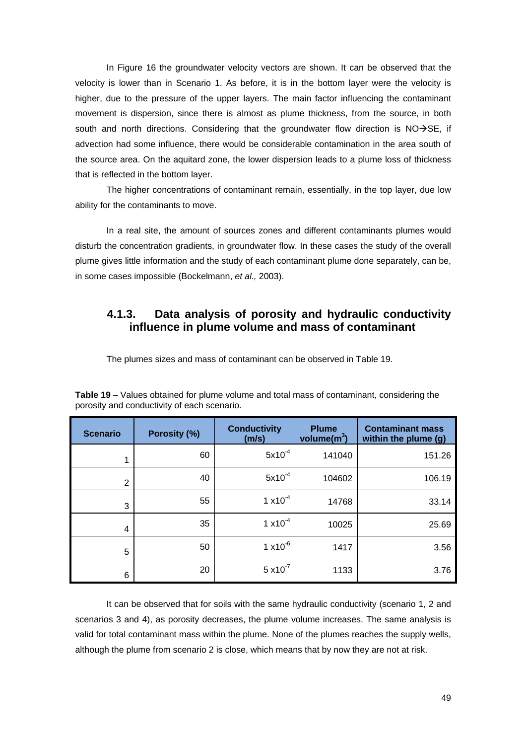In Figure 16 the groundwater velocity vectors are shown. It can be observed that the velocity is lower than in Scenario 1. As before, it is in the bottom layer were the velocity is higher, due to the pressure of the upper layers. The main factor influencing the contaminant movement is dispersion, since there is almost as plume thickness, from the source, in both south and north directions. Considering that the groundwater flow direction is NO→SE, if advection had some influence, there would be considerable contamination in the area south of the source area. On the aquitard zone, the lower dispersion leads to a plume loss of thickness that is reflected in the bottom layer.

The higher concentrations of contaminant remain, essentially, in the top layer, due low ability for the contaminants to move.

In a real site, the amount of sources zones and different contaminants plumes would disturb the concentration gradients, in groundwater flow. In these cases the study of the overall plume gives little information and the study of each contaminant plume done separately, can be, in some cases impossible (Bockelmann, *et al.,* 2003).

### 4.1.3. Data analysis of porosity and hydraulic conductivity influence in plume volume and mass of contaminant

The plumes sizes and mass of contaminant can be observed in Table 19.

**Table 19** – Values obtained for plume volume and total mass of contaminant, considering the porosity and conductivity of each scenario.

| Scenario | Porosity (%) | Conductivity (m/s) | Plume volume($m^3$) | Contaminant mass within the plume (g) |
|---|---|---|---|---|
| 1 | 60 | $5 \times 10^{-4}$ | 141040 | 151.26 |
| 2 | 40 | $5 \times 10^{-4}$ | 104602 | 106.19 |
| 3 | 55 | $1 \times 10^{-4}$ | 14768 | 33.14 |
| 4 | 35 | $1 \times 10^{-4}$ | 10025 | 25.69 |
| 5 | 50 | $1 \times 10^{-6}$ | 1417 | 3.56 |
| 6 | 20 | $5 \times 10^{-7}$ | 1133 | 3.76 |

It can be observed that for soils with the same hydraulic conductivity (scenario 1, 2 and scenarios 3 and 4), as porosity decreases, the plume volume increases. The same analysis is valid for total contaminant mass within the plume. None of the plumes reaches the supply wells, although the plume from scenario 2 is close, which means that by now they are not at risk.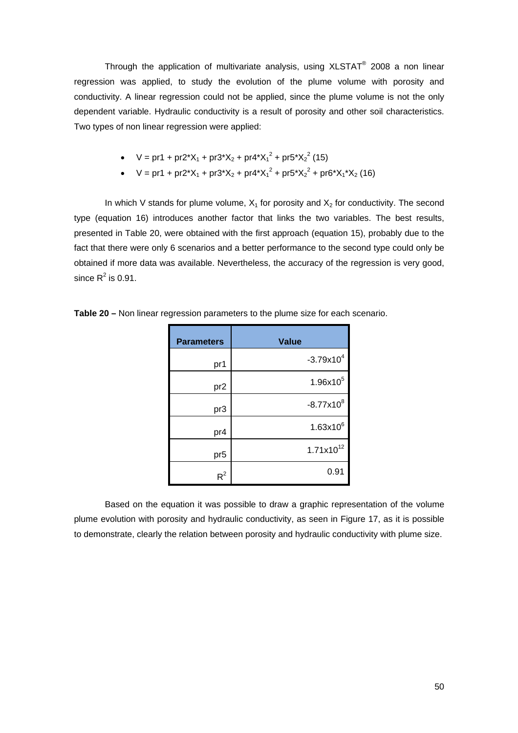Through the application of multivariate analysis, using XLSTAT® 2008 a non linear regression was applied, to study the evolution of the plume volume with porosity and conductivity. A linear regression could not be applied, since the plume volume is not the only dependent variable. Hydraulic conductivity is a result of porosity and other soil characteristics. Two types of non linear regression were applied:

- $V = pr1 + pr2*X_1 + pr3*X_2 + pr4*X_1^2 + pr5*X_2^2$ (15)
- $V = pr1 + pr2*X_1 + pr3*X_2 + pr4*X_1^2 + pr5*X_2^2 + pr6*X_1*X_2$ (16)

In which V stands for plume volume, $X_1$ for porosity and $X_2$ for conductivity. The second type (equation 16) introduces another factor that links the two variables. The best results, presented in Table 20, were obtained with the first approach (equation 15), probably due to the fact that there were only 6 scenarios and a better performance to the second type could only be obtained if more data was available. Nevertheless, the accuracy of the regression is very good, since $R^2$ is 0.91.

**Table 20 –** Non linear regression parameters to the plume size for each scenario.

| Parameters | Value |
|---:|---:|
| pr1 | $-3.79 \times 10^{4}$ |
| pr2 | $1.96 \times 10^{5}$ |
| pr3 | $-8.77 \times 10^{8}$ |
| pr4 | $1.63 \times 10^{6}$ |
| pr5 | $1.71 \times 10^{12}$ |
| $R^2$ | 0.91 |

Based on the equation it was possible to draw a graphic representation of the volume plume evolution with porosity and hydraulic conductivity, as seen in Figure 17, as it is possible to demonstrate, clearly the relation between porosity and hydraulic conductivity with plume size.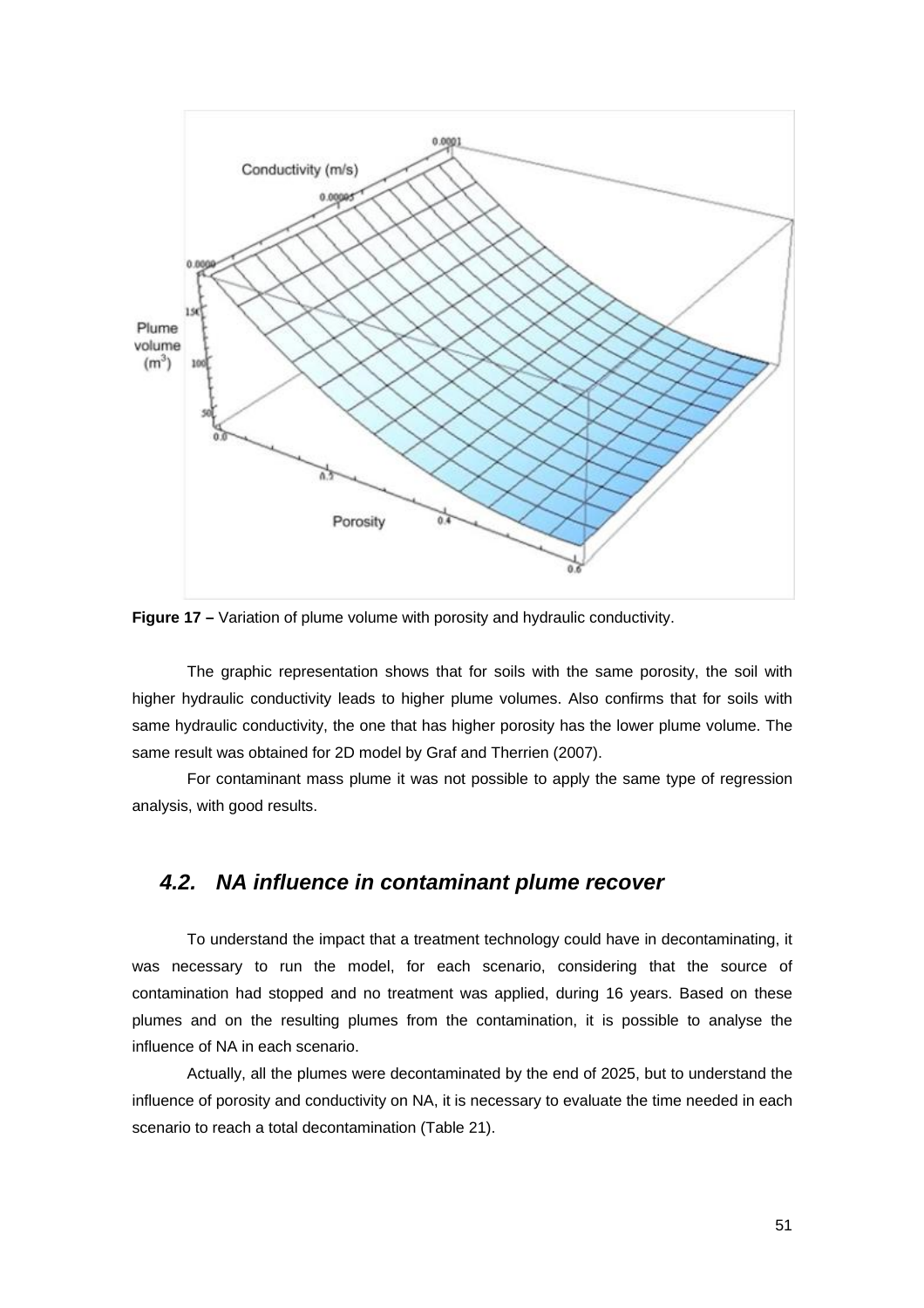**Figure 17 –** Variation of plume volume with porosity and hydraulic conductivity.

The graphic representation shows that for soils with the same porosity, the soil with higher hydraulic conductivity leads to higher plume volumes. Also confirms that for soils with same hydraulic conductivity, the one that has higher porosity has the lower plume volume. The same result was obtained for 2D model by Graf and Therrien (2007).

For contaminant mass plume it was not possible to apply the same type of regression analysis, with good results.

### *4.2. NA influence in contaminant plume recover*

To understand the impact that a treatment technology could have in decontaminating, it was necessary to run the model, for each scenario, considering that the source of contamination had stopped and no treatment was applied, during 16 years. Based on these plumes and on the resulting plumes from the contamination, it is possible to analyse the influence of NA in each scenario.

Actually, all the plumes were decontaminated by the end of 2025, but to understand the influence of porosity and conductivity on NA, it is necessary to evaluate the time needed in each scenario to reach a total decontamination (Table 21).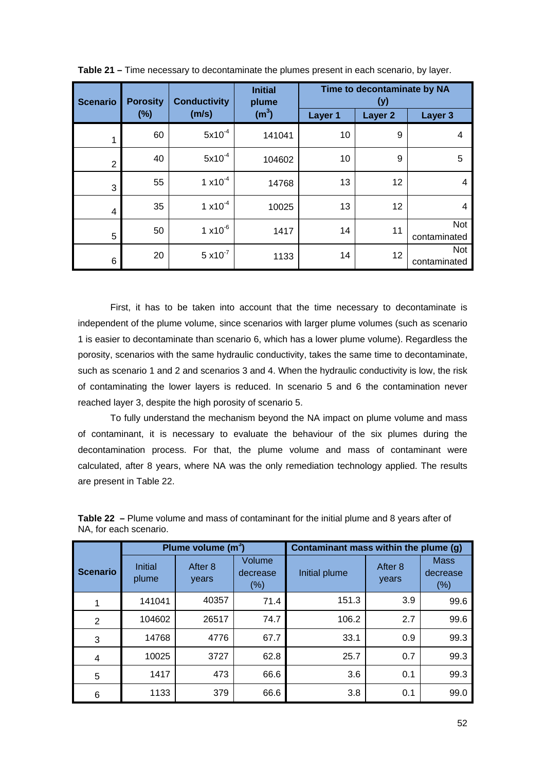**Table 21 –** Time necessary to decontaminate the plumes present in each scenario, by layer.

| Scenario | Porosity (%) | Conductivity (m/s) | Initial plume ($m^3$) | Time to decontaminate by NA (y) | | |
|---|---|---|---|---|---|---|
| | | | | Layer 1 | Layer 2 | Layer 3 |
| 1 | 60 | $5x10^{-4}$ | 141041 | 10 | 9 | 4 |
| 2 | 40 | $5x10^{-4}$ | 104602 | 10 | 9 | 5 |
| 3 | 55 | $1 x10^{-4}$ | 14768 | 13 | 12 | 4 |
| 4 | 35 | $1 x10^{-4}$ | 10025 | 13 | 12 | 4 |
| 5 | 50 | $1 x10^{-6}$ | 1417 | 14 | 11 | Not contaminated |
| 6 | 20 | $5 x10^{-7}$ | 1133 | 14 | 12 | Not contaminated |

First, it has to be taken into account that the time necessary to decontaminate is independent of the plume volume, since scenarios with larger plume volumes (such as scenario 1 is easier to decontaminate than scenario 6, which has a lower plume volume). Regardless the porosity, scenarios with the same hydraulic conductivity, takes the same time to decontaminate, such as scenario 1 and 2 and scenarios 3 and 4. When the hydraulic conductivity is low, the risk of contaminating the lower layers is reduced. In scenario 5 and 6 the contamination never reached layer 3, despite the high porosity of scenario 5.

To fully understand the mechanism beyond the NA impact on plume volume and mass of contaminant, it is necessary to evaluate the behaviour of the six plumes during the decontamination process. For that, the plume volume and mass of contaminant were calculated, after 8 years, where NA was the only remediation technology applied. The results are present in Table 22.

**Table 22 –** Plume volume and mass of contaminant for the initial plume and 8 years after of NA, for each scenario.

| Scenario | Plume volume ($m^3$) | | | Contaminant mass within the plume (g) | | |
|---|---|---|---|---|---|---|
| | Initial plume | After 8 years | Volume decrease (%) | Initial plume | After 8 years | Mass decrease (%) |
| 1 | 141041 | 40357 | 71.4 | 151.3 | 3.9 | 99.6 |
| 2 | 104602 | 26517 | 74.7 | 106.2 | 2.7 | 99.6 |
| 3 | 14768 | 4776 | 67.7 | 33.1 | 0.9 | 99.3 |
| 4 | 10025 | 3727 | 62.8 | 25.7 | 0.7 | 99.3 |
| 5 | 1417 | 473 | 66.6 | 3.6 | 0.1 | 99.3 |
| 6 | 1133 | 379 | 66.6 | 3.8 | 0.1 | 99.0 |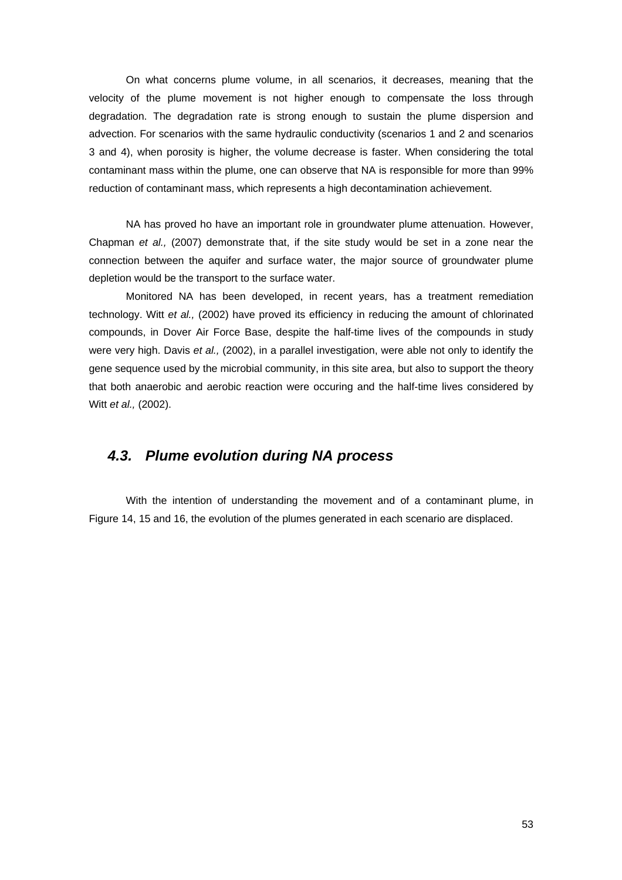On what concerns plume volume, in all scenarios, it decreases, meaning that the velocity of the plume movement is not higher enough to compensate the loss through degradation. The degradation rate is strong enough to sustain the plume dispersion and advection. For scenarios with the same hydraulic conductivity (scenarios 1 and 2 and scenarios 3 and 4), when porosity is higher, the volume decrease is faster. When considering the total contaminant mass within the plume, one can observe that NA is responsible for more than 99% reduction of contaminant mass, which represents a high decontamination achievement.

NA has proved ho have an important role in groundwater plume attenuation. However, Chapman *et al.,* (2007) demonstrate that, if the site study would be set in a zone near the connection between the aquifer and surface water, the major source of groundwater plume depletion would be the transport to the surface water.

Monitored NA has been developed, in recent years, has a treatment remediation technology. Witt *et al.,* (2002) have proved its efficiency in reducing the amount of chlorinated compounds, in Dover Air Force Base, despite the half-time lives of the compounds in study were very high. Davis *et al.,* (2002), in a parallel investigation, were able not only to identify the gene sequence used by the microbial community, in this site area, but also to support the theory that both anaerobic and aerobic reaction were occuring and the half-time lives considered by Witt *et al.,* (2002).

### *4.3. Plume evolution during NA process*

With the intention of understanding the movement and of a contaminant plume, in Figure 14, 15 and 16, the evolution of the plumes generated in each scenario are displaced.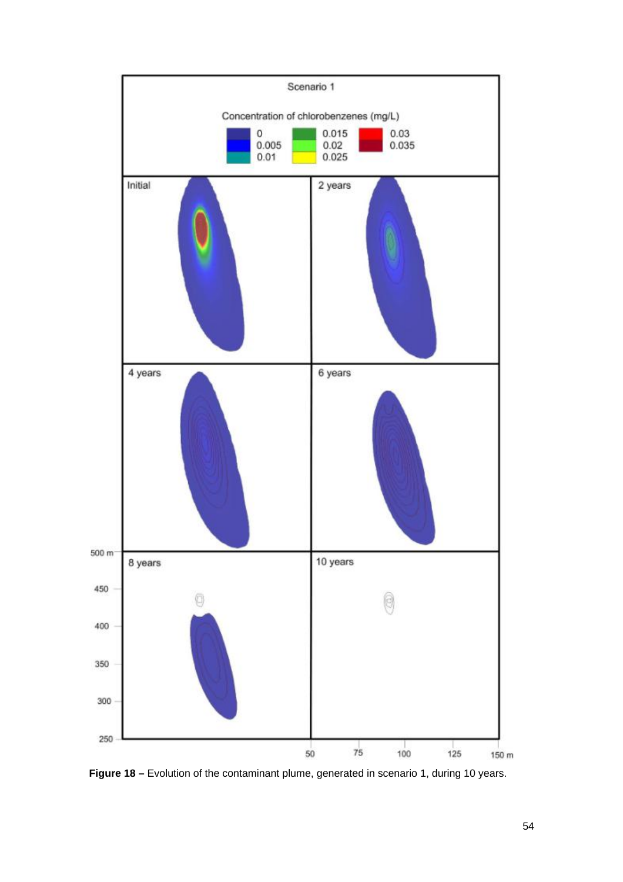**Figure 18 –** Evolution of the contaminant plume, generated in scenario 1, during 10 years.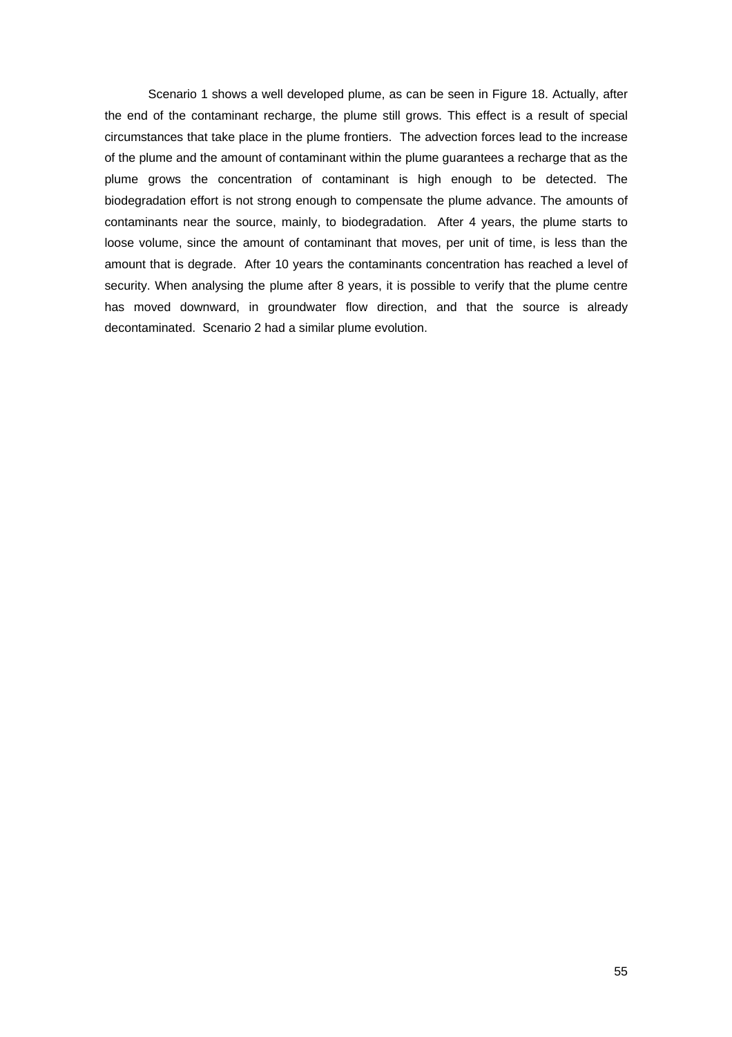Scenario 1 shows a well developed plume, as can be seen in Figure 18. Actually, after the end of the contaminant recharge, the plume still grows. This effect is a result of special circumstances that take place in the plume frontiers. The advection forces lead to the increase of the plume and the amount of contaminant within the plume guarantees a recharge that as the plume grows the concentration of contaminant is high enough to be detected. The biodegradation effort is not strong enough to compensate the plume advance. The amounts of contaminants near the source, mainly, to biodegradation. After 4 years, the plume starts to loose volume, since the amount of contaminant that moves, per unit of time, is less than the amount that is degrade. After 10 years the contaminants concentration has reached a level of security. When analysing the plume after 8 years, it is possible to verify that the plume centre has moved downward, in groundwater flow direction, and that the source is already decontaminated. Scenario 2 had a similar plume evolution.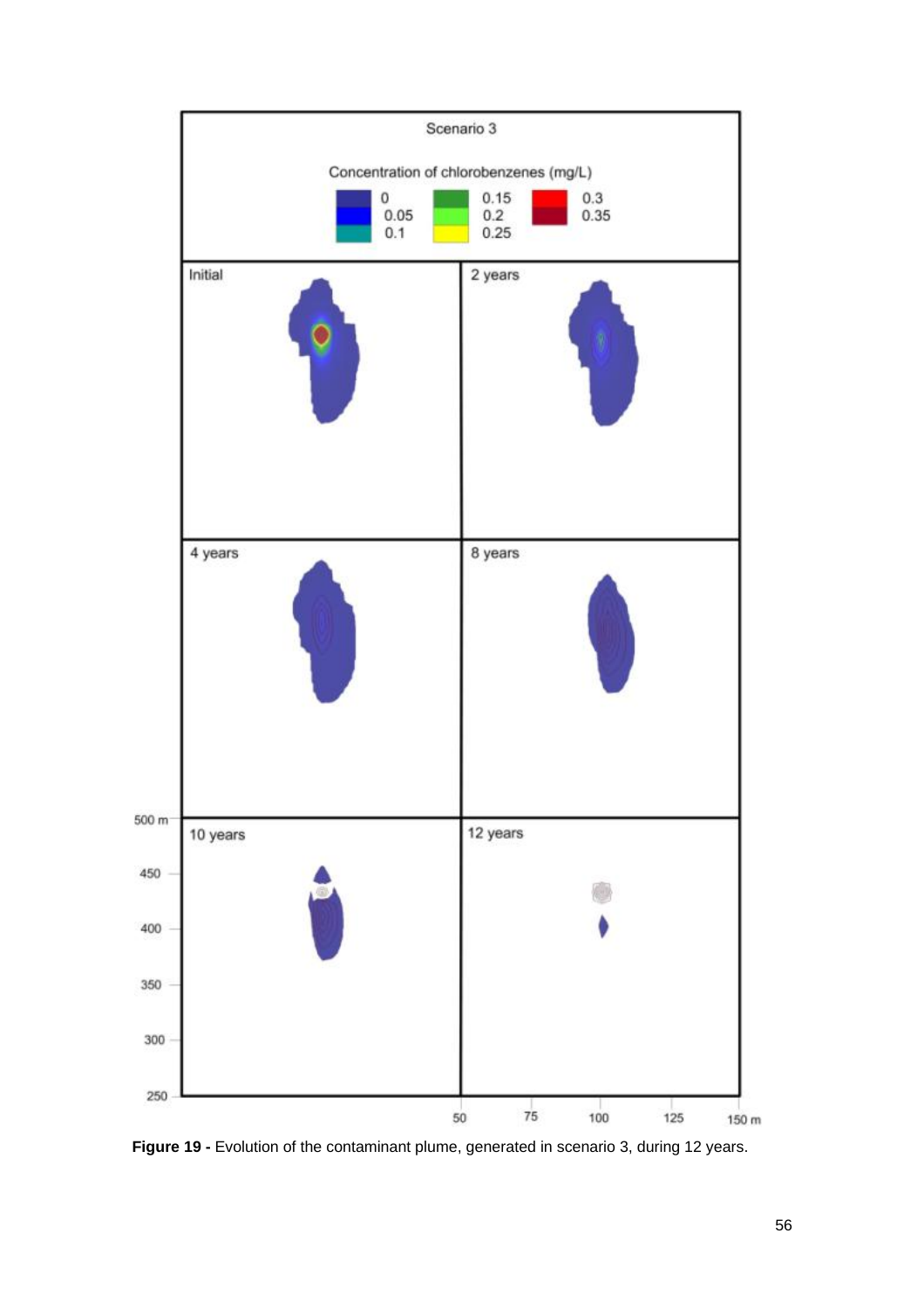**Figure 19 -** Evolution of the contaminant plume, generated in scenario 3, during 12 years.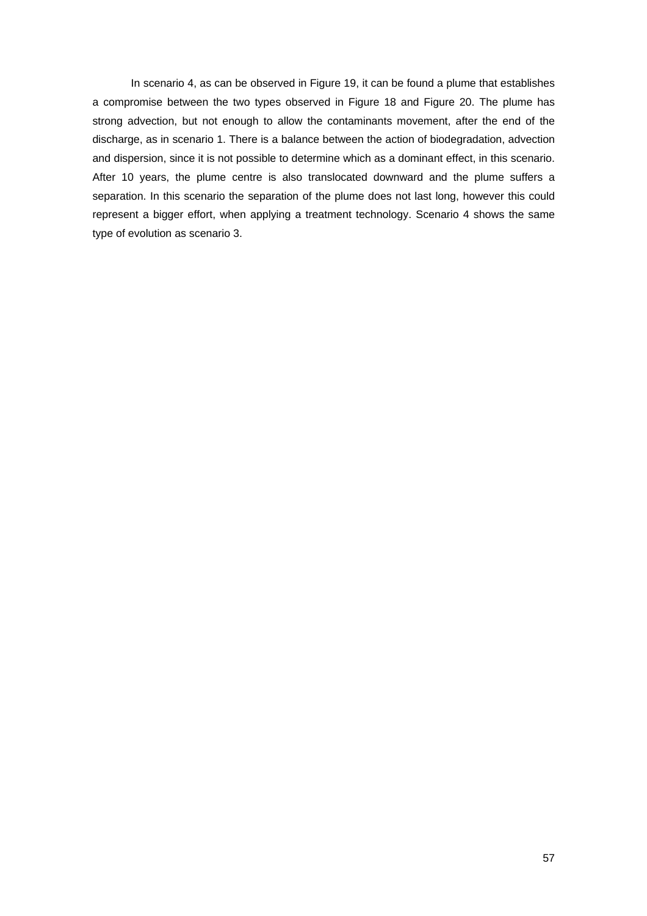In scenario 4, as can be observed in Figure 19, it can be found a plume that establishes a compromise between the two types observed in Figure 18 and Figure 20. The plume has strong advection, but not enough to allow the contaminants movement, after the end of the discharge, as in scenario 1. There is a balance between the action of biodegradation, advection and dispersion, since it is not possible to determine which as a dominant effect, in this scenario. After 10 years, the plume centre is also translocated downward and the plume suffers a separation. In this scenario the separation of the plume does not last long, however this could represent a bigger effort, when applying a treatment technology. Scenario 4 shows the same type of evolution as scenario 3.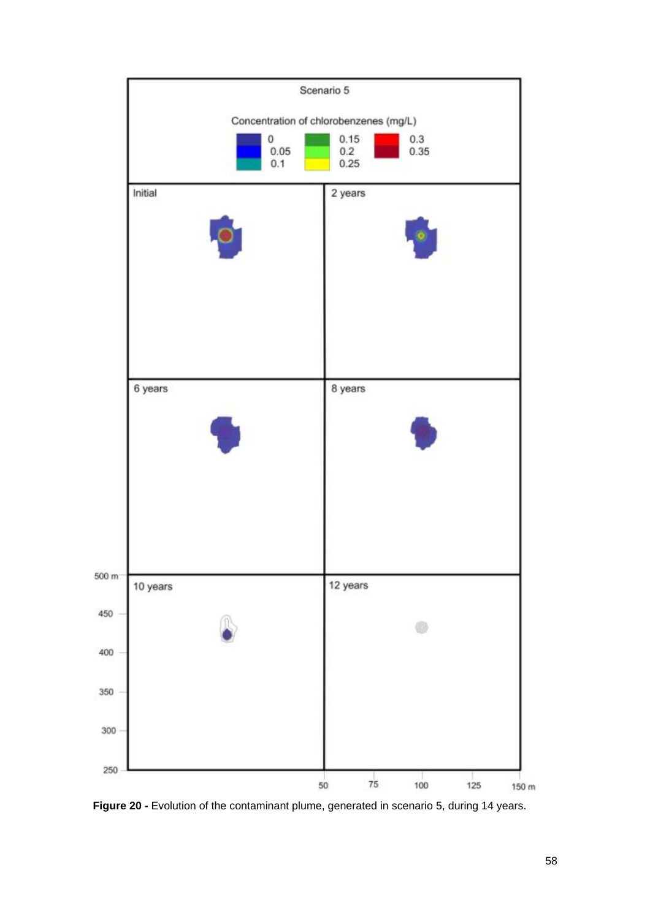Figure 20 - Evolution of the contaminant plume, generated in scenario 5, during 14 years.

**Figure 20 -** Evolution of the contaminant plume, generated in scenario 5, during 14 years.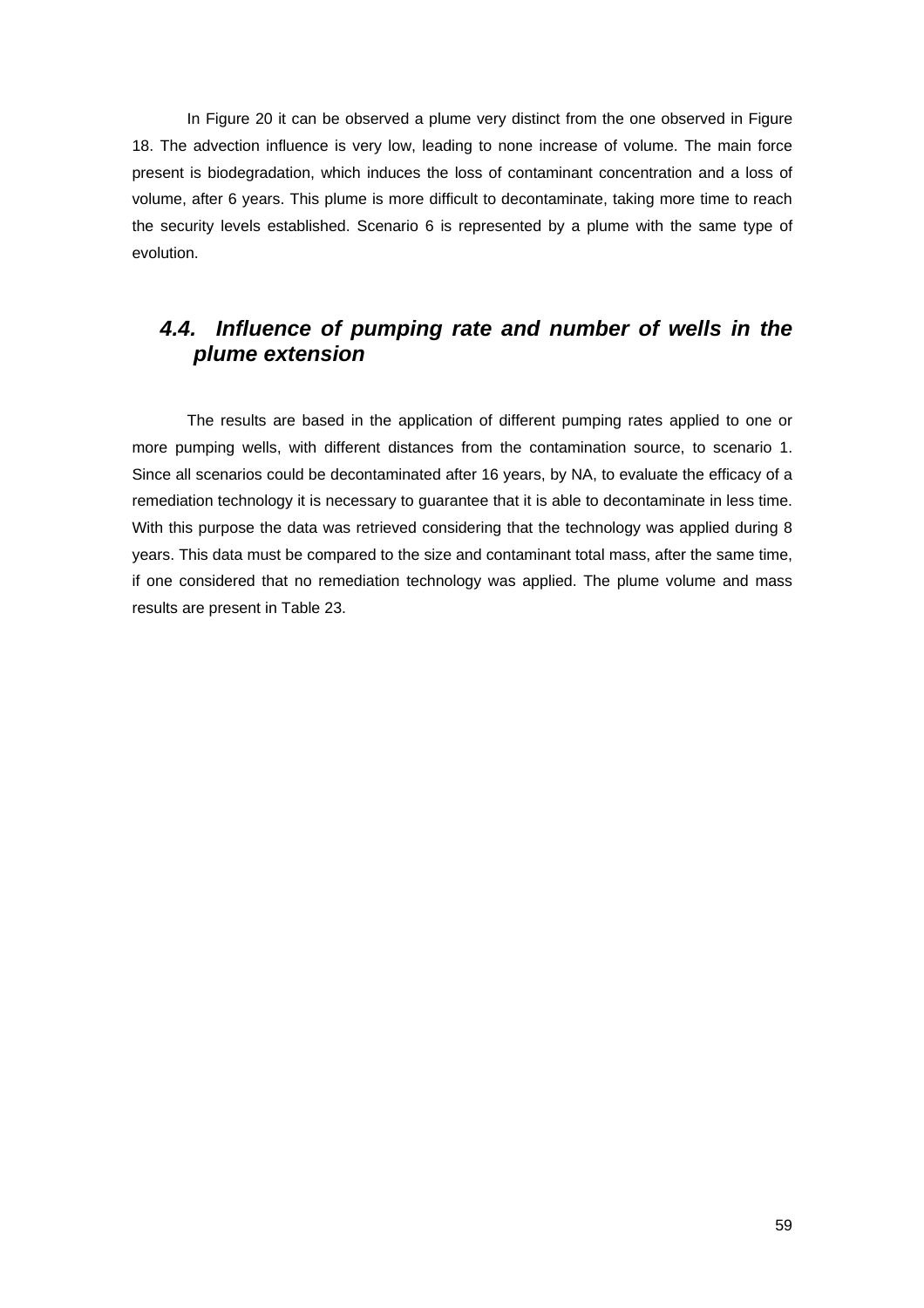In Figure 20 it can be observed a plume very distinct from the one observed in Figure 18. The advection influence is very low, leading to none increase of volume. The main force present is biodegradation, which induces the loss of contaminant concentration and a loss of volume, after 6 years. This plume is more difficult to decontaminate, taking more time to reach the security levels established. Scenario 6 is represented by a plume with the same type of evolution.

### *4.4. Influence of pumping rate and number of wells in the plume extension*

The results are based in the application of different pumping rates applied to one or more pumping wells, with different distances from the contamination source, to scenario 1. Since all scenarios could be decontaminated after 16 years, by NA, to evaluate the efficacy of a remediation technology it is necessary to guarantee that it is able to decontaminate in less time. With this purpose the data was retrieved considering that the technology was applied during 8 years. This data must be compared to the size and contaminant total mass, after the same time, if one considered that no remediation technology was applied. The plume volume and mass results are present in Table 23.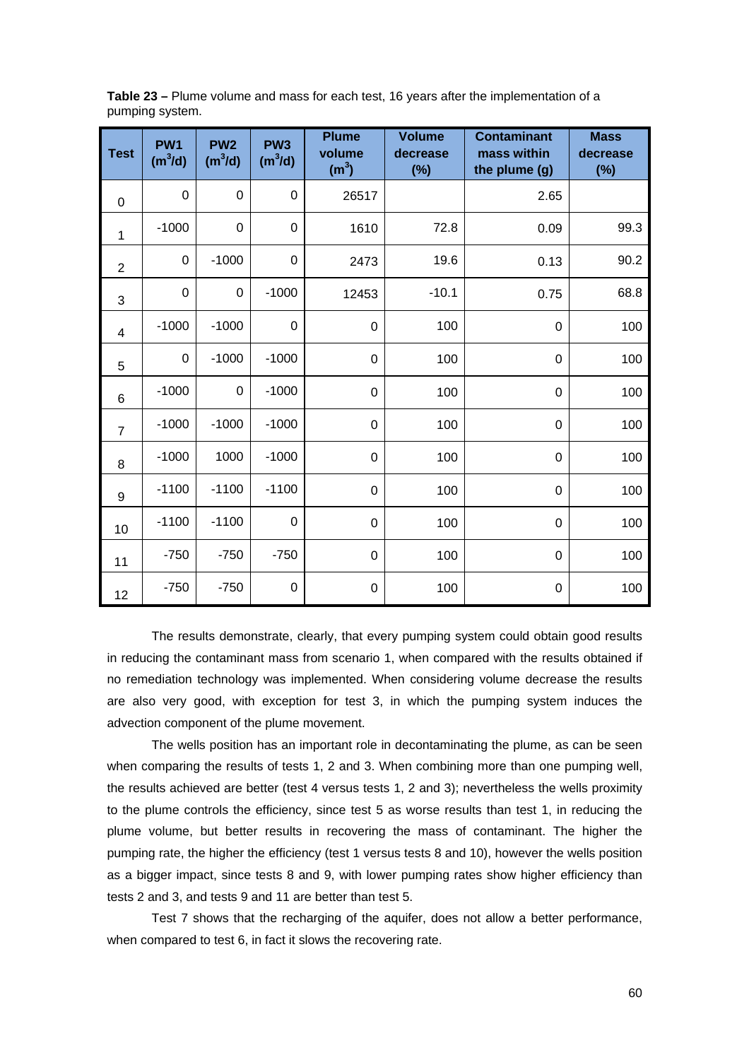**Table 23 –** Plume volume and mass for each test, 16 years after the implementation of a pumping system.

| Test | PW1 ($m^3$/d) | PW2 ($m^3$/d) | PW3 ($m^3$/d) | Plume volume ($m^3$) | Volume decrease (%) | Contaminant mass within the plume (g) | Mass decrease (%) |
|---|---|---|---|---|---|---|---|
| 0 | 0 | 0 | 0 | 26517 | | 2.65 | |
| 1 | -1000 | 0 | 0 | 1610 | 72.8 | 0.09 | 99.3 |
| 2 | 0 | -1000 | 0 | 2473 | 19.6 | 0.13 | 90.2 |
| 3 | 0 | 0 | -1000 | 12453 | -10.1 | 0.75 | 68.8 |
| 4 | -1000 | -1000 | 0 | 0 | 100 | 0 | 100 |
| 5 | 0 | -1000 | -1000 | 0 | 100 | 0 | 100 |
| 6 | -1000 | 0 | -1000 | 0 | 100 | 0 | 100 |
| 7 | -1000 | -1000 | -1000 | 0 | 100 | 0 | 100 |
| 8 | -1000 | 1000 | -1000 | 0 | 100 | 0 | 100 |
| 9 | -1100 | -1100 | -1100 | 0 | 100 | 0 | 100 |
| 10 | -1100 | -1100 | 0 | 0 | 100 | 0 | 100 |
| 11 | -750 | -750 | -750 | 0 | 100 | 0 | 100 |
| 12 | -750 | -750 | 0 | 0 | 100 | 0 | 100 |

The results demonstrate, clearly, that every pumping system could obtain good results in reducing the contaminant mass from scenario 1, when compared with the results obtained if no remediation technology was implemented. When considering volume decrease the results are also very good, with exception for test 3, in which the pumping system induces the advection component of the plume movement.

The wells position has an important role in decontaminating the plume, as can be seen when comparing the results of tests 1, 2 and 3. When combining more than one pumping well, the results achieved are better (test 4 versus tests 1, 2 and 3); nevertheless the wells proximity to the plume controls the efficiency, since test 5 as worse results than test 1, in reducing the plume volume, but better results in recovering the mass of contaminant. The higher the pumping rate, the higher the efficiency (test 1 versus tests 8 and 10), however the wells position as a bigger impact, since tests 8 and 9, with lower pumping rates show higher efficiency than tests 2 and 3, and tests 9 and 11 are better than test 5.

Test 7 shows that the recharging of the aquifer, does not allow a better performance, when compared to test 6, in fact it slows the recovering rate.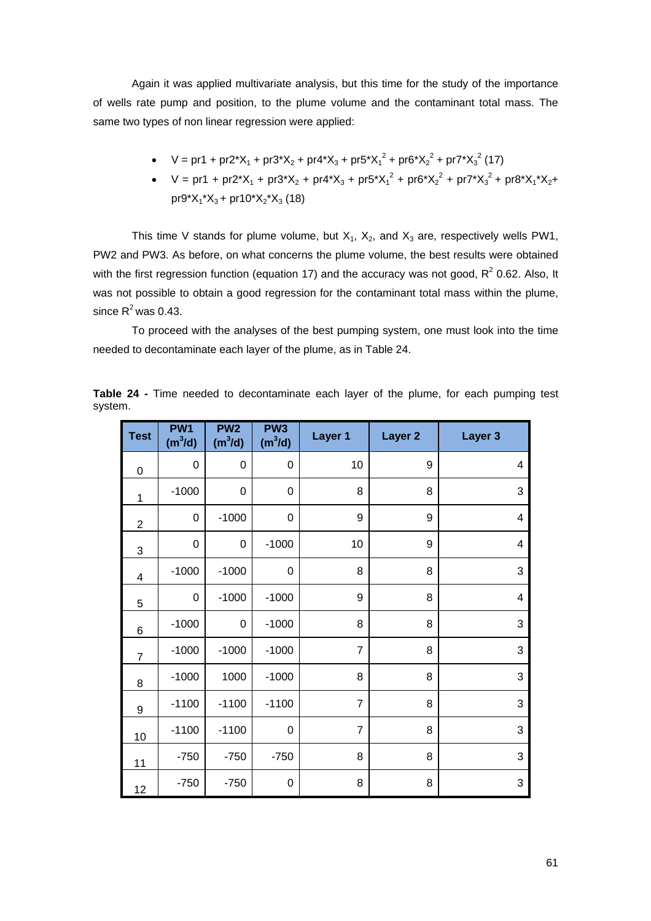Again it was applied multivariate analysis, but this time for the study of the importance of wells rate pump and position, to the plume volume and the contaminant total mass. The same two types of non linear regression were applied:

- $V = pr1 + pr2*X_1 + pr3*X_2 + pr4*X_3 + pr5*X_1^2 + pr6*X_2^2 + pr7*X_3^2$ (17)
- $V = pr1 + pr2*X_1 + pr3*X_2 + pr4*X_3 + pr5*X_1^2 + pr6*X_2^2 + pr7*X_3^2 + pr8*X_1*X_2 + pr9*X_1*X_3 + pr10*X_2*X_3$ (18)

This time V stands for plume volume, but $X_1$, $X_2$, and $X_3$ are, respectively wells PW1, PW2 and PW3. As before, on what concerns the plume volume, the best results were obtained with the first regression function (equation 17) and the accuracy was not good, $R^2$ 0.62. Also, It was not possible to obtain a good regression for the contaminant total mass within the plume, since $R^2$ was 0.43.

To proceed with the analyses of the best pumping system, one must look into the time needed to decontaminate each layer of the plume, as in Table 24.

**Table 24 -** Time needed to decontaminate each layer of the plume, for each pumping test system.

| Test | PW1 ($m^3$/d) | PW2 ($m^3$/d) | PW3 ($m^3$/d) | Layer 1 | Layer 2 | Layer 3 |
|---|---|---|---|---|---|---|
| 0 | 0 | 0 | 0 | 10 | 9 | 4 |
| 1 | -1000 | 0 | 0 | 8 | 8 | 3 |
| 2 | 0 | -1000 | 0 | 9 | 9 | 4 |
| 3 | 0 | 0 | -1000 | 10 | 9 | 4 |
| 4 | -1000 | -1000 | 0 | 8 | 8 | 3 |
| 5 | 0 | -1000 | -1000 | 9 | 8 | 4 |
| 6 | -1000 | 0 | -1000 | 8 | 8 | 3 |
| 7 | -1000 | -1000 | -1000 | 7 | 8 | 3 |
| 8 | -1000 | 1000 | -1000 | 8 | 8 | 3 |
| 9 | -1100 | -1100 | -1100 | 7 | 8 | 3 |
| 10 | -1100 | -1100 | 0 | 7 | 8 | 3 |
| 11 | -750 | -750 | -750 | 8 | 8 | 3 |
| 12 | -750 | -750 | 0 | 8 | 8 | 3 |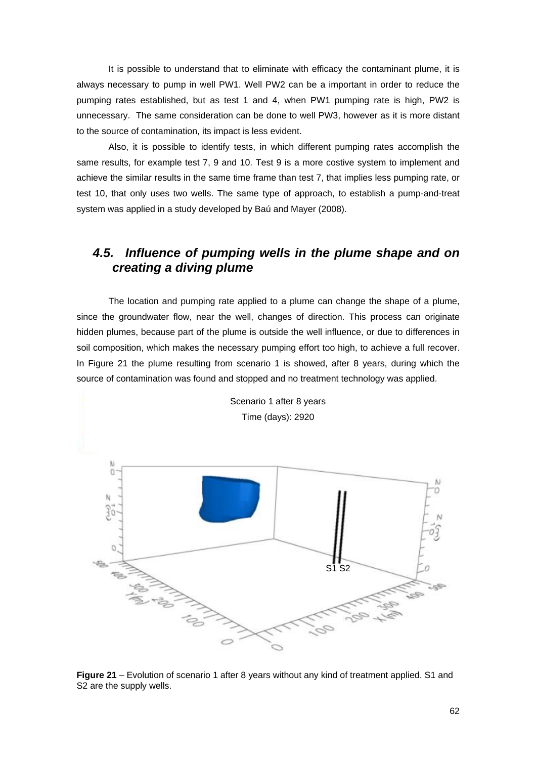It is possible to understand that to eliminate with efficacy the contaminant plume, it is always necessary to pump in well PW1. Well PW2 can be a important in order to reduce the pumping rates established, but as test 1 and 4, when PW1 pumping rate is high, PW2 is unnecessary. The same consideration can be done to well PW3, however as it is more distant to the source of contamination, its impact is less evident.

Also, it is possible to identify tests, in which different pumping rates accomplish the same results, for example test 7, 9 and 10. Test 9 is a more costive system to implement and achieve the similar results in the same time frame than test 7, that implies less pumping rate, or test 10, that only uses two wells. The same type of approach, to establish a pump-and-treat system was applied in a study developed by Baú and Mayer (2008).

## 4.5. Influence of pumping wells in the plume shape and on creating a diving plume

The location and pumping rate applied to a plume can change the shape of a plume, since the groundwater flow, near the well, changes of direction. This process can originate hidden plumes, because part of the plume is outside the well influence, or due to differences in soil composition, which makes the necessary pumping effort too high, to achieve a full recover. In Figure 21 the plume resulting from scenario 1 is showed, after 8 years, during which the source of contamination was found and stopped and no treatment technology was applied.

Scenario 1 after 8 years
Time (days): 2920

**Figure 21** – Evolution of scenario 1 after 8 years without any kind of treatment applied. S1 and S2 are the supply wells.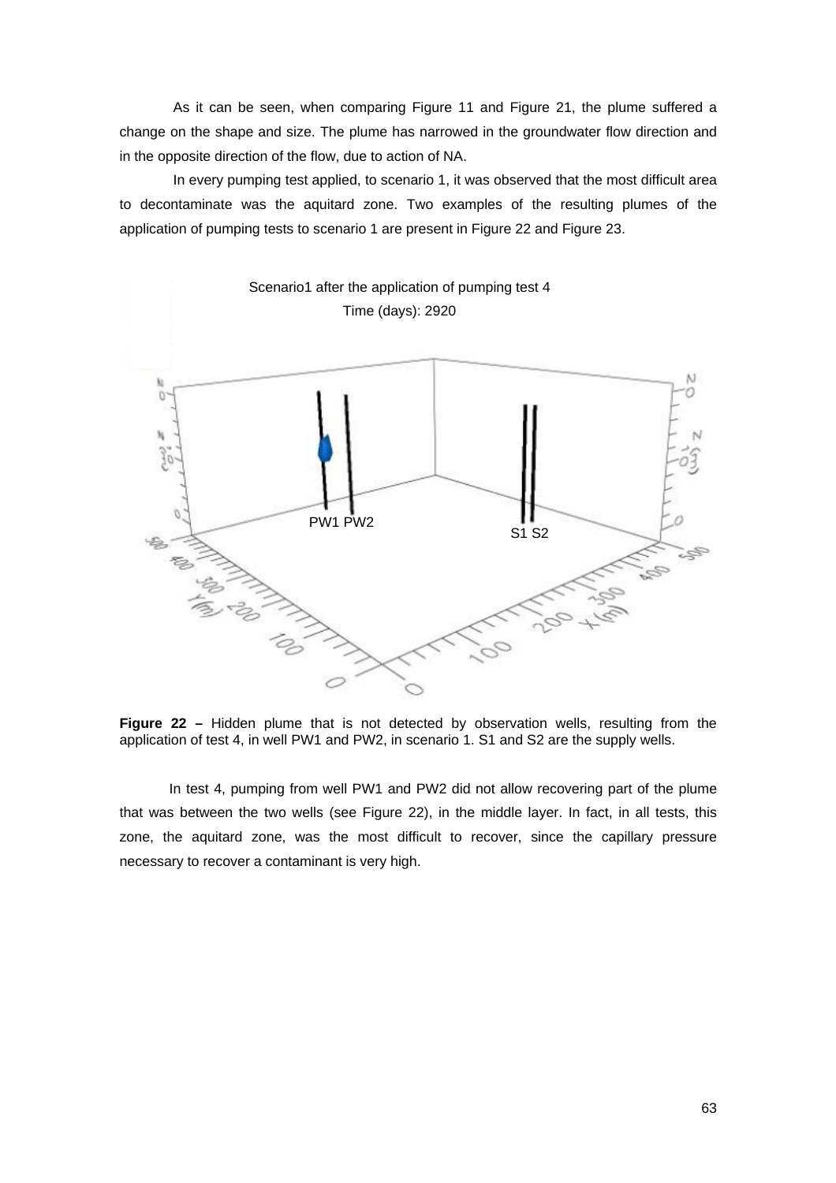As it can be seen, when comparing Figure 11 and Figure 21, the plume suffered a change on the shape and size. The plume has narrowed in the groundwater flow direction and in the opposite direction of the flow, due to action of NA.

In every pumping test applied, to scenario 1, it was observed that the most difficult area to decontaminate was the aquitard zone. Two examples of the resulting plumes of the application of pumping tests to scenario 1 are present in Figure 22 and Figure 23.

Scenario1 after the application of pumping test 4
Time (days): 2920

PW1 PW2

S1 S2

**Figure 22 –** Hidden plume that is not detected by observation wells, resulting from the application of test 4, in well PW1 and PW2, in scenario 1. S1 and S2 are the supply wells.

In test 4, pumping from well PW1 and PW2 did not allow recovering part of the plume that was between the two wells (see Figure 22), in the middle layer. In fact, in all tests, this zone, the aquitard zone, was the most difficult to recover, since the capillary pressure necessary to recover a contaminant is very high.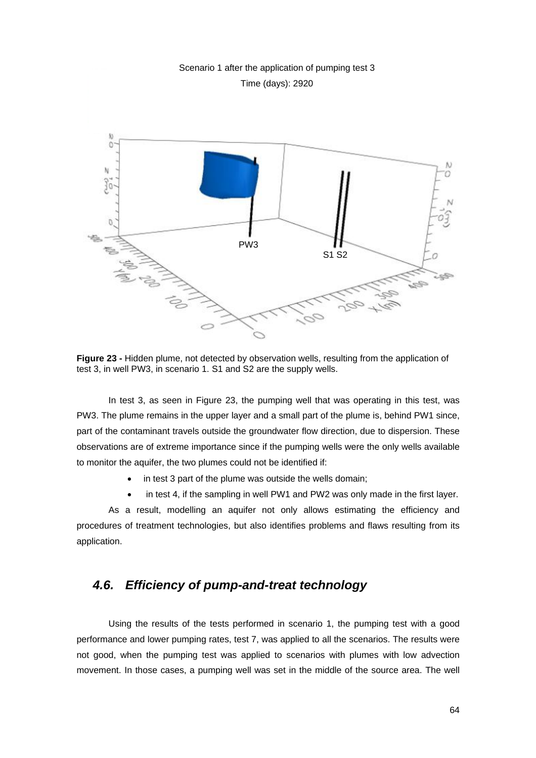Scenario 1 after the application of pumping test 3

Time (days): 2920

**Figure 23 -** Hidden plume, not detected by observation wells, resulting from the application of test 3, in well PW3, in scenario 1. S1 and S2 are the supply wells.

In test 3, as seen in Figure 23, the pumping well that was operating in this test, was PW3. The plume remains in the upper layer and a small part of the plume is, behind PW1 since, part of the contaminant travels outside the groundwater flow direction, due to dispersion. These observations are of extreme importance since if the pumping wells were the only wells available to monitor the aquifer, the two plumes could not be identified if:

- in test 3 part of the plume was outside the wells domain;
- in test 4, if the sampling in well PW1 and PW2 was only made in the first layer.

As a result, modelling an aquifer not only allows estimating the efficiency and procedures of treatment technologies, but also identifies problems and flaws resulting from its application.

## *4.6. Efficiency of pump-and-treat technology*

Using the results of the tests performed in scenario 1, the pumping test with a good performance and lower pumping rates, test 7, was applied to all the scenarios. The results were not good, when the pumping test was applied to scenarios with plumes with low advection movement. In those cases, a pumping well was set in the middle of the source area. The well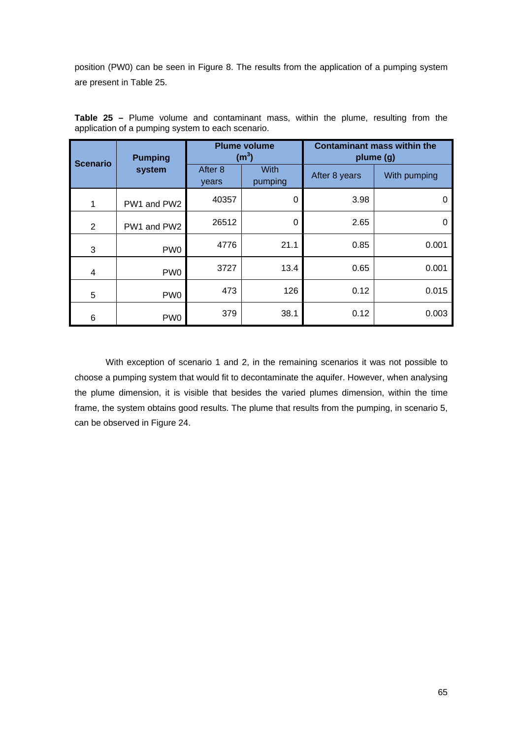position (PW0) can be seen in Figure 8. The results from the application of a pumping system are present in Table 25.

**Table 25 –** Plume volume and contaminant mass, within the plume, resulting from the application of a pumping system to each scenario.

| Scenario | Pumping system | Plume volume ($m^3$) | | Contaminant mass within the plume (g) | |
|---|---|---|---|---|---|
| | | After 8 years | With pumping | After 8 years | With pumping |
| 1 | PW1 and PW2 | 40357 | 0 | 3.98 | 0 |
| 2 | PW1 and PW2 | 26512 | 0 | 2.65 | 0 |
| 3 | PW0 | 4776 | 21.1 | 0.85 | 0.001 |
| 4 | PW0 | 3727 | 13.4 | 0.65 | 0.001 |
| 5 | PW0 | 473 | 126 | 0.12 | 0.015 |
| 6 | PW0 | 379 | 38.1 | 0.12 | 0.003 |

With exception of scenario 1 and 2, in the remaining scenarios it was not possible to choose a pumping system that would fit to decontaminate the aquifer. However, when analysing the plume dimension, it is visible that besides the varied plumes dimension, within the time frame, the system obtains good results. The plume that results from the pumping, in scenario 5, can be observed in Figure 24.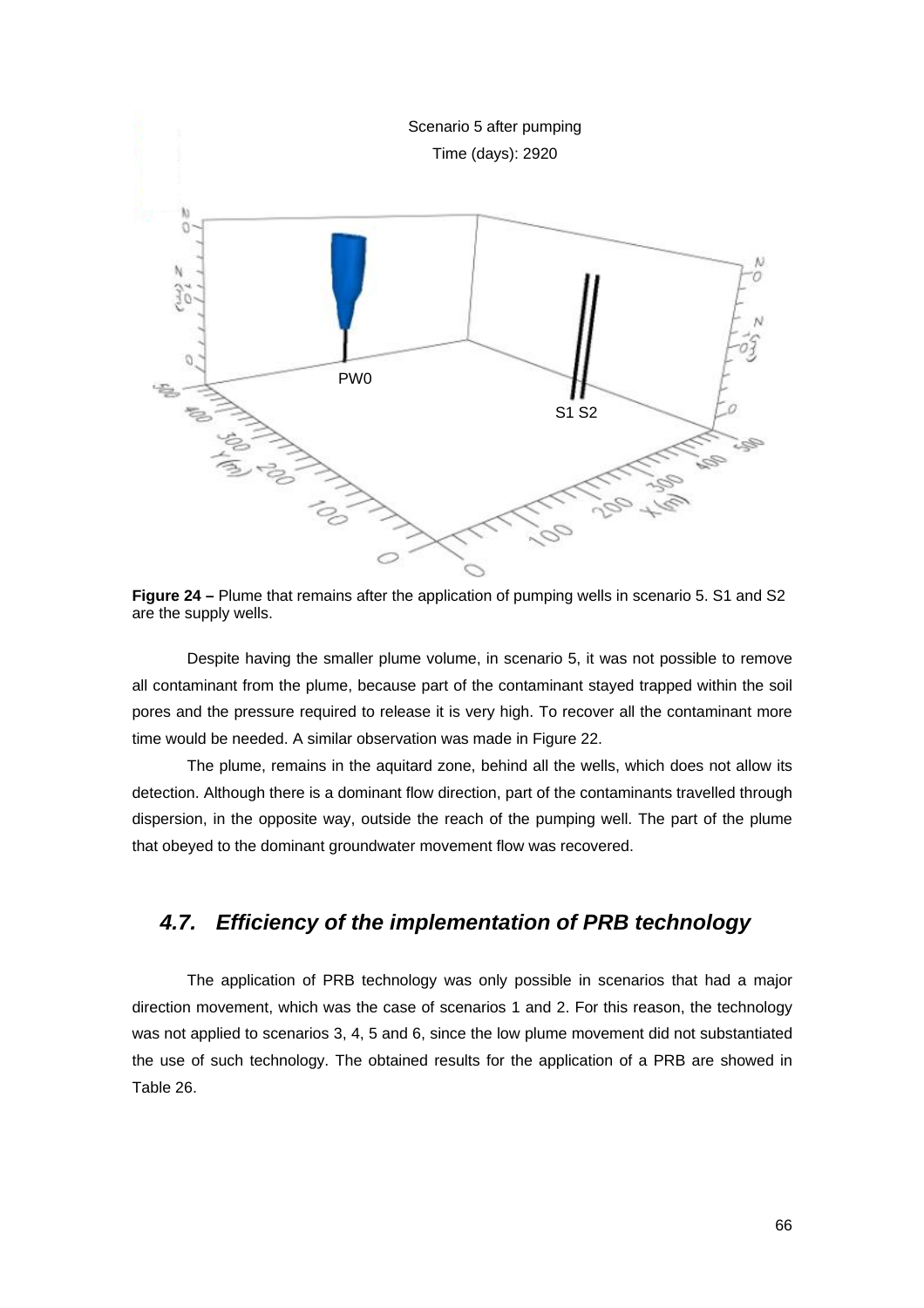**Figure 24 –** Plume that remains after the application of pumping wells in scenario 5. S1 and S2 are the supply wells.

Despite having the smaller plume volume, in scenario 5, it was not possible to remove all contaminant from the plume, because part of the contaminant stayed trapped within the soil pores and the pressure required to release it is very high. To recover all the contaminant more time would be needed. A similar observation was made in Figure 22.

The plume, remains in the aquitard zone, behind all the wells, which does not allow its detection. Although there is a dominant flow direction, part of the contaminants travelled through dispersion, in the opposite way, outside the reach of the pumping well. The part of the plume that obeyed to the dominant groundwater movement flow was recovered.

## *4.7. Efficiency of the implementation of PRB technology*

The application of PRB technology was only possible in scenarios that had a major direction movement, which was the case of scenarios 1 and 2. For this reason, the technology was not applied to scenarios 3, 4, 5 and 6, since the low plume movement did not substantiated the use of such technology. The obtained results for the application of a PRB are showed in Table 26.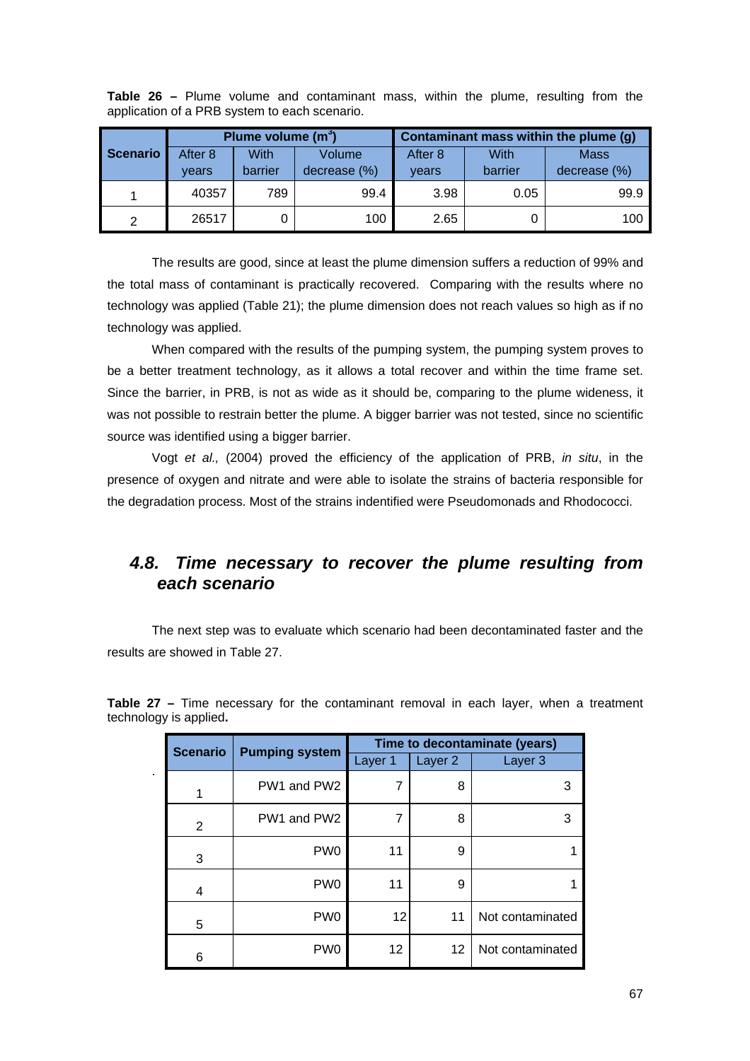**Table 26 –** Plume volume and contaminant mass, within the plume, resulting from the application of a PRB system to each scenario.

| Scenario | Plume volume ($m^3$) | | | Contaminant mass within the plume (g) | | |
|---|---|---|---|---|---|---|
| | After 8 years | With barrier | Volume decrease (%) | After 8 years | With barrier | Mass decrease (%) |
| 1 | 40357 | 789 | 99.4 | 3.98 | 0.05 | 99.9 |
| 2 | 26517 | 0 | 100 | 2.65 | 0 | 100 |

The results are good, since at least the plume dimension suffers a reduction of 99% and the total mass of contaminant is practically recovered. Comparing with the results where no technology was applied (Table 21); the plume dimension does not reach values so high as if no technology was applied.

When compared with the results of the pumping system, the pumping system proves to be a better treatment technology, as it allows a total recover and within the time frame set. Since the barrier, in PRB, is not as wide as it should be, comparing to the plume wideness, it was not possible to restrain better the plume. A bigger barrier was not tested, since no scientific source was identified using a bigger barrier.

Vogt *et al.,* (2004) proved the efficiency of the application of PRB, *in situ*, in the presence of oxygen and nitrate and were able to isolate the strains of bacteria responsible for the degradation process. Most of the strains indentified were Pseudomonads and Rhodococci.

## *4.8. Time necessary to recover the plume resulting from each scenario*

The next step was to evaluate which scenario had been decontaminated faster and the results are showed in Table 27.

**Table 27 –** Time necessary for the contaminant removal in each layer, when a treatment technology is applied**.**

| Scenario | Pumping system | Time to decontaminate (years) | | |
|---|---|---|---|---|
| | | Layer 1 | Layer 2 | Layer 3 |
| 1 | PW1 and PW2 | 7 | 8 | 3 |
| 2 | PW1 and PW2 | 7 | 8 | 3 |
| 3 | PW0 | 11 | 9 | 1 |
| 4 | PW0 | 11 | 9 | 1 |
| 5 | PW0 | 12 | 11 | Not contaminated |
| 6 | PW0 | 12 | 12 | Not contaminated |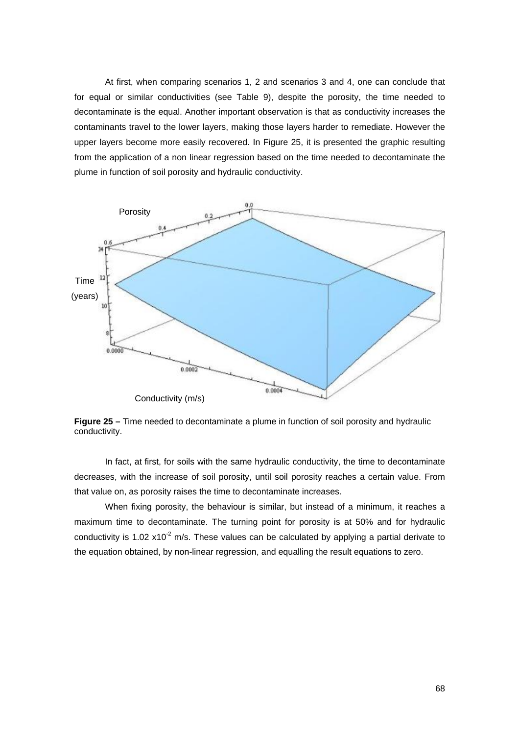At first, when comparing scenarios 1, 2 and scenarios 3 and 4, one can conclude that for equal or similar conductivities (see Table 9), despite the porosity, the time needed to decontaminate is the equal. Another important observation is that as conductivity increases the contaminants travel to the lower layers, making those layers harder to remediate. However the upper layers become more easily recovered. In Figure 25, it is presented the graphic resulting from the application of a non linear regression based on the time needed to decontaminate the plume in function of soil porosity and hydraulic conductivity.

**Figure 25 –** Time needed to decontaminate a plume in function of soil porosity and hydraulic conductivity.

In fact, at first, for soils with the same hydraulic conductivity, the time to decontaminate decreases, with the increase of soil porosity, until soil porosity reaches a certain value. From that value on, as porosity raises the time to decontaminate increases.

When fixing porosity, the behaviour is similar, but instead of a minimum, it reaches a maximum time to decontaminate. The turning point for porosity is at 50% and for hydraulic conductivity is $1.02 \times 10^{-2}$ m/s. These values can be calculated by applying a partial derivate to the equation obtained, by non-linear regression, and equalling the result equations to zero.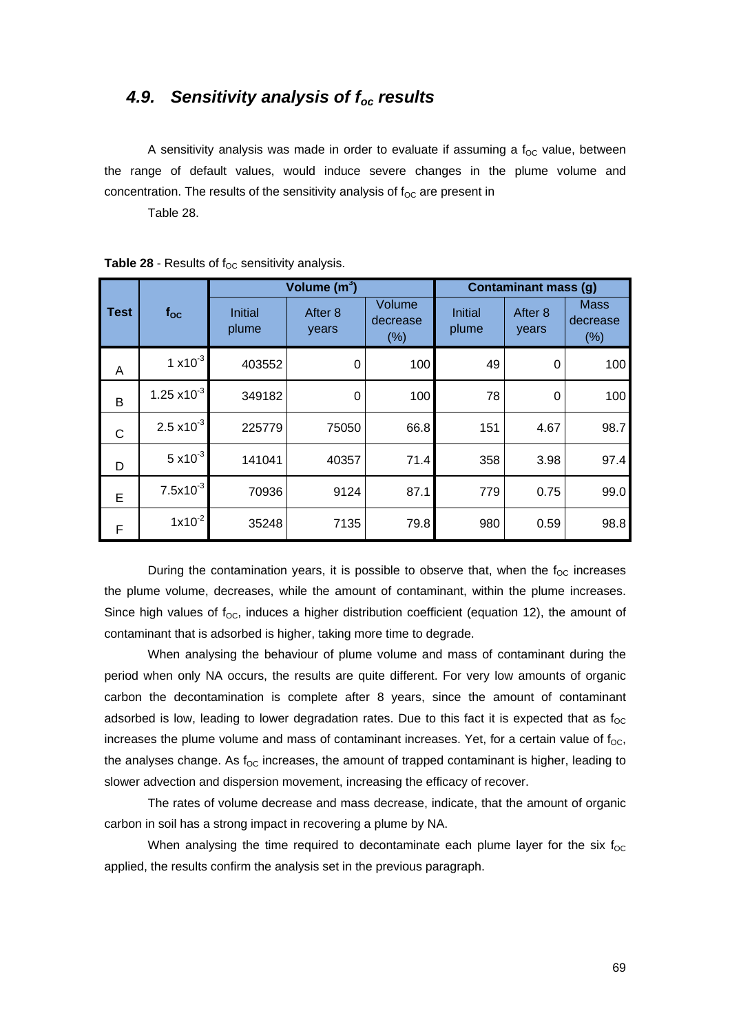### 4.9. *Sensitivity analysis of $f_{oc}$ results*

A sensitivity analysis was made in order to evaluate if assuming a $f_{OC}$ value, between the range of default values, would induce severe changes in the plume volume and concentration. The results of the sensitivity analysis of $f_{OC}$ are present in

Table 28.

**Table 28** - Results of $f_{OC}$ sensitivity analysis.

| Test | $f_{OC}$ | Volume ($m^3$) | | | Contaminant mass (g) | | |
|---|---|---|---|---|---|---|---|
| | | Initial plume | After 8 years | Volume decrease (%) | Initial plume | After 8 years | Mass decrease (%) |
| A | $1 \times 10^{-3}$ | 403552 | 0 | 100 | 49 | 0 | 100 |
| B | $1.25 \times 10^{-3}$ | 349182 | 0 | 100 | 78 | 0 | 100 |
| C | $2.5 \times 10^{-3}$ | 225779 | 75050 | 66.8 | 151 | 4.67 | 98.7 |
| D | $5 \times 10^{-3}$ | 141041 | 40357 | 71.4 | 358 | 3.98 | 97.4 |
| E | $7.5 \times 10^{-3}$ | 70936 | 9124 | 87.1 | 779 | 0.75 | 99.0 |
| F | $1 \times 10^{-2}$ | 35248 | 7135 | 79.8 | 980 | 0.59 | 98.8 |

During the contamination years, it is possible to observe that, when the $f_{OC}$ increases the plume volume, decreases, while the amount of contaminant, within the plume increases. Since high values of $f_{OC}$, induces a higher distribution coefficient (equation 12), the amount of contaminant that is adsorbed is higher, taking more time to degrade.

When analysing the behaviour of plume volume and mass of contaminant during the period when only NA occurs, the results are quite different. For very low amounts of organic carbon the decontamination is complete after 8 years, since the amount of contaminant adsorbed is low, leading to lower degradation rates. Due to this fact it is expected that as $f_{OC}$ increases the plume volume and mass of contaminant increases. Yet, for a certain value of $f_{OC}$, the analyses change. As $f_{OC}$ increases, the amount of trapped contaminant is higher, leading to slower advection and dispersion movement, increasing the efficacy of recover.

The rates of volume decrease and mass decrease, indicate, that the amount of organic carbon in soil has a strong impact in recovering a plume by NA.

When analysing the time required to decontaminate each plume layer for the six $f_{OC}$ applied, the results confirm the analysis set in the previous paragraph.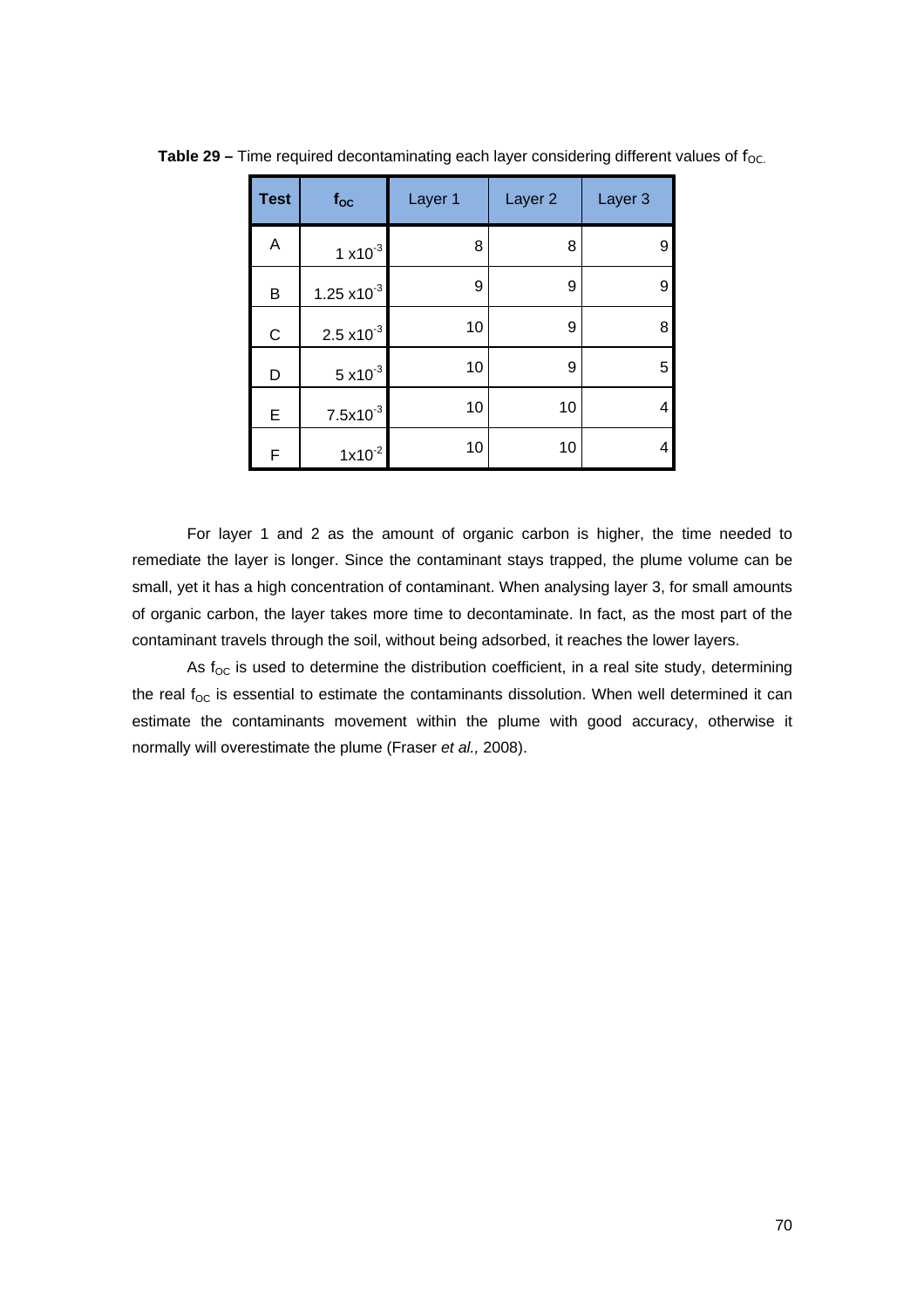**Table 29 –** Time required decontaminating each layer considering different values of $f_{OC}$.

| Test | $f_{OC}$ | Layer 1 | Layer 2 | Layer 3 |
|---|---|---|---|---|
| A | $1 \times 10^{-3}$ | 8 | 8 | 9 |
| B | $1.25 \times 10^{-3}$ | 9 | 9 | 9 |
| C | $2.5 \times 10^{-3}$ | 10 | 9 | 8 |
| D | $5 \times 10^{-3}$ | 10 | 9 | 5 |
| E | $7.5 \times 10^{-3}$ | 10 | 10 | 4 |
| F | $1 \times 10^{-2}$ | 10 | 10 | 4 |

For layer 1 and 2 as the amount of organic carbon is higher, the time needed to remediate the layer is longer. Since the contaminant stays trapped, the plume volume can be small, yet it has a high concentration of contaminant. When analysing layer 3, for small amounts of organic carbon, the layer takes more time to decontaminate. In fact, as the most part of the contaminant travels through the soil, without being adsorbed, it reaches the lower layers.

As $f_{OC}$ is used to determine the distribution coefficient, in a real site study, determining the real $f_{OC}$ is essential to estimate the contaminants dissolution. When well determined it can estimate the contaminants movement within the plume with good accuracy, otherwise it normally will overestimate the plume (Fraser *et al.,* 2008).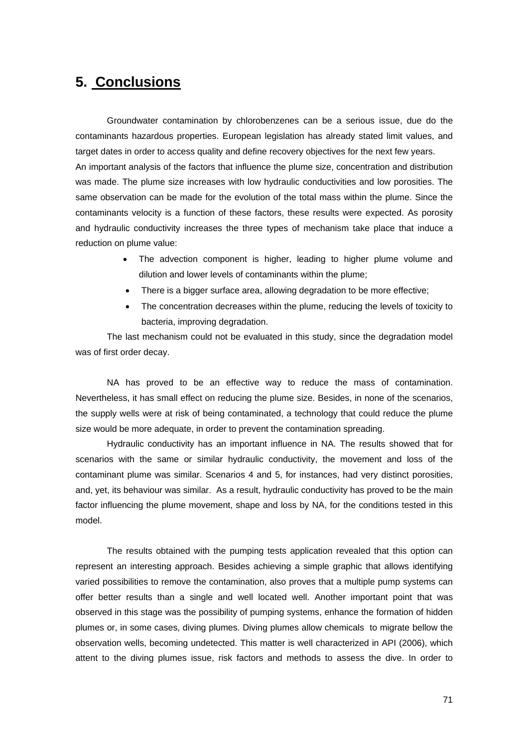# 5. Conclusions

Groundwater contamination by chlorobenzenes can be a serious issue, due do the contaminants hazardous properties. European legislation has already stated limit values, and target dates in order to access quality and define recovery objectives for the next few years.

An important analysis of the factors that influence the plume size, concentration and distribution was made. The plume size increases with low hydraulic conductivities and low porosities. The same observation can be made for the evolution of the total mass within the plume. Since the contaminants velocity is a function of these factors, these results were expected. As porosity and hydraulic conductivity increases the three types of mechanism take place that induce a reduction on plume value:

- The advection component is higher, leading to higher plume volume and dilution and lower levels of contaminants within the plume;
- There is a bigger surface area, allowing degradation to be more effective;
- The concentration decreases within the plume, reducing the levels of toxicity to bacteria, improving degradation.

The last mechanism could not be evaluated in this study, since the degradation model was of first order decay.

NA has proved to be an effective way to reduce the mass of contamination. Nevertheless, it has small effect on reducing the plume size. Besides, in none of the scenarios, the supply wells were at risk of being contaminated, a technology that could reduce the plume size would be more adequate, in order to prevent the contamination spreading.

Hydraulic conductivity has an important influence in NA. The results showed that for scenarios with the same or similar hydraulic conductivity, the movement and loss of the contaminant plume was similar. Scenarios 4 and 5, for instances, had very distinct porosities, and, yet, its behaviour was similar. As a result, hydraulic conductivity has proved to be the main factor influencing the plume movement, shape and loss by NA, for the conditions tested in this model.

The results obtained with the pumping tests application revealed that this option can represent an interesting approach. Besides achieving a simple graphic that allows identifying varied possibilities to remove the contamination, also proves that a multiple pump systems can offer better results than a single and well located well. Another important point that was observed in this stage was the possibility of pumping systems, enhance the formation of hidden plumes or, in some cases, diving plumes. Diving plumes allow chemicals to migrate bellow the observation wells, becoming undetected. This matter is well characterized in API (2006), which attent to the diving plumes issue, risk factors and methods to assess the dive. In order to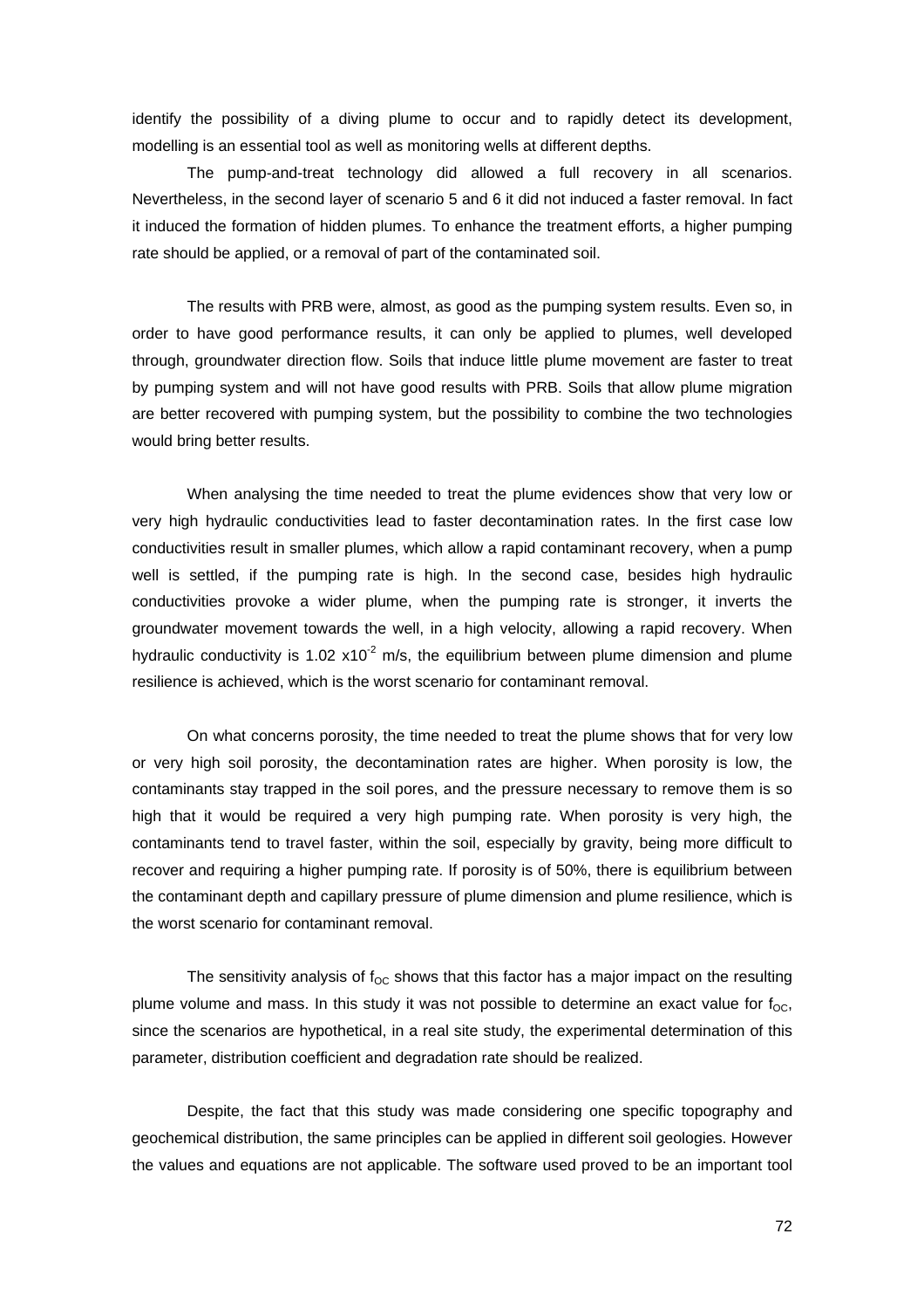identify the possibility of a diving plume to occur and to rapidly detect its development, modelling is an essential tool as well as monitoring wells at different depths.

The pump-and-treat technology did allowed a full recovery in all scenarios. Nevertheless, in the second layer of scenario 5 and 6 it did not induced a faster removal. In fact it induced the formation of hidden plumes. To enhance the treatment efforts, a higher pumping rate should be applied, or a removal of part of the contaminated soil.

The results with PRB were, almost, as good as the pumping system results. Even so, in order to have good performance results, it can only be applied to plumes, well developed through, groundwater direction flow. Soils that induce little plume movement are faster to treat by pumping system and will not have good results with PRB. Soils that allow plume migration are better recovered with pumping system, but the possibility to combine the two technologies would bring better results.

When analysing the time needed to treat the plume evidences show that very low or very high hydraulic conductivities lead to faster decontamination rates. In the first case low conductivities result in smaller plumes, which allow a rapid contaminant recovery, when a pump well is settled, if the pumping rate is high. In the second case, besides high hydraulic conductivities provoke a wider plume, when the pumping rate is stronger, it inverts the groundwater movement towards the well, in a high velocity, allowing a rapid recovery. When hydraulic conductivity is $1.02 \times 10^{-2}$ m/s, the equilibrium between plume dimension and plume resilience is achieved, which is the worst scenario for contaminant removal.

On what concerns porosity, the time needed to treat the plume shows that for very low or very high soil porosity, the decontamination rates are higher. When porosity is low, the contaminants stay trapped in the soil pores, and the pressure necessary to remove them is so high that it would be required a very high pumping rate. When porosity is very high, the contaminants tend to travel faster, within the soil, especially by gravity, being more difficult to recover and requiring a higher pumping rate. If porosity is of 50%, there is equilibrium between the contaminant depth and capillary pressure of plume dimension and plume resilience, which is the worst scenario for contaminant removal.

The sensitivity analysis of $f_{OC}$ shows that this factor has a major impact on the resulting plume volume and mass. In this study it was not possible to determine an exact value for $f_{OC}$, since the scenarios are hypothetical, in a real site study, the experimental determination of this parameter, distribution coefficient and degradation rate should be realized.

Despite, the fact that this study was made considering one specific topography and geochemical distribution, the same principles can be applied in different soil geologies. However the values and equations are not applicable. The software used proved to be an important tool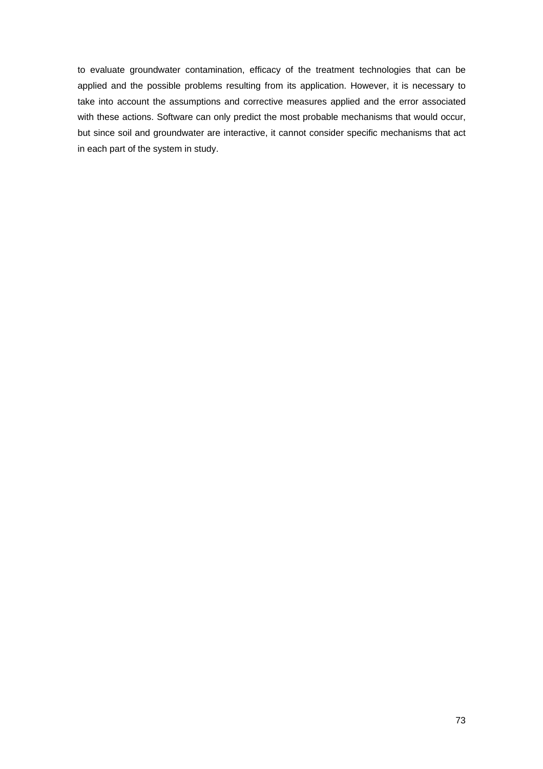to evaluate groundwater contamination, efficacy of the treatment technologies that can be applied and the possible problems resulting from its application. However, it is necessary to take into account the assumptions and corrective measures applied and the error associated with these actions. Software can only predict the most probable mechanisms that would occur, but since soil and groundwater are interactive, it cannot consider specific mechanisms that act in each part of the system in study.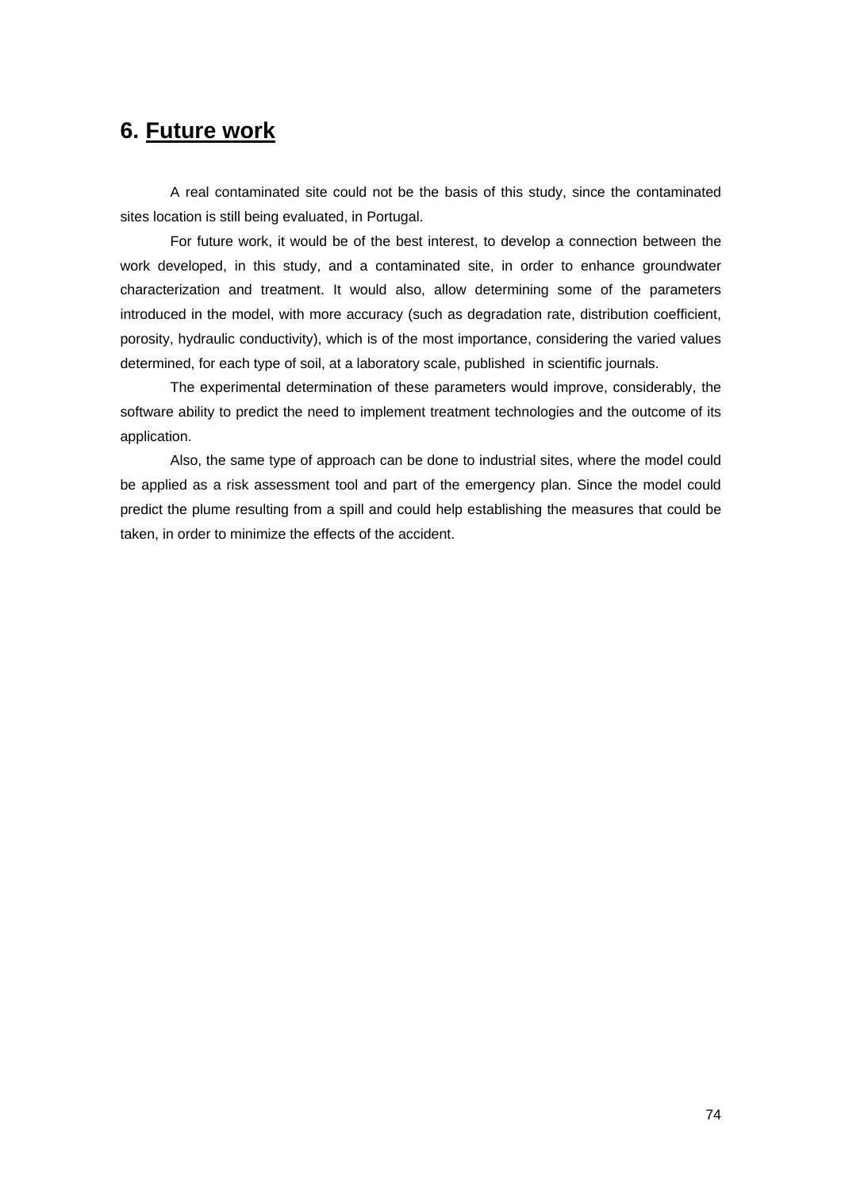# 6. <u>Future work</u>

A real contaminated site could not be the basis of this study, since the contaminated sites location is still being evaluated, in Portugal.

For future work, it would be of the best interest, to develop a connection between the work developed, in this study, and a contaminated site, in order to enhance groundwater characterization and treatment. It would also, allow determining some of the parameters introduced in the model, with more accuracy (such as degradation rate, distribution coefficient, porosity, hydraulic conductivity), which is of the most importance, considering the varied values determined, for each type of soil, at a laboratory scale, published in scientific journals.

The experimental determination of these parameters would improve, considerably, the software ability to predict the need to implement treatment technologies and the outcome of its application.

Also, the same type of approach can be done to industrial sites, where the model could be applied as a risk assessment tool and part of the emergency plan. Since the model could predict the plume resulting from a spill and could help establishing the measures that could be taken, in order to minimize the effects of the accident.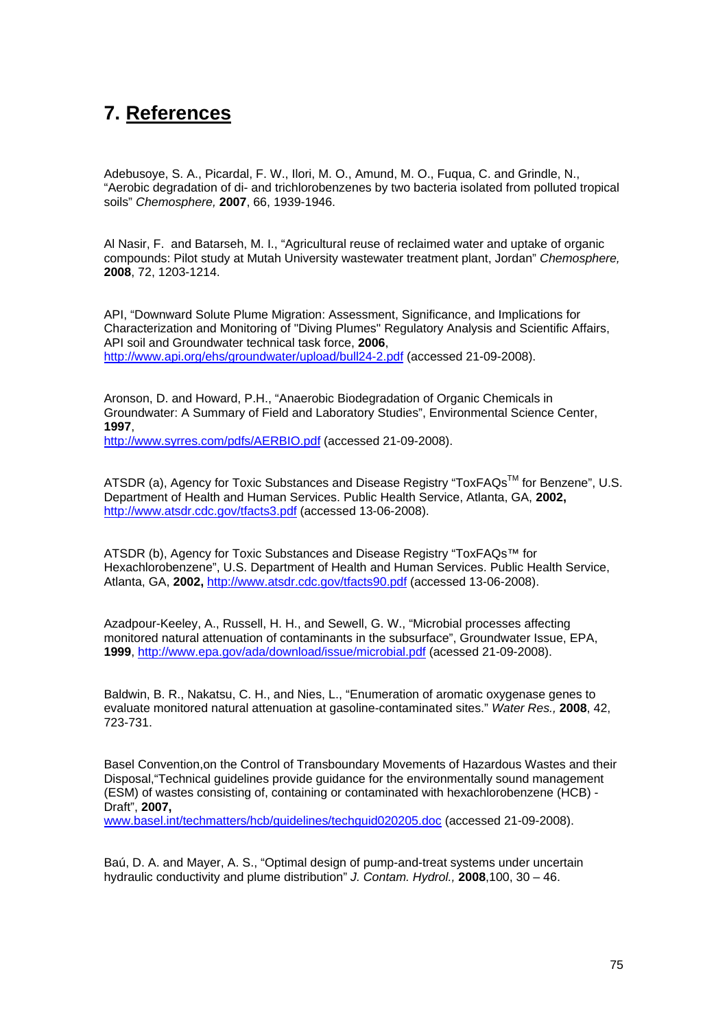# 7. **References**

Adebusoye, S. A., Picardal, F. W., Ilori, M. O., Amund, M. O., Fuqua, C. and Grindle, N., "Aerobic degradation of di- and trichlorobenzenes by two bacteria isolated from polluted tropical soils" *Chemosphere,* **2007**, 66, 1939-1946.

Al Nasir, F. and Batarseh, M. I., "Agricultural reuse of reclaimed water and uptake of organic compounds: Pilot study at Mutah University wastewater treatment plant, Jordan" *Chemosphere,* **2008**, 72, 1203-1214.

API, "Downward Solute Plume Migration: Assessment, Significance, and Implications for Characterization and Monitoring of "Diving Plumes" Regulatory Analysis and Scientific Affairs, API soil and Groundwater technical task force, **2006**, http://www.api.org/ehs/groundwater/upload/bull24-2.pdf (accessed 21-09-2008).

Aronson, D. and Howard, P.H., "Anaerobic Biodegradation of Organic Chemicals in Groundwater: A Summary of Field and Laboratory Studies", Environmental Science Center, **1997**,
http://www.syrres.com/pdfs/AERBIO.pdf (accessed 21-09-2008).

ATSDR (a), Agency for Toxic Substances and Disease Registry "ToxFAQs™ for Benzene", U.S. Department of Health and Human Services. Public Health Service, Atlanta, GA, **2002,** http://www.atsdr.cdc.gov/tfacts3.pdf (accessed 13-06-2008).

ATSDR (b), Agency for Toxic Substances and Disease Registry "ToxFAQs™ for Hexachlorobenzene", U.S. Department of Health and Human Services. Public Health Service, Atlanta, GA, **2002,** http://www.atsdr.cdc.gov/tfacts90.pdf (accessed 13-06-2008).

Azadpour-Keeley, A., Russell, H. H., and Sewell, G. W., "Microbial processes affecting monitored natural attenuation of contaminants in the subsurface", Groundwater Issue, EPA, **1999**, http://www.epa.gov/ada/download/issue/microbial.pdf (acessed 21-09-2008).

Baldwin, B. R., Nakatsu, C. H., and Nies, L., "Enumeration of aromatic oxygenase genes to evaluate monitored natural attenuation at gasoline-contaminated sites." *Water Res.,* **2008**, 42, 723-731.

Basel Convention,on the Control of Transboundary Movements of Hazardous Wastes and their Disposal,"Technical guidelines provide guidance for the environmentally sound management (ESM) of wastes consisting of, containing or contaminated with hexachlorobenzene (HCB) - Draft", **2007,**
www.basel.int/techmatters/hcb/guidelines/techguid020205.doc (accessed 21-09-2008).

Baú, D. A. and Mayer, A. S., "Optimal design of pump-and-treat systems under uncertain hydraulic conductivity and plume distribution" *J. Contam. Hydrol.,* **2008**,100, 30 – 46.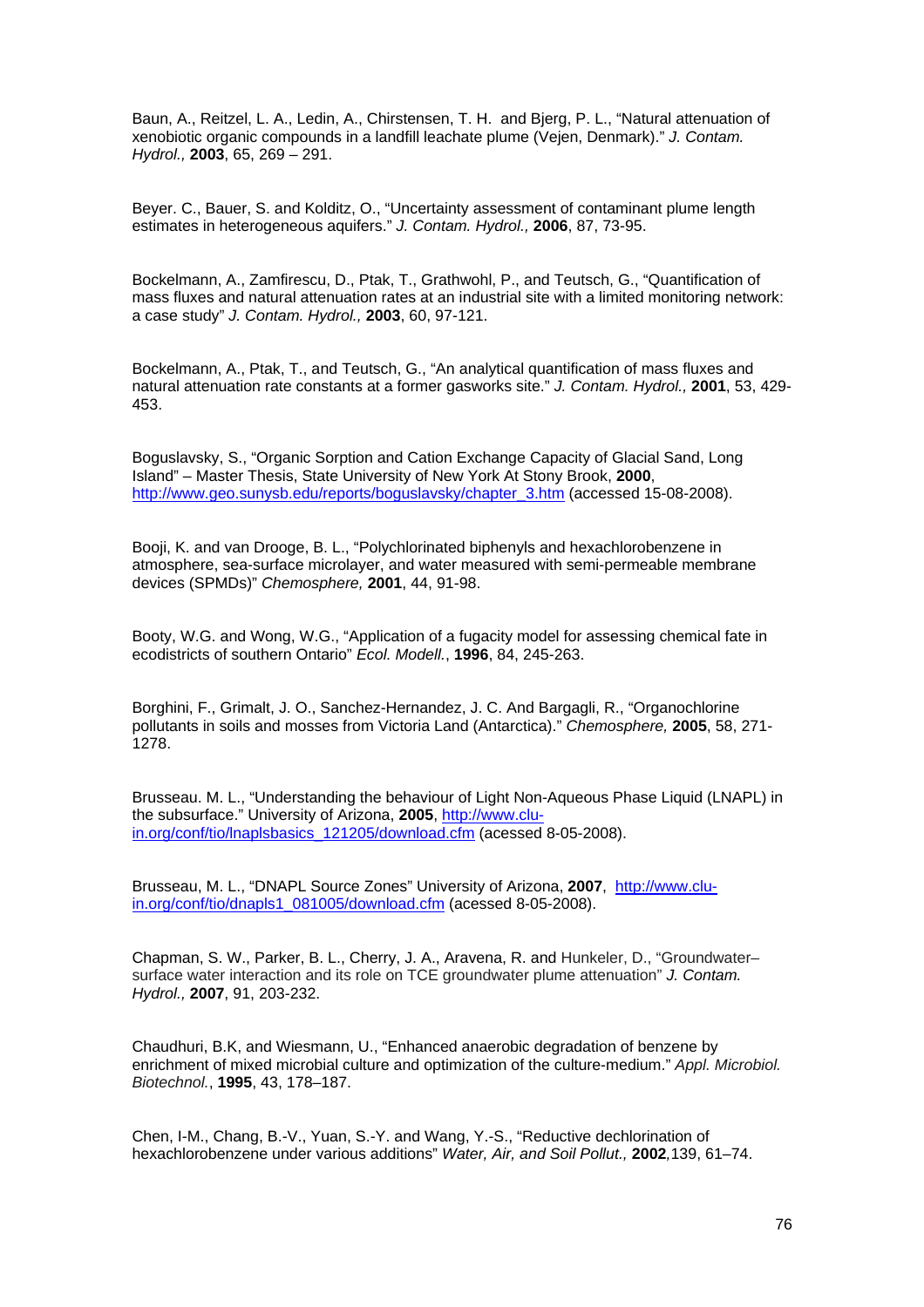Baun, A., Reitzel, L. A., Ledin, A., Chirstensen, T. H. and Bjerg, P. L., "Natural attenuation of xenobiotic organic compounds in a landfill leachate plume (Vejen, Denmark)." *J. Contam. Hydrol.,* **2003**, 65, 269 – 291.

Beyer. C., Bauer, S. and Kolditz, O., "Uncertainty assessment of contaminant plume length estimates in heterogeneous aquifers." *J. Contam. Hydrol.,* **2006**, 87, 73-95.

Bockelmann, A., Zamfirescu, D., Ptak, T., Grathwohl, P., and Teutsch, G., "Quantification of mass fluxes and natural attenuation rates at an industrial site with a limited monitoring network: a case study" *J. Contam. Hydrol.,* **2003**, 60, 97-121.

Bockelmann, A., Ptak, T., and Teutsch, G., "An analytical quantification of mass fluxes and natural attenuation rate constants at a former gasworks site." *J. Contam. Hydrol.,* **2001**, 53, 429-453.

Boguslavsky, S., "Organic Sorption and Cation Exchange Capacity of Glacial Sand, Long Island" – Master Thesis, State University of New York At Stony Brook, **2000**, http://www.geo.sunysb.edu/reports/boguslavsky/chapter_3.htm (accessed 15-08-2008).

Booji, K. and van Drooge, B. L., "Polychlorinated biphenyls and hexachlorobenzene in atmosphere, sea-surface microlayer, and water measured with semi-permeable membrane devices (SPMDs)" *Chemosphere,* **2001**, 44, 91-98.

Booty, W.G. and Wong, W.G., "Application of a fugacity model for assessing chemical fate in ecodistricts of southern Ontario" *Ecol. Modell.*, **1996**, 84, 245-263.

Borghini, F., Grimalt, J. O., Sanchez-Hernandez, J. C. And Bargagli, R., "Organochlorine pollutants in soils and mosses from Victoria Land (Antarctica)." *Chemosphere,* **2005**, 58, 271-1278.

Brusseau. M. L., "Understanding the behaviour of Light Non-Aqueous Phase Liquid (LNAPL) in the subsurface." University of Arizona, **2005**, http://www.clu-in.org/conf/tio/lnaplsbasics_121205/download.cfm (acessed 8-05-2008).

Brusseau, M. L., "DNAPL Source Zones" University of Arizona, **2007**, http://www.clu-in.org/conf/tio/dnapls1_081005/download.cfm (acessed 8-05-2008).

Chapman, S. W., Parker, B. L., Cherry, J. A., Aravena, R. and Hunkeler, D., "Groundwater–surface water interaction and its role on TCE groundwater plume attenuation" *J. Contam. Hydrol.,* **2007**, 91, 203-232.

Chaudhuri, B.K, and Wiesmann, U., "Enhanced anaerobic degradation of benzene by enrichment of mixed microbial culture and optimization of the culture-medium." *Appl. Microbiol. Biotechnol.*, **1995**, 43, 178–187.

Chen, I-M., Chang, B.-V., Yuan, S.-Y. and Wang, Y.-S., "Reductive dechlorination of hexachlorobenzene under various additions" *Water, Air, and Soil Pollut.,* **2002**,139, 61–74.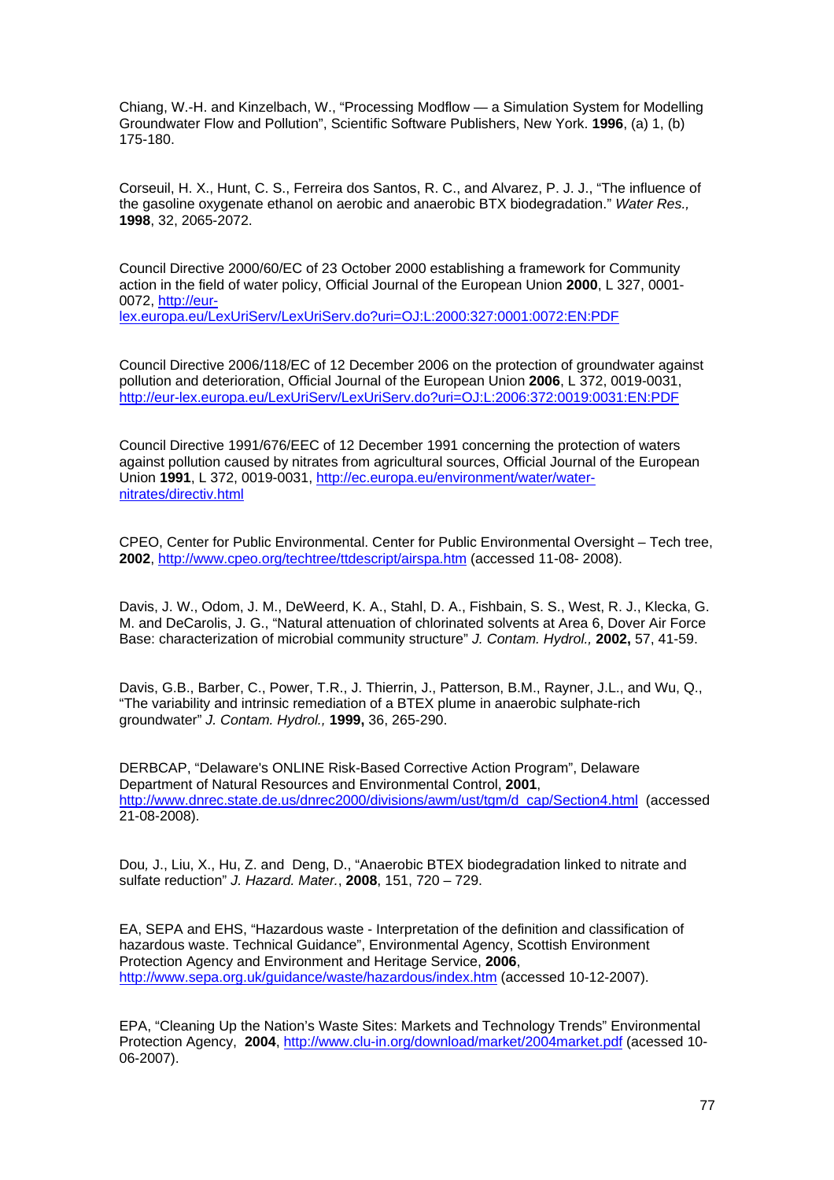Chiang, W.-H. and Kinzelbach, W., "Processing Modflow — a Simulation System for Modelling Groundwater Flow and Pollution", Scientific Software Publishers, New York. **1996**, (a) 1, (b) 175-180.

Corseuil, H. X., Hunt, C. S., Ferreira dos Santos, R. C., and Alvarez, P. J. J., "The influence of the gasoline oxygenate ethanol on aerobic and anaerobic BTX biodegradation." *Water Res.,* **1998**, 32, 2065-2072.

Council Directive 2000/60/EC of 23 October 2000 establishing a framework for Community action in the field of water policy, Official Journal of the European Union **2000**, L 327, 0001-0072, http://eur-lex.europa.eu/LexUriServ/LexUriServ.do?uri=OJ:L:2000:327:0001:0072:EN:PDF

Council Directive 2006/118/EC of 12 December 2006 on the protection of groundwater against pollution and deterioration, Official Journal of the European Union **2006**, L 372, 0019-0031, http://eur-lex.europa.eu/LexUriServ/LexUriServ.do?uri=OJ:L:2006:372:0019:0031:EN:PDF

Council Directive 1991/676/EEC of 12 December 1991 concerning the protection of waters against pollution caused by nitrates from agricultural sources, Official Journal of the European Union **1991**, L 372, 0019-0031, http://ec.europa.eu/environment/water/water-nitrates/directiv.html

CPEO, Center for Public Environmental. Center for Public Environmental Oversight – Tech tree, **2002**, http://www.cpeo.org/techtree/ttdescript/airspa.htm (accessed 11-08- 2008).

Davis, J. W., Odom, J. M., DeWeerd, K. A., Stahl, D. A., Fishbain, S. S., West, R. J., Klecka, G. M. and DeCarolis, J. G., "Natural attenuation of chlorinated solvents at Area 6, Dover Air Force Base: characterization of microbial community structure" *J. Contam. Hydrol.,* **2002,** 57, 41-59.

Davis, G.B., Barber, C., Power, T.R., J. Thierrin, J., Patterson, B.M., Rayner, J.L., and Wu, Q., "The variability and intrinsic remediation of a BTEX plume in anaerobic sulphate-rich groundwater" *J. Contam. Hydrol.,* **1999,** 36, 265-290.

DERBCAP, "Delaware's ONLINE Risk-Based Corrective Action Program", Delaware Department of Natural Resources and Environmental Control, **2001**, http://www.dnrec.state.de.us/dnrec2000/divisions/awm/ust/tgm/d_cap/Section4.html (accessed 21-08-2008).

Dou, J., Liu, X., Hu, Z. and Deng, D., "Anaerobic BTEX biodegradation linked to nitrate and sulfate reduction" *J. Hazard. Mater.*, **2008**, 151, 720 – 729.

EA, SEPA and EHS, "Hazardous waste - Interpretation of the definition and classification of hazardous waste. Technical Guidance", Environmental Agency, Scottish Environment Protection Agency and Environment and Heritage Service, **2006**, http://www.sepa.org.uk/guidance/waste/hazardous/index.htm (accessed 10-12-2007).

EPA, "Cleaning Up the Nation's Waste Sites: Markets and Technology Trends" Environmental Protection Agency, **2004**, http://www.clu-in.org/download/market/2004market.pdf (acessed 10-06-2007).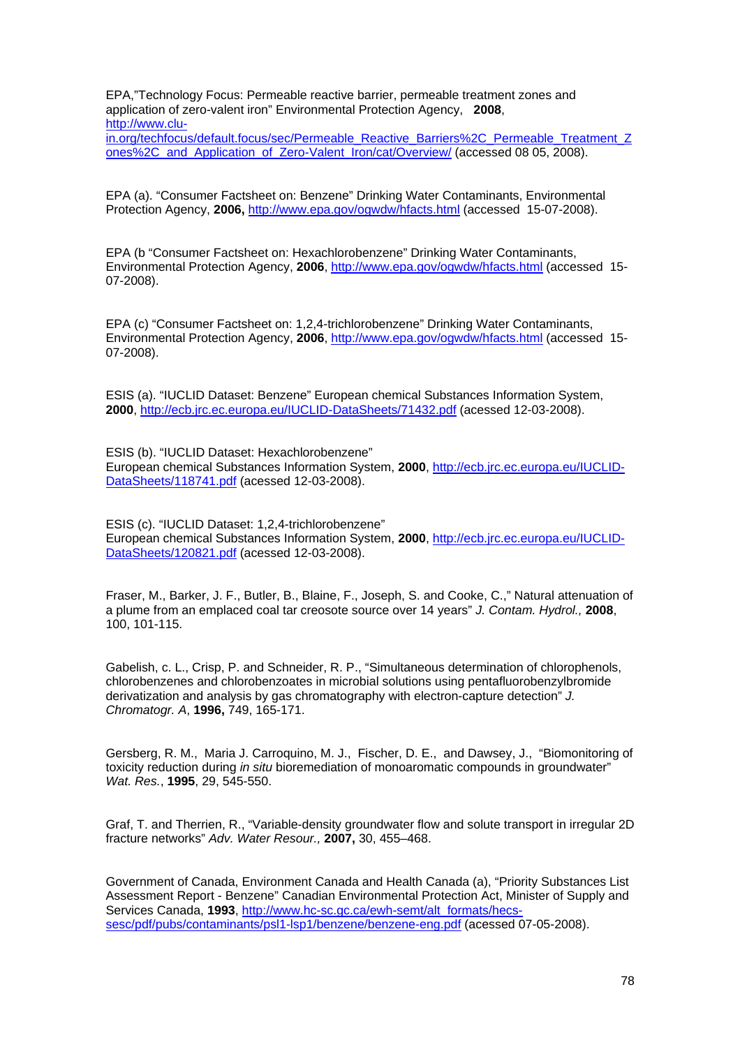EPA,"Technology Focus: Permeable reactive barrier, permeable treatment zones and application of zero-valent iron" Environmental Protection Agency, **2008**, http://www.clu-in.org/techfocus/default.focus/sec/Permeable_Reactive_Barriers%2C_Permeable_Treatment_Zones%2C_and_Application_of_Zero-Valent_Iron/cat/Overview/ (accessed 08 05, 2008).

EPA (a). "Consumer Factsheet on: Benzene" Drinking Water Contaminants, Environmental Protection Agency, **2006,** http://www.epa.gov/ogwdw/hfacts.html (accessed 15-07-2008).

EPA (b "Consumer Factsheet on: Hexachlorobenzene" Drinking Water Contaminants, Environmental Protection Agency, **2006**, http://www.epa.gov/ogwdw/hfacts.html (accessed 15-07-2008).

EPA (c) "Consumer Factsheet on: 1,2,4-trichlorobenzene" Drinking Water Contaminants, Environmental Protection Agency, **2006**, http://www.epa.gov/ogwdw/hfacts.html (accessed 15-07-2008).

ESIS (a). "IUCLID Dataset: Benzene" European chemical Substances Information System, **2000**, http://ecb.jrc.ec.europa.eu/IUCLID-DataSheets/71432.pdf (acessed 12-03-2008).

ESIS (b). "IUCLID Dataset: Hexachlorobenzene" European chemical Substances Information System, **2000**, http://ecb.jrc.ec.europa.eu/IUCLID-DataSheets/118741.pdf (acessed 12-03-2008).

ESIS (c). "IUCLID Dataset: 1,2,4-trichlorobenzene" European chemical Substances Information System, **2000**, http://ecb.jrc.ec.europa.eu/IUCLID-DataSheets/120821.pdf (acessed 12-03-2008).

Fraser, M., Barker, J. F., Butler, B., Blaine, F., Joseph, S. and Cooke, C.," Natural attenuation of a plume from an emplaced coal tar creosote source over 14 years" *J. Contam. Hydrol.,* **2008**, 100, 101-115.

Gabelish, c. L., Crisp, P. and Schneider, R. P., "Simultaneous determination of chlorophenols, chlorobenzenes and chlorobenzoates in microbial solutions using pentafluorobenzylbromide derivatization and analysis by gas chromatography with electron-capture detection" *J. Chromatogr. A*, **1996,** 749, 165-171.

Gersberg, R. M., Maria J. Carroquino, M. J., Fischer, D. E., and Dawsey, J., "Biomonitoring of toxicity reduction during *in situ* bioremediation of monoaromatic compounds in groundwater" *Wat. Res.*, **1995**, 29, 545-550.

Graf, T. and Therrien, R., "Variable-density groundwater flow and solute transport in irregular 2D fracture networks" *Adv. Water Resour.,* **2007,** 30, 455–468.

Government of Canada, Environment Canada and Health Canada (a), "Priority Substances List Assessment Report - Benzene" Canadian Environmental Protection Act, Minister of Supply and Services Canada, **1993**, http://www.hc-sc.gc.ca/ewh-semt/alt_formats/hecs-sesc/pdf/pubs/contaminants/psl1-lsp1/benzene/benzene-eng.pdf (acessed 07-05-2008).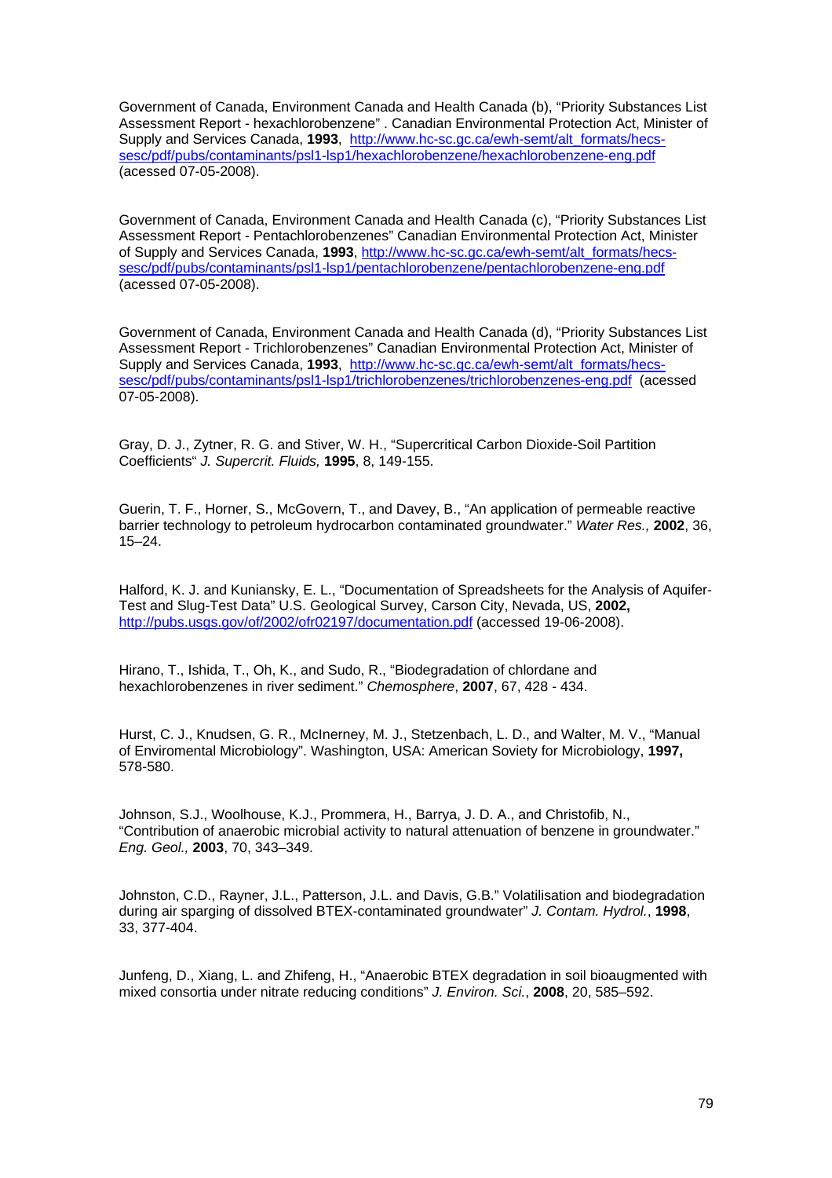Government of Canada, Environment Canada and Health Canada (b), "Priority Substances List Assessment Report - hexachlorobenzene" . Canadian Environmental Protection Act, Minister of Supply and Services Canada, **1993**, http://www.hc-sc.gc.ca/ewh-semt/alt_formats/hecs-sesc/pdf/pubs/contaminants/psl1-lsp1/hexachlorobenzene/hexachlorobenzene-eng.pdf (acessed 07-05-2008).

Government of Canada, Environment Canada and Health Canada (c), "Priority Substances List Assessment Report - Pentachlorobenzenes" Canadian Environmental Protection Act, Minister of Supply and Services Canada, **1993**, http://www.hc-sc.gc.ca/ewh-semt/alt_formats/hecs-sesc/pdf/pubs/contaminants/psl1-lsp1/pentachlorobenzene/pentachlorobenzene-eng.pdf (acessed 07-05-2008).

Government of Canada, Environment Canada and Health Canada (d), "Priority Substances List Assessment Report - Trichlorobenzenes" Canadian Environmental Protection Act, Minister of Supply and Services Canada, **1993**, http://www.hc-sc.gc.ca/ewh-semt/alt_formats/hecs-sesc/pdf/pubs/contaminants/psl1-lsp1/trichlorobenzenes/trichlorobenzenes-eng.pdf (acessed 07-05-2008).

Gray, D. J., Zytner, R. G. and Stiver, W. H., "Supercritical Carbon Dioxide-Soil Partition Coefficients" *J. Supercrit. Fluids,* **1995**, 8, 149-155.

Guerin, T. F., Horner, S., McGovern, T., and Davey, B., "An application of permeable reactive barrier technology to petroleum hydrocarbon contaminated groundwater." *Water Res.,* **2002**, 36, 15–24.

Halford, K. J. and Kuniansky, E. L., "Documentation of Spreadsheets for the Analysis of Aquifer-Test and Slug-Test Data" U.S. Geological Survey, Carson City, Nevada, US, **2002,** http://pubs.usgs.gov/of/2002/ofr02197/documentation.pdf (accessed 19-06-2008).

Hirano, T., Ishida, T., Oh, K., and Sudo, R., "Biodegradation of chlordane and hexachlorobenzenes in river sediment." *Chemosphere*, **2007**, 67, 428 - 434.

Hurst, C. J., Knudsen, G. R., McInerney, M. J., Stetzenbach, L. D., and Walter, M. V., "Manual of Enviromental Microbiology". Washington, USA: American Soviety for Microbiology, **1997,** 578-580.

Johnson, S.J., Woolhouse, K.J., Prommera, H., Barrya, J. D. A., and Christofib, N., "Contribution of anaerobic microbial activity to natural attenuation of benzene in groundwater." *Eng. Geol.,* **2003**, 70, 343–349.

Johnston, C.D., Rayner, J.L., Patterson, J.L. and Davis, G.B." Volatilisation and biodegradation during air sparging of dissolved BTEX-contaminated groundwater" *J. Contam. Hydrol.*, **1998**, 33, 377-404.

Junfeng, D., Xiang, L. and Zhifeng, H., "Anaerobic BTEX degradation in soil bioaugmented with mixed consortia under nitrate reducing conditions" *J. Environ. Sci.*, **2008**, 20, 585–592.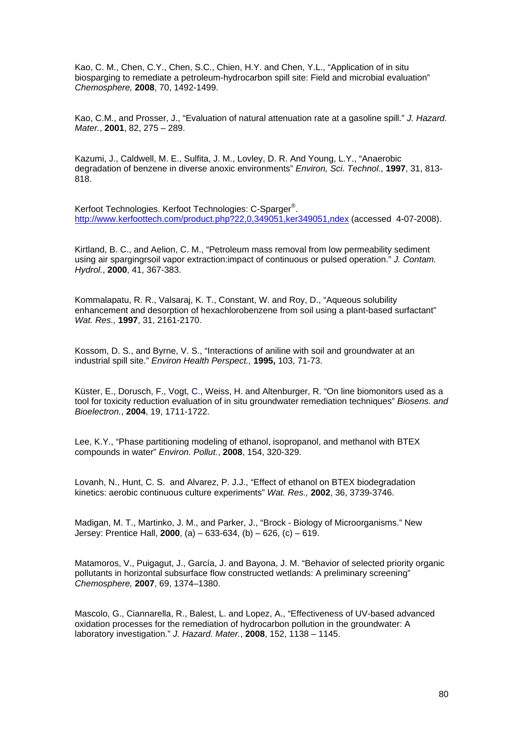Kao, C. M., Chen, C.Y., Chen, S.C., Chien, H.Y. and Chen, Y.L., "Application of in situ biosparging to remediate a petroleum-hydrocarbon spill site: Field and microbial evaluation" *Chemosphere,* **2008**, 70, 1492-1499.

Kao, C.M., and Prosser, J., "Evaluation of natural attenuation rate at a gasoline spill." *J. Hazard. Mater.*, **2001**, 82, 275 – 289.

Kazumi, J., Caldwell, M. E., Sulfita, J. M., Lovley, D. R. And Young, L.Y., "Anaerobic degradation of benzene in diverse anoxic environments" *Environ, Sci. Technol.,* **1997**, 31, 813-818.

Kerfoot Technologies. Kerfoot Technologies: C-Sparger®. http://www.kerfoottech.com/product.php?22,0,349051,ker349051,ndex (accessed 4-07-2008).

Kirtland, B. C., and Aelion, C. M., "Petroleum mass removal from low permeability sediment using air spargingrsoil vapor extraction:impact of continuous or pulsed operation." *J. Contam. Hydrol.*, **2000**, 41, 367-383.

Kommalapatu, R. R., Valsaraj, K. T., Constant, W. and Roy, D., "Aqueous solubility enhancement and desorption of hexachlorobenzene from soil using a plant-based surfactant" *Wat. Res.,* **1997**, 31, 2161-2170.

Kossom, D. S., and Byrne, V. S., "Interactions of aniline with soil and groundwater at an industrial spill site." *Environ Health Perspect.,* **1995,** 103, 71-73.

Küster, E., Dorusch, F., Vogt, C., Weiss, H. and Altenburger, R. "On line biomonitors used as a tool for toxicity reduction evaluation of in situ groundwater remediation techniques" *Biosens. and Bioelectron.*, **2004**, 19, 1711-1722.

Lee, K.Y., "Phase partitioning modeling of ethanol, isopropanol, and methanol with BTEX compounds in water" *Environ. Pollut.*, **2008**, 154, 320-329.

Lovanh, N., Hunt, C. S. and Alvarez, P. J.J., "Effect of ethanol on BTEX biodegradation kinetics: aerobic continuous culture experiments" *Wat. Res.,* **2002**, 36, 3739-3746.

Madigan, M. T., Martinko, J. M., and Parker, J., "Brock - Biology of Microorganisms." New Jersey: Prentice Hall, **2000**, (a) – 633-634, (b) – 626, (c) – 619.

Matamoros, V., Puigagut, J., García, J. and Bayona, J. M. "Behavior of selected priority organic pollutants in horizontal subsurface flow constructed wetlands: A preliminary screening" *Chemosphere,* **2007**, 69, 1374–1380.

Mascolo, G., Ciannarella, R., Balest, L. and Lopez, A., "Effectiveness of UV-based advanced oxidation processes for the remediation of hydrocarbon pollution in the groundwater: A laboratory investigation." *J. Hazard. Mater.*, **2008**, 152, 1138 – 1145.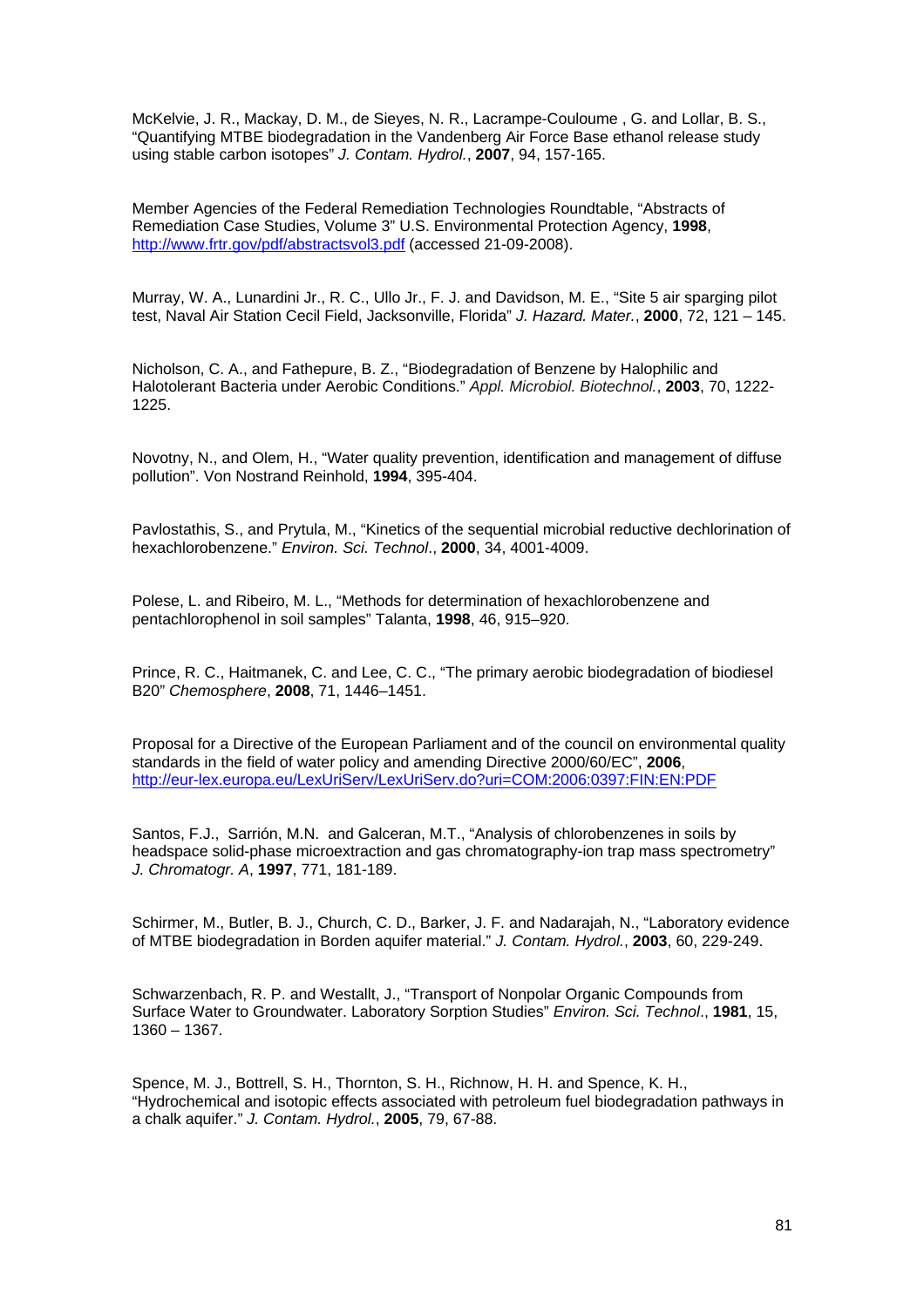McKelvie, J. R., Mackay, D. M., de Sieyes, N. R., Lacrampe-Couloume , G. and Lollar, B. S., "Quantifying MTBE biodegradation in the Vandenberg Air Force Base ethanol release study using stable carbon isotopes" *J. Contam. Hydrol.*, **2007**, 94, 157-165.

Member Agencies of the Federal Remediation Technologies Roundtable, "Abstracts of Remediation Case Studies, Volume 3" U.S. Environmental Protection Agency, **1998**, http://www.frtr.gov/pdf/abstractsvol3.pdf (accessed 21-09-2008).

Murray, W. A., Lunardini Jr., R. C., Ullo Jr., F. J. and Davidson, M. E., "Site 5 air sparging pilot test, Naval Air Station Cecil Field, Jacksonville, Florida" *J. Hazard. Mater.*, **2000**, 72, 121 – 145.

Nicholson, C. A., and Fathepure, B. Z., "Biodegradation of Benzene by Halophilic and Halotolerant Bacteria under Aerobic Conditions." *Appl. Microbiol. Biotechnol.*, **2003**, 70, 1222-1225.

Novotny, N., and Olem, H., "Water quality prevention, identification and management of diffuse pollution". Von Nostrand Reinhold, **1994**, 395-404.

Pavlostathis, S., and Prytula, M., "Kinetics of the sequential microbial reductive dechlorination of hexachlorobenzene." *Environ. Sci. Technol*., **2000**, 34, 4001-4009.

Polese, L. and Ribeiro, M. L., "Methods for determination of hexachlorobenzene and pentachlorophenol in soil samples" Talanta, **1998**, 46, 915–920.

Prince, R. C., Haitmanek, C. and Lee, C. C., "The primary aerobic biodegradation of biodiesel B20" *Chemosphere*, **2008**, 71, 1446–1451.

Proposal for a Directive of the European Parliament and of the council on environmental quality standards in the field of water policy and amending Directive 2000/60/EC", **2006**, http://eur-lex.europa.eu/LexUriServ/LexUriServ.do?uri=COM:2006:0397:FIN:EN:PDF

Santos, F.J., Sarrión, M.N. and Galceran, M.T., "Analysis of chlorobenzenes in soils by headspace solid-phase microextraction and gas chromatography-ion trap mass spectrometry" *J. Chromatogr. A*, **1997**, 771, 181-189.

Schirmer, M., Butler, B. J., Church, C. D., Barker, J. F. and Nadarajah, N., "Laboratory evidence of MTBE biodegradation in Borden aquifer material." *J. Contam. Hydrol.*, **2003**, 60, 229-249.

Schwarzenbach, R. P. and Westallt, J., "Transport of Nonpolar Organic Compounds from Surface Water to Groundwater. Laboratory Sorption Studies" *Environ. Sci. Technol*., **1981**, 15, 1360 – 1367.

Spence, M. J., Bottrell, S. H., Thornton, S. H., Richnow, H. H. and Spence, K. H., "Hydrochemical and isotopic effects associated with petroleum fuel biodegradation pathways in a chalk aquifer." *J. Contam. Hydrol.*, **2005**, 79, 67-88.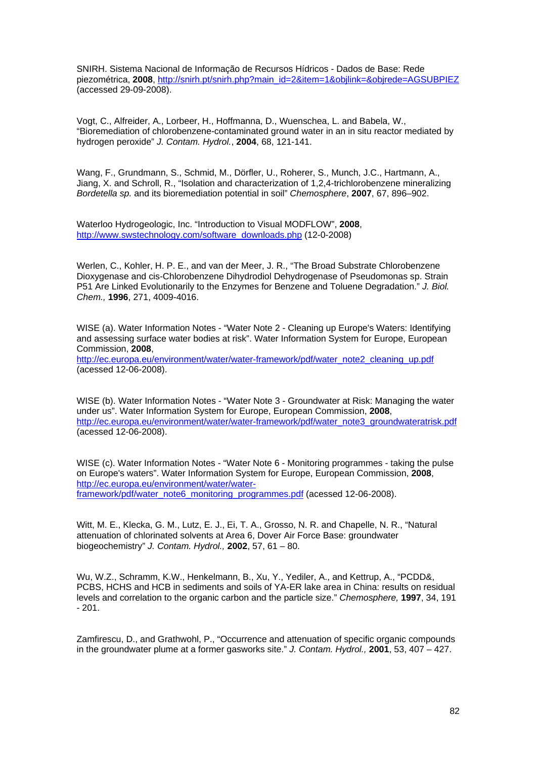SNIRH. Sistema Nacional de Informação de Recursos Hídricos - Dados de Base: Rede piezométrica, **2008**, http://snirh.pt/snirh.php?main_id=2&item=1&objlink=&objrede=AGSUBPIEZ (accessed 29-09-2008).

Vogt, C., Alfreider, A., Lorbeer, H., Hoffmanna, D., Wuenschea, L. and Babela, W., "Bioremediation of chlorobenzene-contaminated ground water in an in situ reactor mediated by hydrogen peroxide" *J. Contam. Hydrol.*, **2004**, 68, 121-141.

Wang, F., Grundmann, S., Schmid, M., Dörfler, U., Roherer, S., Munch, J.C., Hartmann, A., Jiang, X. and Schroll, R., "Isolation and characterization of 1,2,4-trichlorobenzene mineralizing *Bordetella sp.* and its bioremediation potential in soil" *Chemosphere*, **2007**, 67, 896–902.

Waterloo Hydrogeologic, Inc. "Introduction to Visual MODFLOW", **2008**, http://www.swstechnology.com/software_downloads.php (12-0-2008)

Werlen, C., Kohler, H. P. E., and van der Meer, J. R., "The Broad Substrate Chlorobenzene Dioxygenase and cis-Chlorobenzene Dihydrodiol Dehydrogenase of Pseudomonas sp. Strain P51 Are Linked Evolutionarily to the Enzymes for Benzene and Toluene Degradation." *J. Biol. Chem.,* **1996**, 271, 4009-4016.

WISE (a). Water Information Notes - "Water Note 2 - Cleaning up Europe's Waters: Identifying and assessing surface water bodies at risk". Water Information System for Europe, European Commission, **2008**, http://ec.europa.eu/environment/water/water-framework/pdf/water_note2_cleaning_up.pdf (acessed 12-06-2008).

WISE (b). Water Information Notes - "Water Note 3 - Groundwater at Risk: Managing the water under us". Water Information System for Europe, European Commission, **2008**, http://ec.europa.eu/environment/water/water-framework/pdf/water_note3_groundwateratrisk.pdf (acessed 12-06-2008).

WISE (c). Water Information Notes - "Water Note 6 - Monitoring programmes - taking the pulse on Europe's waters". Water Information System for Europe, European Commission, **2008**, http://ec.europa.eu/environment/water/water-framework/pdf/water_note6_monitoring_programmes.pdf (acessed 12-06-2008).

Witt, M. E., Klecka, G. M., Lutz, E. J., Ei, T. A., Grosso, N. R. and Chapelle, N. R., "Natural attenuation of chlorinated solvents at Area 6, Dover Air Force Base: groundwater biogeochemistry" *J. Contam. Hydrol.,* **2002**, 57, 61 – 80.

Wu, W.Z., Schramm, K.W., Henkelmann, B., Xu, Y., Yediler, A., and Kettrup, A., "PCDD&, PCBS, HCHS and HCB in sediments and soils of YA-ER lake area in China: results on residual levels and correlation to the organic carbon and the particle size." *Chemosphere,* **1997**, 34, 191 - 201.

Zamfirescu, D., and Grathwohl, P., "Occurrence and attenuation of specific organic compounds in the groundwater plume at a former gasworks site." *J. Contam. Hydrol.,* **2001**, 53, 407 – 427.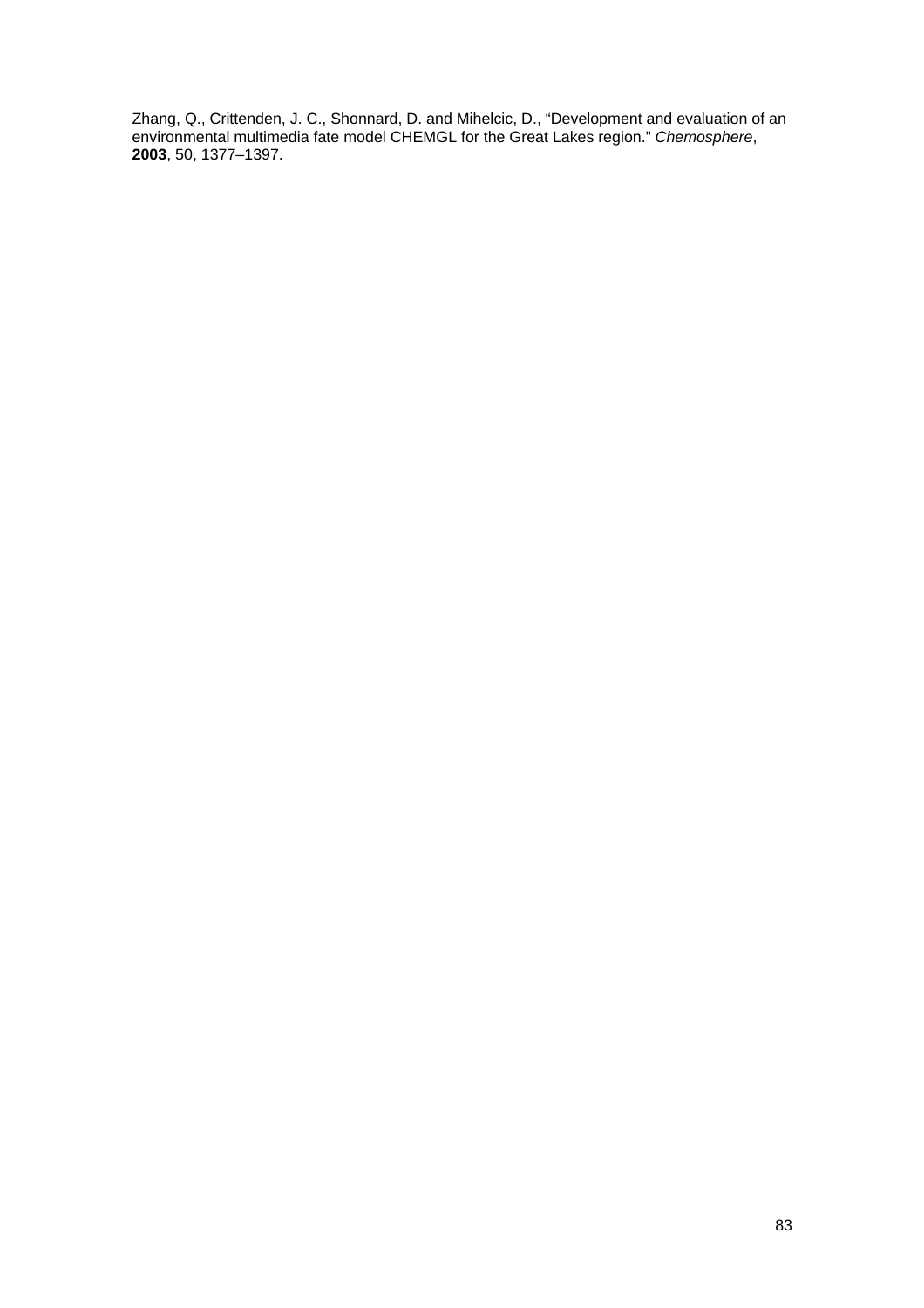Zhang, Q., Crittenden, J. C., Shonnard, D. and Mihelcic, D., “Development and evaluation of an environmental multimedia fate model CHEMGL for the Great Lakes region.” *Chemosphere*, **2003**, 50, 1377–1397.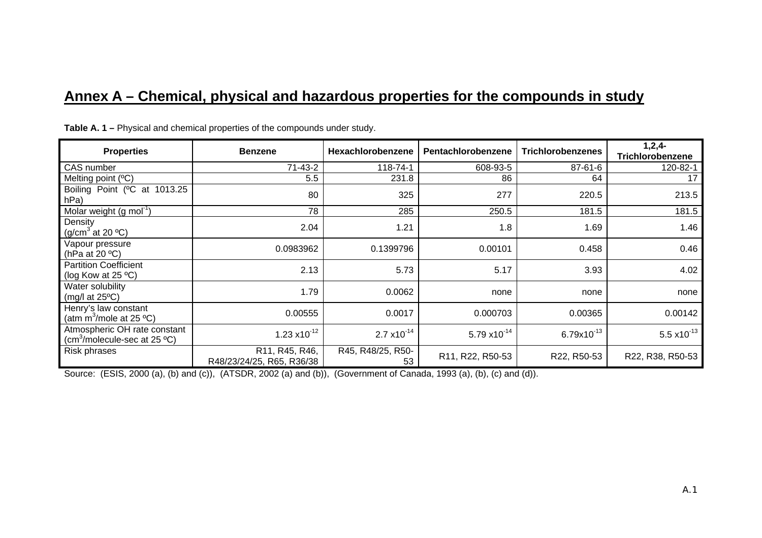## Annex A – Chemical, physical and hazardous properties for the compounds in study

**Table A. 1 –** Physical and chemical properties of the compounds under study.

| Properties | Benzene | Hexachlorobenzene | Pentachlorobenzene | Trichlorobenzenes | 1,2,4-Trichlorobenzene |
|---|---|---|---|---|---|
| CAS number | 71-43-2 | 118-74-1 | 608-93-5 | 87-61-6 | 120-82-1 |
| Melting point (ºC) | 5.5 | 231.8 | 86 | 64 | 17 |
| Boiling Point (ºC at 1013.25 hPa) | 80 | 325 | 277 | 220.5 | 213.5 |
| Molar weight (g $mol^{-1}$) | 78 | 285 | 250.5 | 181.5 | 181.5 |
| Density ($g/cm^3$ at 20 ºC) | 2.04 | 1.21 | 1.8 | 1.69 | 1.46 |
| Vapour pressure (hPa at 20 ºC) | 0.0983962 | 0.1399796 | 0.00101 | 0.458 | 0.46 |
| Partition Coefficient (log Kow at 25 ºC) | 2.13 | 5.73 | 5.17 | 3.93 | 4.02 |
| Water solubility (mg/l at 25ºC) | 1.79 | 0.0062 | none | none | none |
| Henry's law constant (atm $m^3$/mole at 25 ºC) | 0.00555 | 0.0017 | 0.000703 | 0.00365 | 0.00142 |
| Atmospheric OH rate constant ($cm^3$/molecule-sec at 25 ºC) | $1.23 \times 10^{-12}$ | $2.7 \times 10^{-14}$ | $5.79 \times 10^{-14}$ | $6.79 \times 10^{-13}$ | $5.5 \times 10^{-13}$ |
| Risk phrases | R11, R45, R46, R48/23/24/25, R65, R36/38 | R45, R48/25, R50-53 | R11, R22, R50-53 | R22, R50-53 | R22, R38, R50-53 |

Source: (ESIS, 2000 (a), (b) and (c)), (ATSDR, 2002 (a) and (b)), (Government of Canada, 1993 (a), (b), (c) and (d)).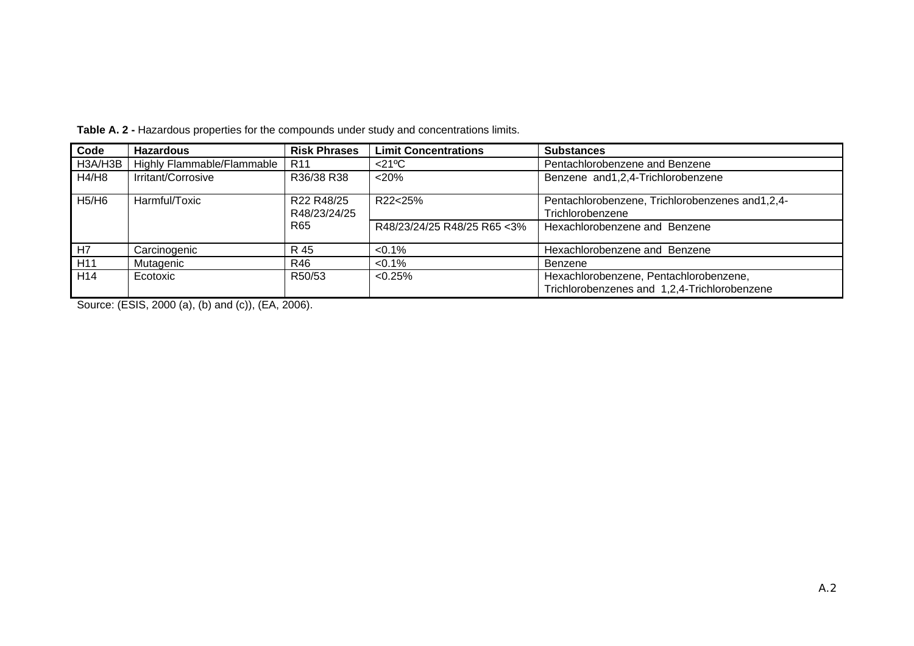**Table A. 2 -** Hazardous properties for the compounds under study and concentrations limits.

| Code | Hazardous | Risk Phrases | Limit Concentrations | Substances |
|---|---|---|---|---|
| H3A/H3B | Highly Flammable/Flammable | R11 | <21ºC | Pentachlorobenzene and Benzene |
| H4/H8 | Irritant/Corrosive | R36/38 R38 | <20% | Benzene and1,2,4-Trichlorobenzene |
| H5/H6 | Harmful/Toxic | R22 R48/25 R48/23/24/25 R65 | R22<25% | Pentachlorobenzene, Trichlorobenzenes and1,2,4-Trichlorobenzene |
| | | | R48/23/24/25 R48/25 R65 <3% | Hexachlorobenzene and Benzene |
| H7 | Carcinogenic | R 45 | <0.1% | Hexachlorobenzene and Benzene |
| H11 | Mutagenic | R46 | <0.1% | Benzene |
| H14 | Ecotoxic | R50/53 | <0.25% | Hexachlorobenzene, Pentachlorobenzene, Trichlorobenzenes and 1,2,4-Trichlorobenzene |

Source: (ESIS, 2000 (a), (b) and (c)), (EA, 2006).